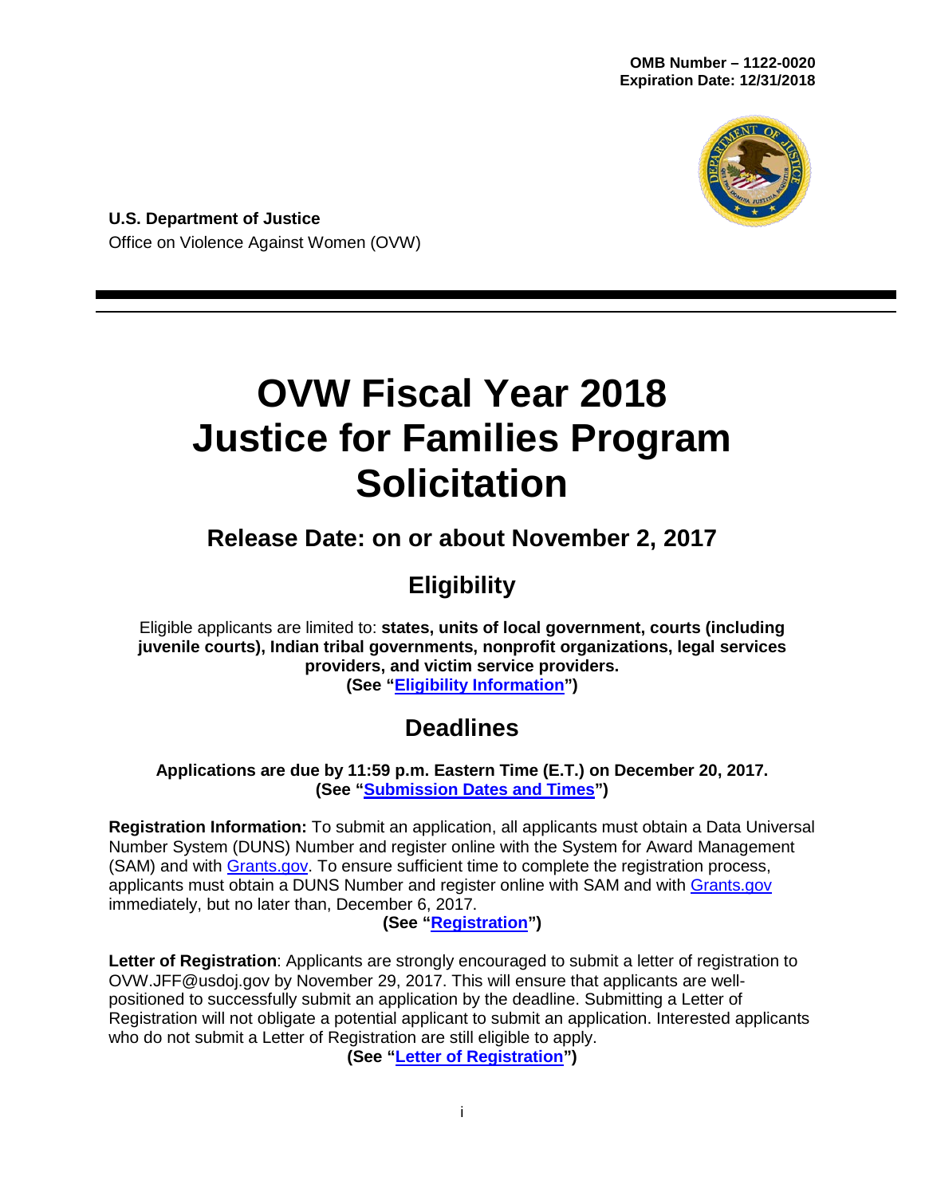**OMB Number – 1122-0020**
**Expiration Date: 12/31/2018**

**U.S. Department of Justice**
Office on Violence Against Women (OVW)

# OVW Fiscal Year 2018 Justice for Families Program Solicitation

## Release Date: on or about November 2, 2017

## Eligibility

Eligible applicants are limited to: **states, units of local government, courts (including juvenile courts), Indian tribal governments, nonprofit organizations, legal services providers, and victim service providers.**
**(See "Eligibility Information")**

## Deadlines

**Applications are due by 11:59 p.m. Eastern Time (E.T.) on December 20, 2017. (See "Submission Dates and Times")**

**Registration Information:** To submit an application, all applicants must obtain a Data Universal Number System (DUNS) Number and register online with the System for Award Management (SAM) and with Grants.gov. To ensure sufficient time to complete the registration process, applicants must obtain a DUNS Number and register online with SAM and with Grants.gov immediately, but no later than, December 6, 2017.
**(See "Registration")**

**Letter of Registration**: Applicants are strongly encouraged to submit a letter of registration to OVW.JFF@usdoj.gov by November 29, 2017. This will ensure that applicants are well-positioned to successfully submit an application by the deadline. Submitting a Letter of Registration will not obligate a potential applicant to submit an application. Interested applicants who do not submit a Letter of Registration are still eligible to apply.
**(See "Letter of Registration")**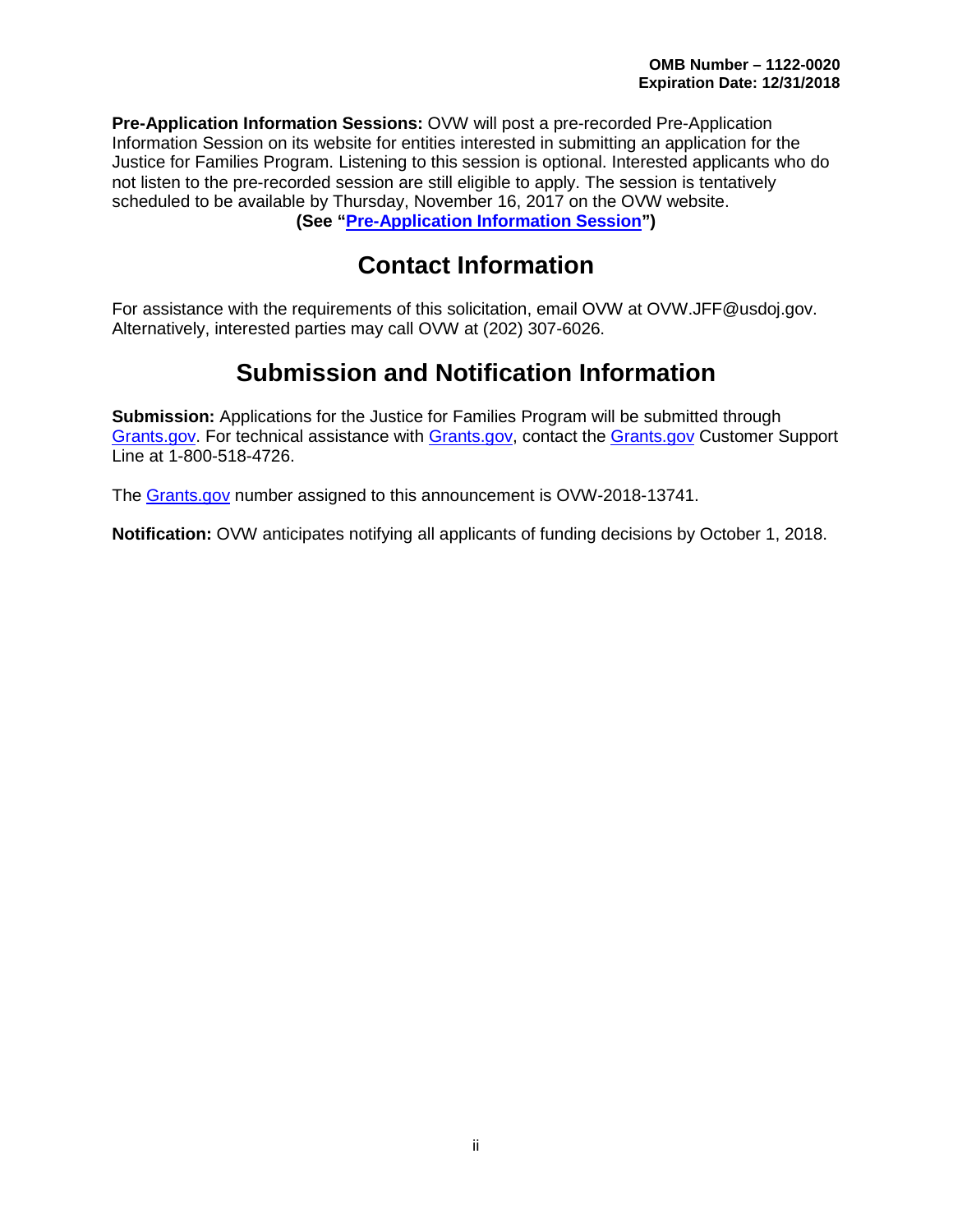**Pre-Application Information Sessions:** OVW will post a pre-recorded Pre-Application Information Session on its website for entities interested in submitting an application for the Justice for Families Program. Listening to this session is optional. Interested applicants who do not listen to the pre-recorded session are still eligible to apply. The session is tentatively scheduled to be available by Thursday, November 16, 2017 on the OVW website.

**(See "Pre-Application Information Session")**

## Contact Information

For assistance with the requirements of this solicitation, email OVW at OVW.JFF@usdoj.gov. Alternatively, interested parties may call OVW at (202) 307-6026.

## Submission and Notification Information

**Submission:** Applications for the Justice for Families Program will be submitted through Grants.gov. For technical assistance with Grants.gov, contact the Grants.gov Customer Support Line at 1-800-518-4726.

The Grants.gov number assigned to this announcement is OVW-2018-13741.

**Notification:** OVW anticipates notifying all applicants of funding decisions by October 1, 2018.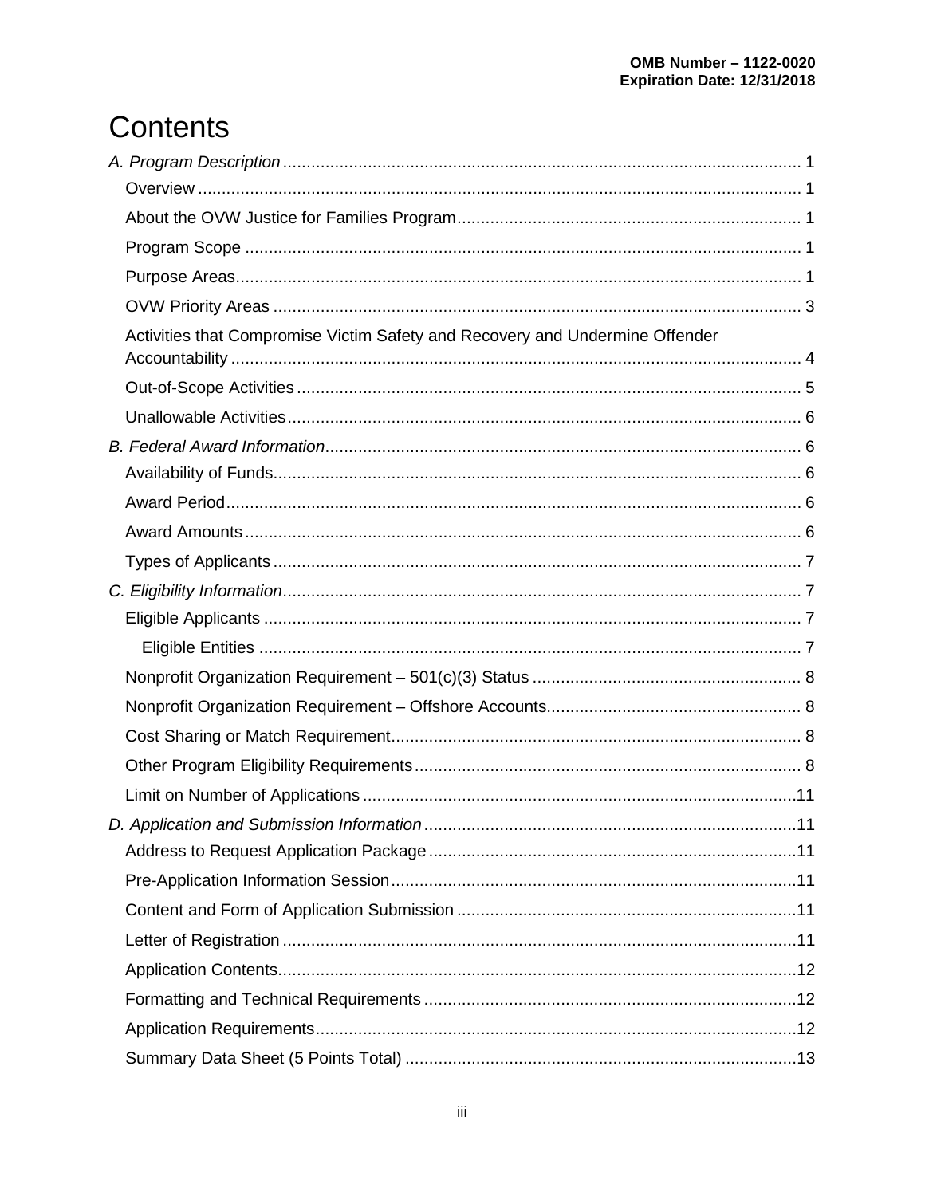# Contents

*A. Program Description* ........ 1
- Overview ........ 1
- About the OVW Justice for Families Program ........ 1
- Program Scope ........ 1
- Purpose Areas ........ 1
- OVW Priority Areas ........ 3
- Activities that Compromise Victim Safety and Recovery and Undermine Offender Accountability ........ 4
- Out-of-Scope Activities ........ 5
- Unallowable Activities ........ 6

*B. Federal Award Information* ........ 6
- Availability of Funds ........ 6
- Award Period ........ 6
- Award Amounts ........ 6
- Types of Applicants ........ 7

*C. Eligibility Information* ........ 7
- Eligible Applicants ........ 7
  - Eligible Entities ........ 7
- Nonprofit Organization Requirement – 501(c)(3) Status ........ 8
- Nonprofit Organization Requirement – Offshore Accounts ........ 8
- Cost Sharing or Match Requirement ........ 8
- Other Program Eligibility Requirements ........ 8
- Limit on Number of Applications ........ 11

*D. Application and Submission Information* ........ 11
- Address to Request Application Package ........ 11
- Pre-Application Information Session ........ 11
- Content and Form of Application Submission ........ 11
- Letter of Registration ........ 11
- Application Contents ........ 12
- Formatting and Technical Requirements ........ 12
- Application Requirements ........ 12
- Summary Data Sheet (5 Points Total) ........ 13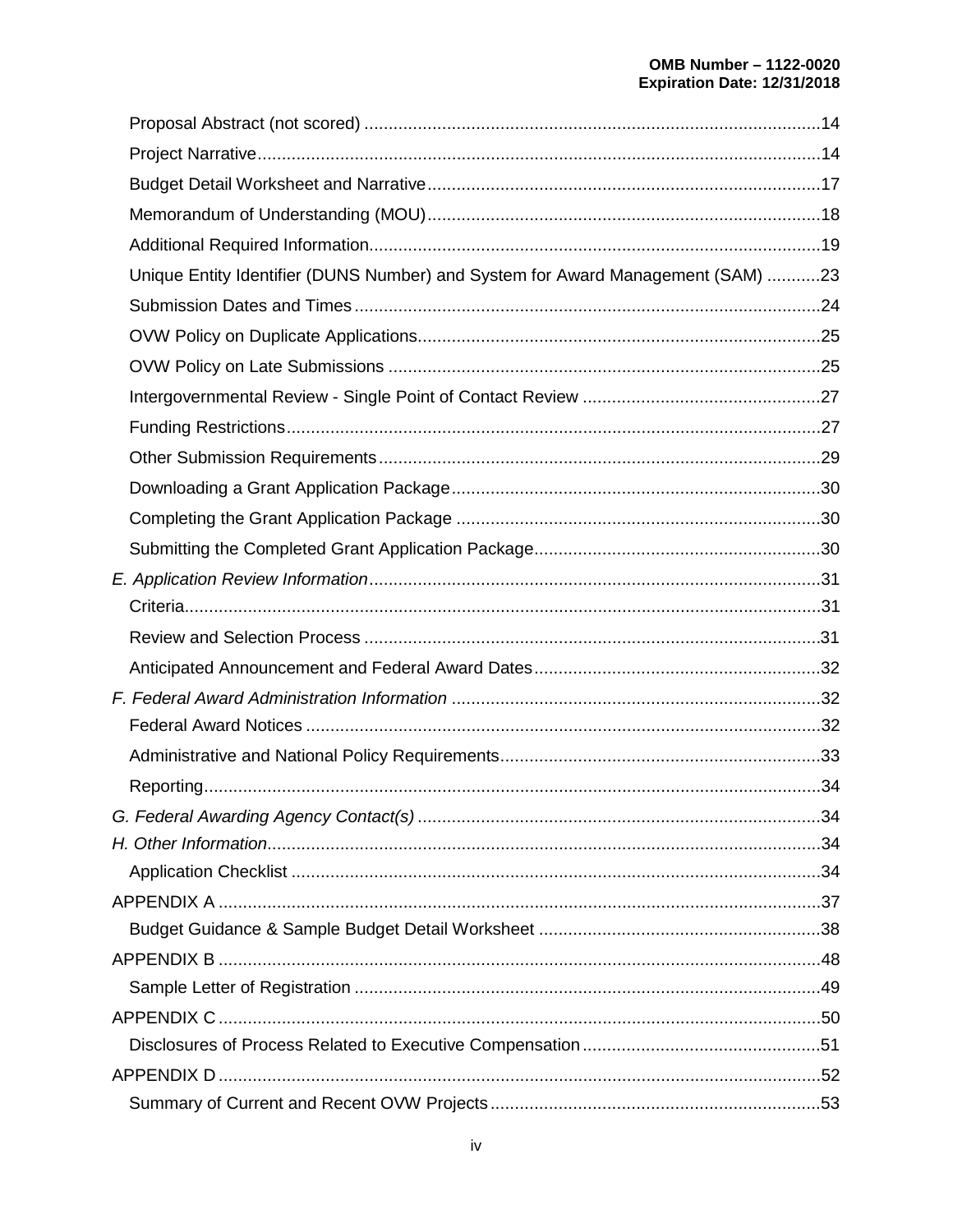Proposal Abstract (not scored) ....................................................................................14
Project Narrative.............................................................................................................14
Budget Detail Worksheet and Narrative........................................................................17
Memorandum of Understanding (MOU)........................................................................18
Additional Required Information....................................................................................19
Unique Entity Identifier (DUNS Number) and System for Award Management (SAM) ...........23
Submission Dates and Times .........................................................................................24
OVW Policy on Duplicate Applications..........................................................................25
OVW Policy on Late Submissions .................................................................................25
Intergovernmental Review - Single Point of Contact Review .......................................27
Funding Restrictions......................................................................................................27
Other Submission Requirements...................................................................................29
Downloading a Grant Application Package...................................................................30
Completing the Grant Application Package ..................................................................30
Submitting the Completed Grant Application Package.................................................30

*E. Application Review Information*....................................................................................31
Criteria............................................................................................................................31
Review and Selection Process ......................................................................................31
Anticipated Announcement and Federal Award Dates..................................................32

*F. Federal Award Administration Information* ..................................................................32
Federal Award Notices ..................................................................................................32
Administrative and National Policy Requirements........................................................33
Reporting........................................................................................................................34

*G. Federal Awarding Agency Contact(s)* .........................................................................34

*H. Other Information*..........................................................................................................34
Application Checklist .....................................................................................................34

APPENDIX A ...................................................................................................................37
Budget Guidance & Sample Budget Detail Worksheet .................................................38

APPENDIX B ...................................................................................................................48
Sample Letter of Registration ........................................................................................49

APPENDIX C ...................................................................................................................50
Disclosures of Process Related to Executive Compensation........................................51

APPENDIX D ...................................................................................................................52
Summary of Current and Recent OVW Projects............................................................53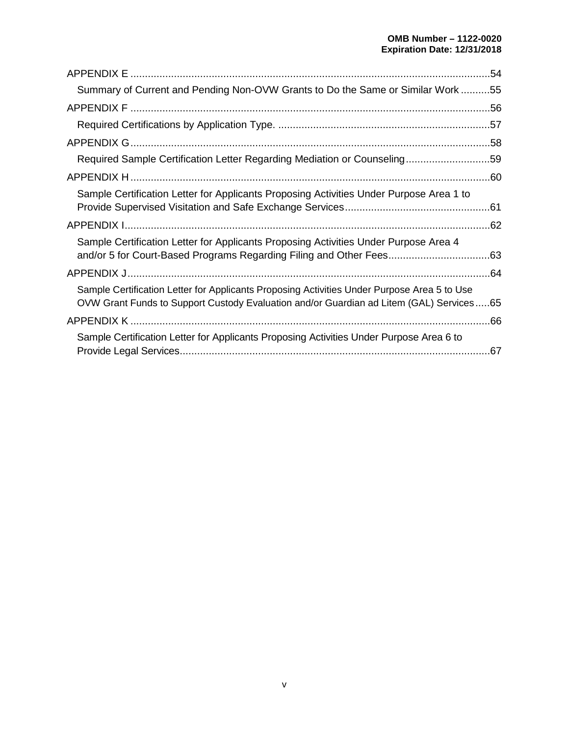APPENDIX E .......................................................................................................................54

Summary of Current and Pending Non-OVW Grants to Do the Same or Similar Work ..........55

APPENDIX F .......................................................................................................................56

Required Certifications by Application Type. .......................................................................57

APPENDIX G.......................................................................................................................58

Required Sample Certification Letter Regarding Mediation or Counseling.............................59

APPENDIX H.......................................................................................................................60

Sample Certification Letter for Applicants Proposing Activities Under Purpose Area 1 to Provide Supervised Visitation and Safe Exchange Services.................................................61

APPENDIX I.........................................................................................................................62

Sample Certification Letter for Applicants Proposing Activities Under Purpose Area 4 and/or 5 for Court-Based Programs Regarding Filing and Other Fees..................................63

APPENDIX J.........................................................................................................................64

Sample Certification Letter for Applicants Proposing Activities Under Purpose Area 5 to Use OVW Grant Funds to Support Custody Evaluation and/or Guardian ad Litem (GAL) Services.....65

APPENDIX K .......................................................................................................................66

Sample Certification Letter for Applicants Proposing Activities Under Purpose Area 6 to Provide Legal Services..........................................................................................................67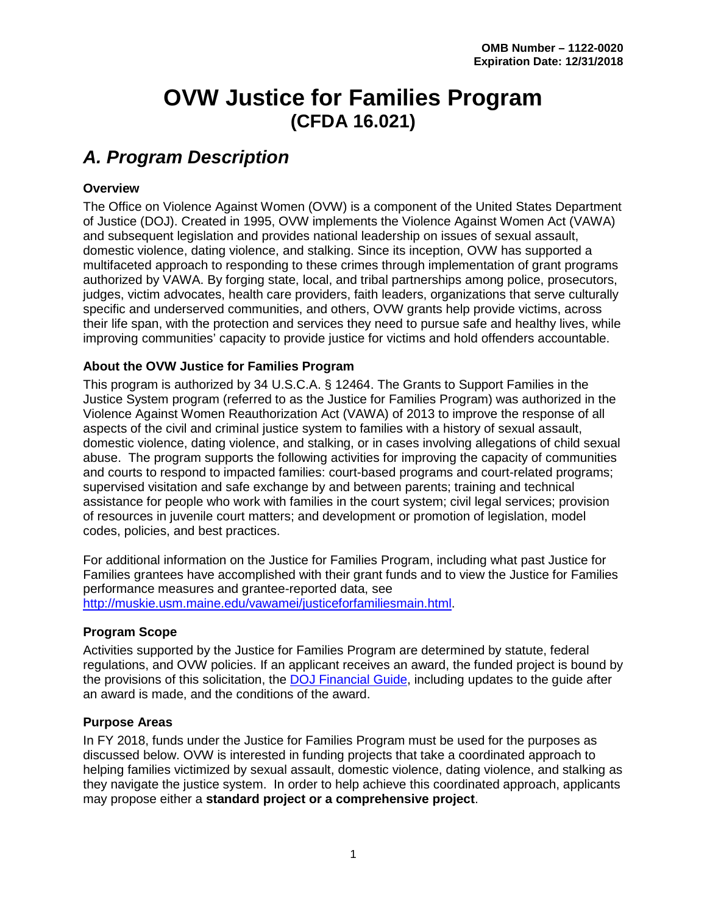OMB Number – 1122-0020
Expiration Date: 12/31/2018

# OVW Justice for Families Program
## (CFDA 16.021)

## *A. Program Description*

### Overview

The Office on Violence Against Women (OVW) is a component of the United States Department of Justice (DOJ). Created in 1995, OVW implements the Violence Against Women Act (VAWA) and subsequent legislation and provides national leadership on issues of sexual assault, domestic violence, dating violence, and stalking. Since its inception, OVW has supported a multifaceted approach to responding to these crimes through implementation of grant programs authorized by VAWA. By forging state, local, and tribal partnerships among police, prosecutors, judges, victim advocates, health care providers, faith leaders, organizations that serve culturally specific and underserved communities, and others, OVW grants help provide victims, across their life span, with the protection and services they need to pursue safe and healthy lives, while improving communities' capacity to provide justice for victims and hold offenders accountable.

### About the OVW Justice for Families Program

This program is authorized by 34 U.S.C.A. § 12464. The Grants to Support Families in the Justice System program (referred to as the Justice for Families Program) was authorized in the Violence Against Women Reauthorization Act (VAWA) of 2013 to improve the response of all aspects of the civil and criminal justice system to families with a history of sexual assault, domestic violence, dating violence, and stalking, or in cases involving allegations of child sexual abuse. The program supports the following activities for improving the capacity of communities and courts to respond to impacted families: court-based programs and court-related programs; supervised visitation and safe exchange by and between parents; training and technical assistance for people who work with families in the court system; civil legal services; provision of resources in juvenile court matters; and development or promotion of legislation, model codes, policies, and best practices.

For additional information on the Justice for Families Program, including what past Justice for Families grantees have accomplished with their grant funds and to view the Justice for Families performance measures and grantee-reported data, see [http://muskie.usm.maine.edu/vawamei/justiceforfamiliesmain.html](http://muskie.usm.maine.edu/vawamei/justiceforfamiliesmain.html).

### Program Scope

Activities supported by the Justice for Families Program are determined by statute, federal regulations, and OVW policies. If an applicant receives an award, the funded project is bound by the provisions of this solicitation, the [DOJ Financial Guide](), including updates to the guide after an award is made, and the conditions of the award.

### Purpose Areas

In FY 2018, funds under the Justice for Families Program must be used for the purposes as discussed below. OVW is interested in funding projects that take a coordinated approach to helping families victimized by sexual assault, domestic violence, dating violence, and stalking as they navigate the justice system. In order to help achieve this coordinated approach, applicants may propose either a **standard project or a comprehensive project**.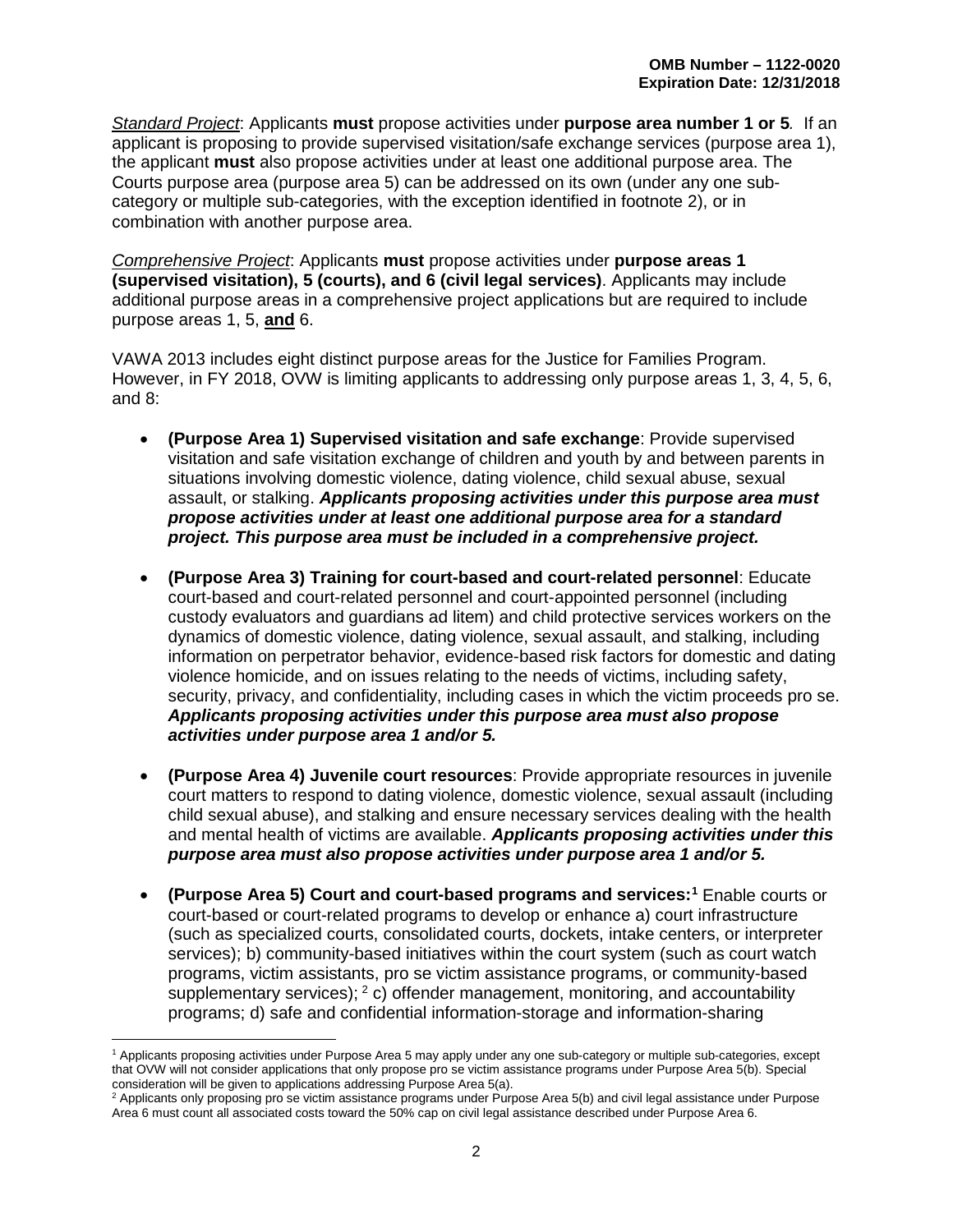*Standard Project*: Applicants **must** propose activities under **purpose area number 1 or 5**. If an applicant is proposing to provide supervised visitation/safe exchange services (purpose area 1), the applicant **must** also propose activities under at least one additional purpose area. The Courts purpose area (purpose area 5) can be addressed on its own (under any one sub-category or multiple sub-categories, with the exception identified in footnote 2), or in combination with another purpose area.

*Comprehensive Project*: Applicants **must** propose activities under **purpose areas 1 (supervised visitation), 5 (courts), and 6 (civil legal services)**. Applicants may include additional purpose areas in a comprehensive project applications but are required to include purpose areas 1, 5, **and** 6.

VAWA 2013 includes eight distinct purpose areas for the Justice for Families Program. However, in FY 2018, OVW is limiting applicants to addressing only purpose areas 1, 3, 4, 5, 6, and 8:

- **(Purpose Area 1) Supervised visitation and safe exchange**: Provide supervised visitation and safe visitation exchange of children and youth by and between parents in situations involving domestic violence, dating violence, child sexual abuse, sexual assault, or stalking. ***Applicants proposing activities under this purpose area must propose activities under at least one additional purpose area for a standard project. This purpose area must be included in a comprehensive project.***
- **(Purpose Area 3) Training for court-based and court-related personnel**: Educate court-based and court-related personnel and court-appointed personnel (including custody evaluators and guardians ad litem) and child protective services workers on the dynamics of domestic violence, dating violence, sexual assault, and stalking, including information on perpetrator behavior, evidence-based risk factors for domestic and dating violence homicide, and on issues relating to the needs of victims, including safety, security, privacy, and confidentiality, including cases in which the victim proceeds pro se. ***Applicants proposing activities under this purpose area must also propose activities under purpose area 1 and/or 5.***
- **(Purpose Area 4) Juvenile court resources**: Provide appropriate resources in juvenile court matters to respond to dating violence, domestic violence, sexual assault (including child sexual abuse), and stalking and ensure necessary services dealing with the health and mental health of victims are available. ***Applicants proposing activities under this purpose area must also propose activities under purpose area 1 and/or 5.***
- **(Purpose Area 5) Court and court-based programs and services:**[1] Enable courts or court-based or court-related programs to develop or enhance a) court infrastructure (such as specialized courts, consolidated courts, dockets, intake centers, or interpreter services); b) community-based initiatives within the court system (such as court watch programs, victim assistants, pro se victim assistance programs, or community-based supplementary services); [2] c) offender management, monitoring, and accountability programs; d) safe and confidential information-storage and information-sharing

---

[1] Applicants proposing activities under Purpose Area 5 may apply under any one sub-category or multiple sub-categories, except that OVW will not consider applications that only propose pro se victim assistance programs under Purpose Area 5(b). Special consideration will be given to applications addressing Purpose Area 5(a).

[2] Applicants only proposing pro se victim assistance programs under Purpose Area 5(b) and civil legal assistance under Purpose Area 6 must count all associated costs toward the 50% cap on civil legal assistance described under Purpose Area 6.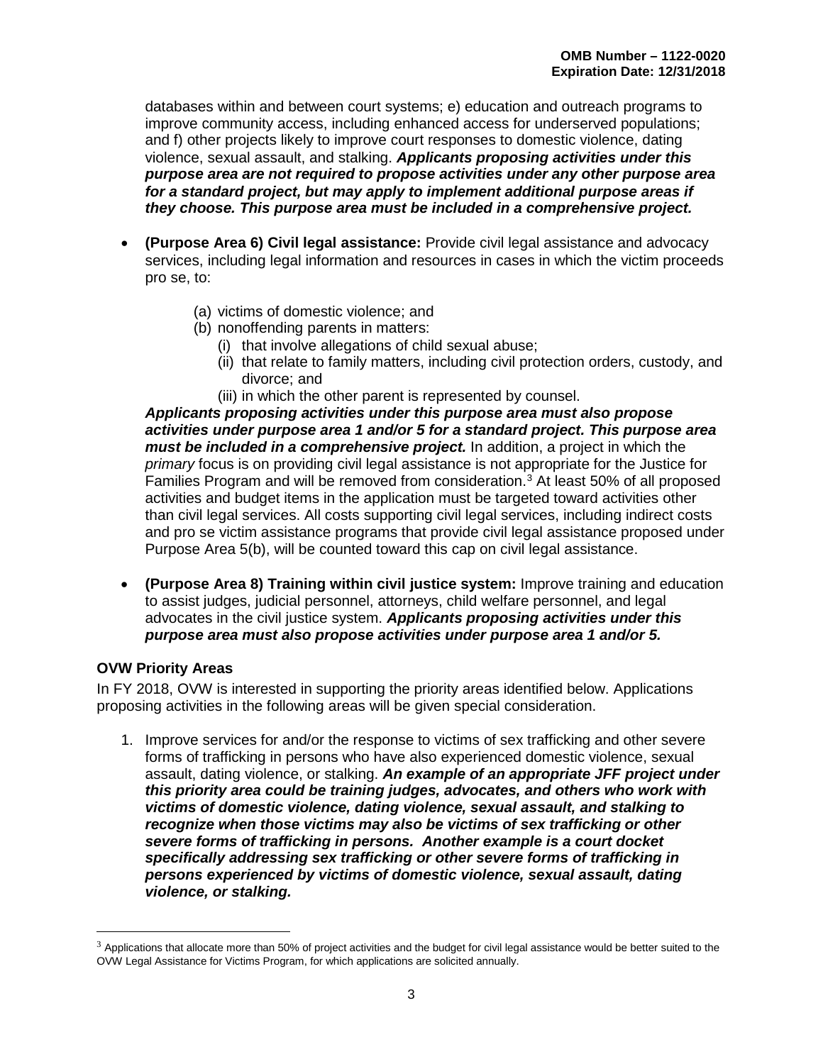databases within and between court systems; e) education and outreach programs to improve community access, including enhanced access for underserved populations; and f) other projects likely to improve court responses to domestic violence, dating violence, sexual assault, and stalking. ***Applicants proposing activities under this purpose area are not required to propose activities under any other purpose area for a standard project, but may apply to implement additional purpose areas if they choose. This purpose area must be included in a comprehensive project.***

- **(Purpose Area 6) Civil legal assistance:** Provide civil legal assistance and advocacy services, including legal information and resources in cases in which the victim proceeds pro se, to:

  (a) victims of domestic violence; and
  (b) nonoffending parents in matters:
    (i) that involve allegations of child sexual abuse;
    (ii) that relate to family matters, including civil protection orders, custody, and divorce; and
    (iii) in which the other parent is represented by counsel.

  ***Applicants proposing activities under this purpose area must also propose activities under purpose area 1 and/or 5 for a standard project. This purpose area must be included in a comprehensive project.*** In addition, a project in which the *primary* focus is on providing civil legal assistance is not appropriate for the Justice for Families Program and will be removed from consideration.[3] At least 50% of all proposed activities and budget items in the application must be targeted toward activities other than civil legal services. All costs supporting civil legal services, including indirect costs and pro se victim assistance programs that provide civil legal assistance proposed under Purpose Area 5(b), will be counted toward this cap on civil legal assistance.

- **(Purpose Area 8) Training within civil justice system:** Improve training and education to assist judges, judicial personnel, attorneys, child welfare personnel, and legal advocates in the civil justice system. ***Applicants proposing activities under this purpose area must also propose activities under purpose area 1 and/or 5.***

### OVW Priority Areas

In FY 2018, OVW is interested in supporting the priority areas identified below. Applications proposing activities in the following areas will be given special consideration.

1. Improve services for and/or the response to victims of sex trafficking and other severe forms of trafficking in persons who have also experienced domestic violence, sexual assault, dating violence, or stalking. ***An example of an appropriate JFF project under this priority area could be training judges, advocates, and others who work with victims of domestic violence, dating violence, sexual assault, and stalking to recognize when those victims may also be victims of sex trafficking or other severe forms of trafficking in persons. Another example is a court docket specifically addressing sex trafficking or other severe forms of trafficking in persons experienced by victims of domestic violence, sexual assault, dating violence, or stalking.***

[3] Applications that allocate more than 50% of project activities and the budget for civil legal assistance would be better suited to the OVW Legal Assistance for Victims Program, for which applications are solicited annually.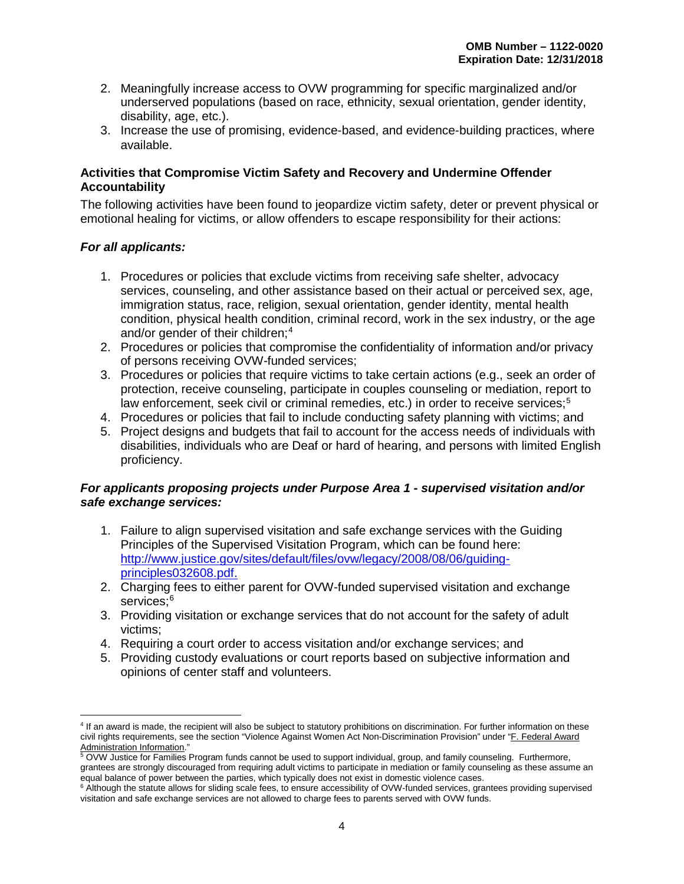2. Meaningfully increase access to OVW programming for specific marginalized and/or underserved populations (based on race, ethnicity, sexual orientation, gender identity, disability, age, etc.).
3. Increase the use of promising, evidence-based, and evidence-building practices, where available.

**Activities that Compromise Victim Safety and Recovery and Undermine Offender Accountability**

The following activities have been found to jeopardize victim safety, deter or prevent physical or emotional healing for victims, or allow offenders to escape responsibility for their actions:

***For all applicants:***

1. Procedures or policies that exclude victims from receiving safe shelter, advocacy services, counseling, and other assistance based on their actual or perceived sex, age, immigration status, race, religion, sexual orientation, gender identity, mental health condition, physical health condition, criminal record, work in the sex industry, or the age and/or gender of their children;[4]
2. Procedures or policies that compromise the confidentiality of information and/or privacy of persons receiving OVW-funded services;
3. Procedures or policies that require victims to take certain actions (e.g., seek an order of protection, receive counseling, participate in couples counseling or mediation, report to law enforcement, seek civil or criminal remedies, etc.) in order to receive services;[5]
4. Procedures or policies that fail to include conducting safety planning with victims; and
5. Project designs and budgets that fail to account for the access needs of individuals with disabilities, individuals who are Deaf or hard of hearing, and persons with limited English proficiency.

***For applicants proposing projects under Purpose Area 1 - supervised visitation and/or safe exchange services:***

1. Failure to align supervised visitation and safe exchange services with the Guiding Principles of the Supervised Visitation Program, which can be found here: http://www.justice.gov/sites/default/files/ovw/legacy/2008/08/06/guiding-principles032608.pdf.
2. Charging fees to either parent for OVW-funded supervised visitation and exchange services;[6]
3. Providing visitation or exchange services that do not account for the safety of adult victims;
4. Requiring a court order to access visitation and/or exchange services; and
5. Providing custody evaluations or court reports based on subjective information and opinions of center staff and volunteers.

---

[4] If an award is made, the recipient will also be subject to statutory prohibitions on discrimination. For further information on these civil rights requirements, see the section "Violence Against Women Act Non-Discrimination Provision" under "F. Federal Award Administration Information."

[5] OVW Justice for Families Program funds cannot be used to support individual, group, and family counseling. Furthermore, grantees are strongly discouraged from requiring adult victims to participate in mediation or family counseling as these assume an equal balance of power between the parties, which typically does not exist in domestic violence cases.

[6] Although the statute allows for sliding scale fees, to ensure accessibility of OVW-funded services, grantees providing supervised visitation and safe exchange services are not allowed to charge fees to parents served with OVW funds.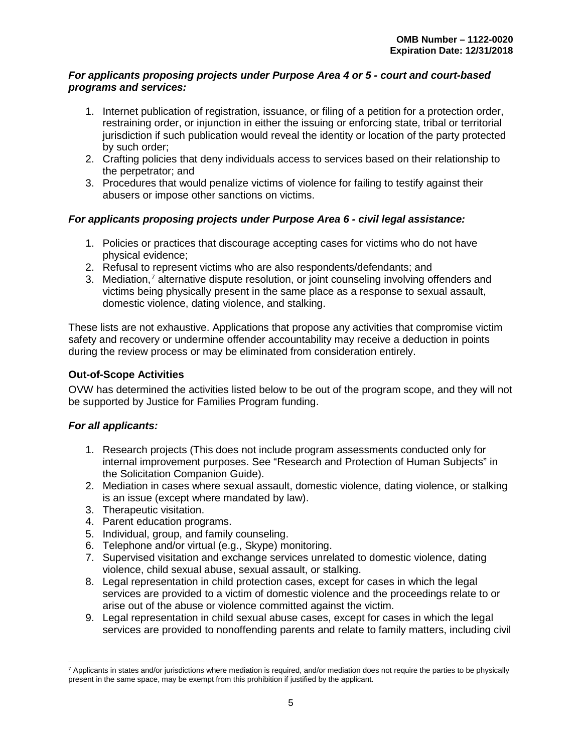***For applicants proposing projects under Purpose Area 4 or 5 - court and court-based programs and services:***

1. Internet publication of registration, issuance, or filing of a petition for a protection order, restraining order, or injunction in either the issuing or enforcing state, tribal or territorial jurisdiction if such publication would reveal the identity or location of the party protected by such order;
2. Crafting policies that deny individuals access to services based on their relationship to the perpetrator; and
3. Procedures that would penalize victims of violence for failing to testify against their abusers or impose other sanctions on victims.

***For applicants proposing projects under Purpose Area 6 - civil legal assistance:***

1. Policies or practices that discourage accepting cases for victims who do not have physical evidence;
2. Refusal to represent victims who are also respondents/defendants; and
3. Mediation,[7] alternative dispute resolution, or joint counseling involving offenders and victims being physically present in the same place as a response to sexual assault, domestic violence, dating violence, and stalking.

These lists are not exhaustive. Applications that propose any activities that compromise victim safety and recovery or undermine offender accountability may receive a deduction in points during the review process or may be eliminated from consideration entirely.

**Out-of-Scope Activities**

OVW has determined the activities listed below to be out of the program scope, and they will not be supported by Justice for Families Program funding.

***For all applicants:***

1. Research projects (This does not include program assessments conducted only for internal improvement purposes. See "Research and Protection of Human Subjects" in the Solicitation Companion Guide).
2. Mediation in cases where sexual assault, domestic violence, dating violence, or stalking is an issue (except where mandated by law).
3. Therapeutic visitation.
4. Parent education programs.
5. Individual, group, and family counseling.
6. Telephone and/or virtual (e.g., Skype) monitoring.
7. Supervised visitation and exchange services unrelated to domestic violence, dating violence, child sexual abuse, sexual assault, or stalking.
8. Legal representation in child protection cases, except for cases in which the legal services are provided to a victim of domestic violence and the proceedings relate to or arise out of the abuse or violence committed against the victim.
9. Legal representation in child sexual abuse cases, except for cases in which the legal services are provided to nonoffending parents and relate to family matters, including civil

[7] Applicants in states and/or jurisdictions where mediation is required, and/or mediation does not require the parties to be physically present in the same space, may be exempt from this prohibition if justified by the applicant.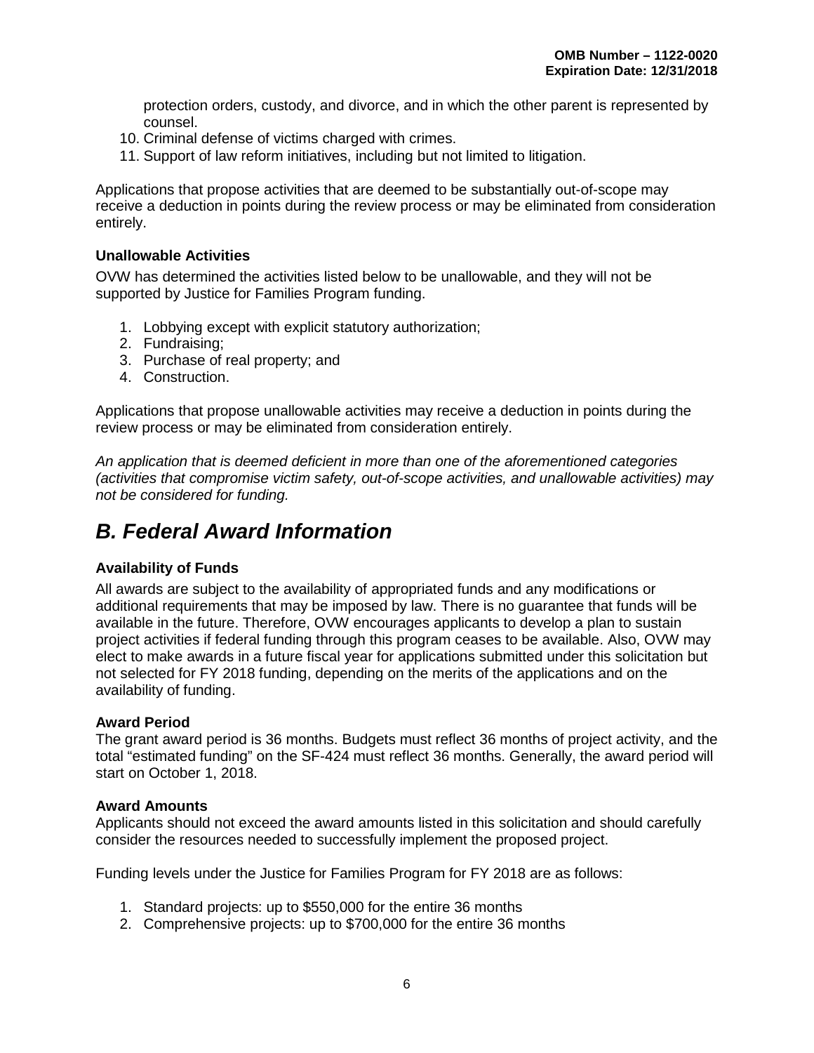protection orders, custody, and divorce, and in which the other parent is represented by counsel.
10. Criminal defense of victims charged with crimes.
11. Support of law reform initiatives, including but not limited to litigation.

Applications that propose activities that are deemed to be substantially out-of-scope may receive a deduction in points during the review process or may be eliminated from consideration entirely.

### Unallowable Activities

OVW has determined the activities listed below to be unallowable, and they will not be supported by Justice for Families Program funding.

1. Lobbying except with explicit statutory authorization;
2. Fundraising;
3. Purchase of real property; and
4. Construction.

Applications that propose unallowable activities may receive a deduction in points during the review process or may be eliminated from consideration entirely.

*An application that is deemed deficient in more than one of the aforementioned categories (activities that compromise victim safety, out-of-scope activities, and unallowable activities) may not be considered for funding.*

## *B. Federal Award Information*

### Availability of Funds

All awards are subject to the availability of appropriated funds and any modifications or additional requirements that may be imposed by law. There is no guarantee that funds will be available in the future. Therefore, OVW encourages applicants to develop a plan to sustain project activities if federal funding through this program ceases to be available. Also, OVW may elect to make awards in a future fiscal year for applications submitted under this solicitation but not selected for FY 2018 funding, depending on the merits of the applications and on the availability of funding.

### Award Period

The grant award period is 36 months. Budgets must reflect 36 months of project activity, and the total "estimated funding" on the SF-424 must reflect 36 months. Generally, the award period will start on October 1, 2018.

### Award Amounts

Applicants should not exceed the award amounts listed in this solicitation and should carefully consider the resources needed to successfully implement the proposed project.

Funding levels under the Justice for Families Program for FY 2018 are as follows:

1. Standard projects: up to $550,000 for the entire 36 months
2. Comprehensive projects: up to $700,000 for the entire 36 months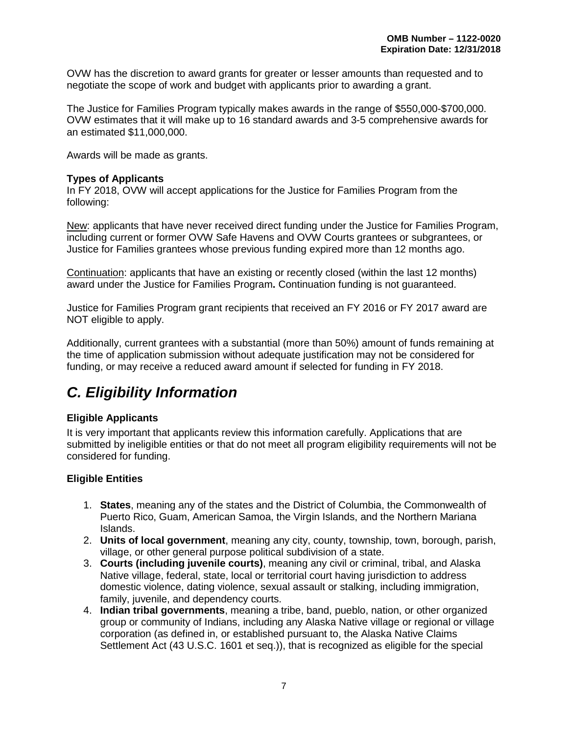OVW has the discretion to award grants for greater or lesser amounts than requested and to negotiate the scope of work and budget with applicants prior to awarding a grant.

The Justice for Families Program typically makes awards in the range of $550,000-$700,000. OVW estimates that it will make up to 16 standard awards and 3-5 comprehensive awards for an estimated $11,000,000.

Awards will be made as grants.

**Types of Applicants**
In FY 2018, OVW will accept applications for the Justice for Families Program from the following:

New: applicants that have never received direct funding under the Justice for Families Program, including current or former OVW Safe Havens and OVW Courts grantees or subgrantees, or Justice for Families grantees whose previous funding expired more than 12 months ago.

Continuation: applicants that have an existing or recently closed (within the last 12 months) award under the Justice for Families Program**.** Continuation funding is not guaranteed.

Justice for Families Program grant recipients that received an FY 2016 or FY 2017 award are NOT eligible to apply.

Additionally, current grantees with a substantial (more than 50%) amount of funds remaining at the time of application submission without adequate justification may not be considered for funding, or may receive a reduced award amount if selected for funding in FY 2018.

## *C. Eligibility Information*

**Eligible Applicants**

It is very important that applicants review this information carefully. Applications that are submitted by ineligible entities or that do not meet all program eligibility requirements will not be considered for funding.

**Eligible Entities**

1. **States**, meaning any of the states and the District of Columbia, the Commonwealth of Puerto Rico, Guam, American Samoa, the Virgin Islands, and the Northern Mariana Islands.
2. **Units of local government**, meaning any city, county, township, town, borough, parish, village, or other general purpose political subdivision of a state.
3. **Courts (including juvenile courts)**, meaning any civil or criminal, tribal, and Alaska Native village, federal, state, local or territorial court having jurisdiction to address domestic violence, dating violence, sexual assault or stalking, including immigration, family, juvenile, and dependency courts.
4. **Indian tribal governments**, meaning a tribe, band, pueblo, nation, or other organized group or community of Indians, including any Alaska Native village or regional or village corporation (as defined in, or established pursuant to, the Alaska Native Claims Settlement Act (43 U.S.C. 1601 et seq.)), that is recognized as eligible for the special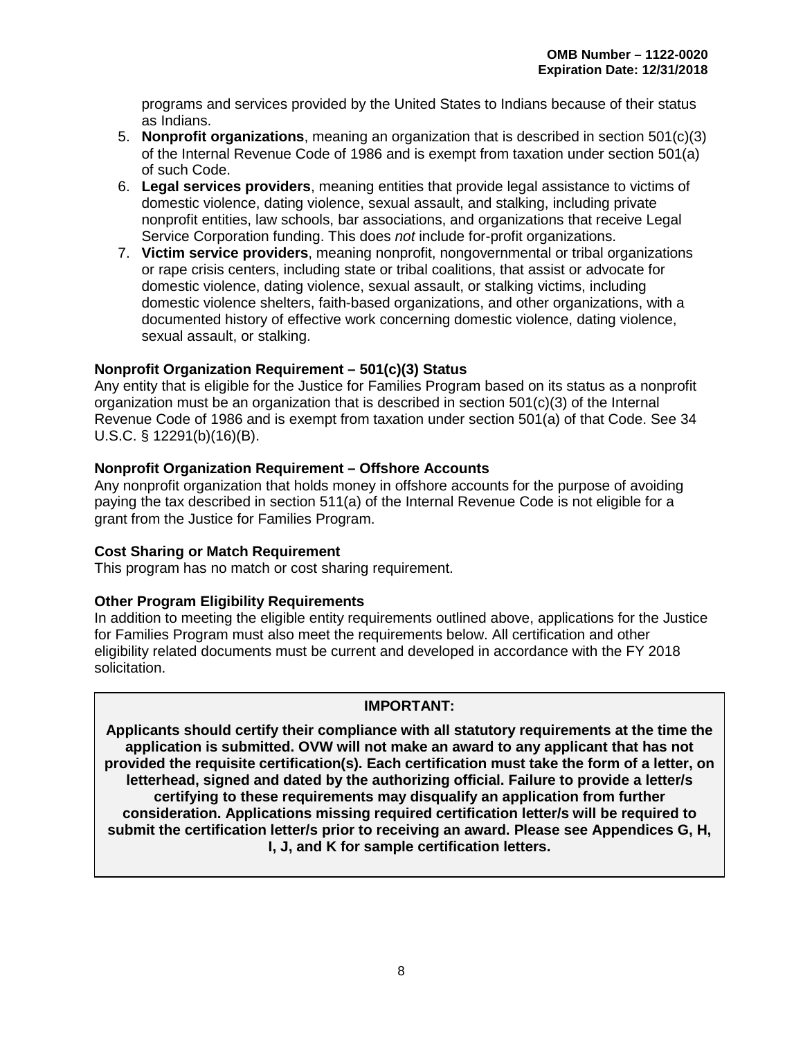programs and services provided by the United States to Indians because of their status as Indians.

5. **Nonprofit organizations**, meaning an organization that is described in section 501(c)(3) of the Internal Revenue Code of 1986 and is exempt from taxation under section 501(a) of such Code.
6. **Legal services providers**, meaning entities that provide legal assistance to victims of domestic violence, dating violence, sexual assault, and stalking, including private nonprofit entities, law schools, bar associations, and organizations that receive Legal Service Corporation funding. This does *not* include for-profit organizations.
7. **Victim service providers**, meaning nonprofit, nongovernmental or tribal organizations or rape crisis centers, including state or tribal coalitions, that assist or advocate for domestic violence, dating violence, sexual assault, or stalking victims, including domestic violence shelters, faith-based organizations, and other organizations, with a documented history of effective work concerning domestic violence, dating violence, sexual assault, or stalking.

**Nonprofit Organization Requirement – 501(c)(3) Status**

Any entity that is eligible for the Justice for Families Program based on its status as a nonprofit organization must be an organization that is described in section 501(c)(3) of the Internal Revenue Code of 1986 and is exempt from taxation under section 501(a) of that Code. See 34 U.S.C. § 12291(b)(16)(B).

**Nonprofit Organization Requirement – Offshore Accounts**

Any nonprofit organization that holds money in offshore accounts for the purpose of avoiding paying the tax described in section 511(a) of the Internal Revenue Code is not eligible for a grant from the Justice for Families Program.

**Cost Sharing or Match Requirement**

This program has no match or cost sharing requirement.

**Other Program Eligibility Requirements**

In addition to meeting the eligible entity requirements outlined above, applications for the Justice for Families Program must also meet the requirements below. All certification and other eligibility related documents must be current and developed in accordance with the FY 2018 solicitation.

**IMPORTANT:**

**Applicants should certify their compliance with all statutory requirements at the time the application is submitted. OVW will not make an award to any applicant that has not provided the requisite certification(s). Each certification must take the form of a letter, on letterhead, signed and dated by the authorizing official. Failure to provide a letter/s certifying to these requirements may disqualify an application from further consideration. Applications missing required certification letter/s will be required to submit the certification letter/s prior to receiving an award. Please see Appendices G, H, I, J, and K for sample certification letters.**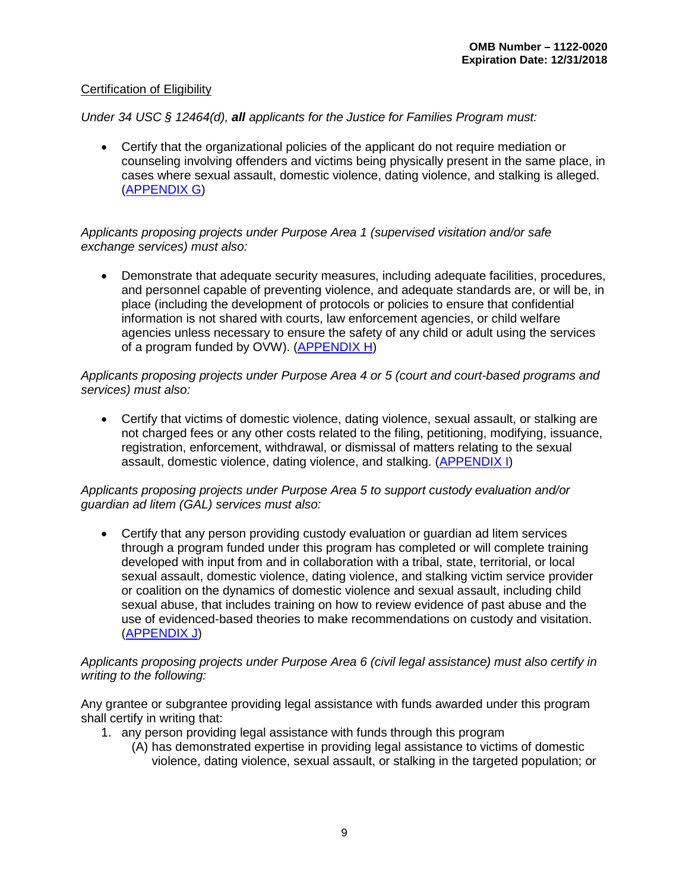OMB Number – 1122-0020
Expiration Date: 12/31/2018

Certification of Eligibility

*Under 34 USC § 12464(d), **all** applicants for the Justice for Families Program must:*

- Certify that the organizational policies of the applicant do not require mediation or counseling involving offenders and victims being physically present in the same place, in cases where sexual assault, domestic violence, dating violence, and stalking is alleged. (APPENDIX G)

*Applicants proposing projects under Purpose Area 1 (supervised visitation and/or safe exchange services) must also:*

- Demonstrate that adequate security measures, including adequate facilities, procedures, and personnel capable of preventing violence, and adequate standards are, or will be, in place (including the development of protocols or policies to ensure that confidential information is not shared with courts, law enforcement agencies, or child welfare agencies unless necessary to ensure the safety of any child or adult using the services of a program funded by OVW). (APPENDIX H)

*Applicants proposing projects under Purpose Area 4 or 5 (court and court-based programs and services) must also:*

- Certify that victims of domestic violence, dating violence, sexual assault, or stalking are not charged fees or any other costs related to the filing, petitioning, modifying, issuance, registration, enforcement, withdrawal, or dismissal of matters relating to the sexual assault, domestic violence, dating violence, and stalking. (APPENDIX I)

*Applicants proposing projects under Purpose Area 5 to support custody evaluation and/or guardian ad litem (GAL) services must also:*

- Certify that any person providing custody evaluation or guardian ad litem services through a program funded under this program has completed or will complete training developed with input from and in collaboration with a tribal, state, territorial, or local sexual assault, domestic violence, dating violence, and stalking victim service provider or coalition on the dynamics of domestic violence and sexual assault, including child sexual abuse, that includes training on how to review evidence of past abuse and the use of evidenced-based theories to make recommendations on custody and visitation. (APPENDIX J)

*Applicants proposing projects under Purpose Area 6 (civil legal assistance) must also certify in writing to the following:*

Any grantee or subgrantee providing legal assistance with funds awarded under this program shall certify in writing that:

1. any person providing legal assistance with funds through this program
   (A) has demonstrated expertise in providing legal assistance to victims of domestic violence, dating violence, sexual assault, or stalking in the targeted population; or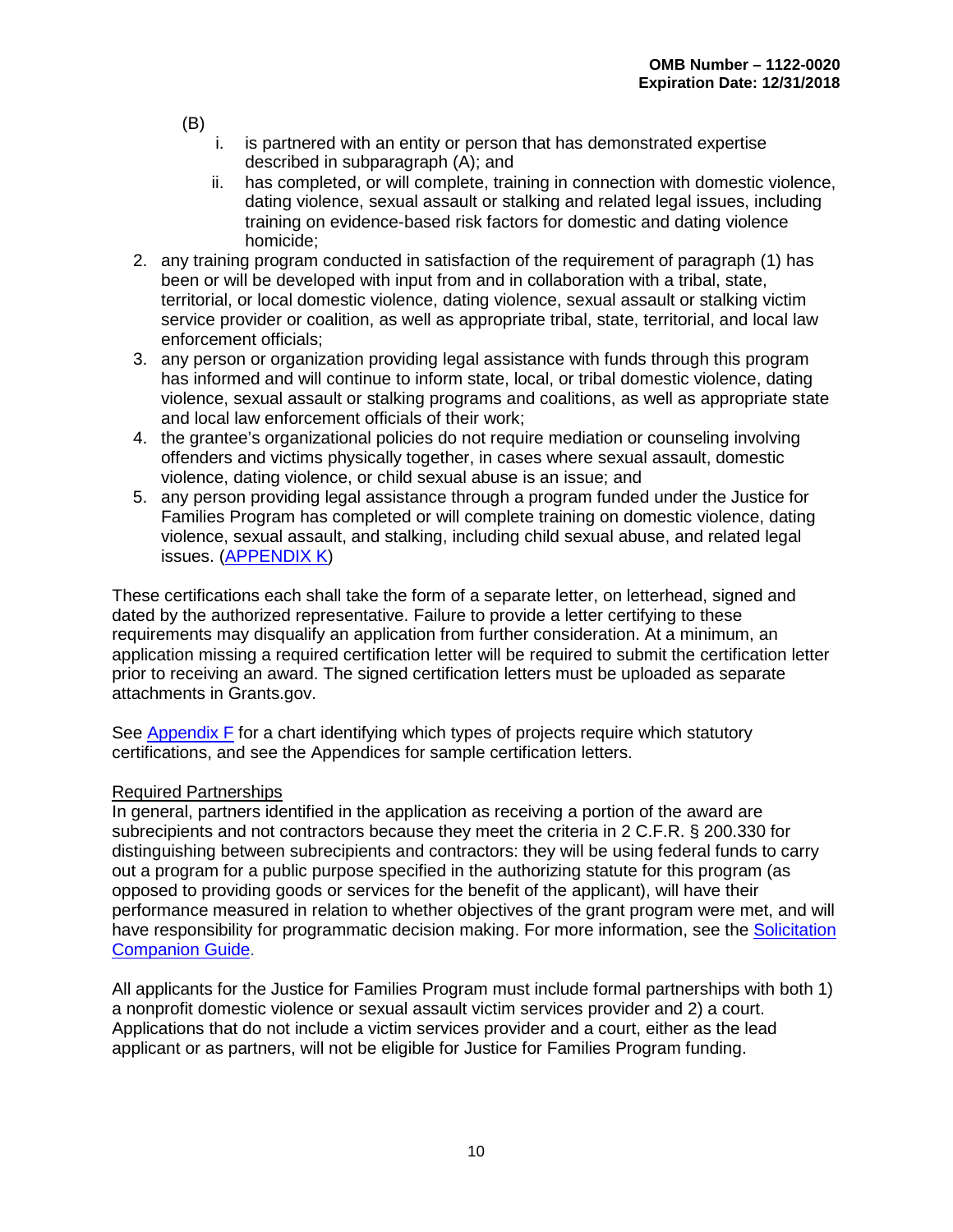(B)

   i. is partnered with an entity or person that has demonstrated expertise described in subparagraph (A); and
   ii. has completed, or will complete, training in connection with domestic violence, dating violence, sexual assault or stalking and related legal issues, including training on evidence-based risk factors for domestic and dating violence homicide;

2. any training program conducted in satisfaction of the requirement of paragraph (1) has been or will be developed with input from and in collaboration with a tribal, state, territorial, or local domestic violence, dating violence, sexual assault or stalking victim service provider or coalition, as well as appropriate tribal, state, territorial, and local law enforcement officials;
3. any person or organization providing legal assistance with funds through this program has informed and will continue to inform state, local, or tribal domestic violence, dating violence, sexual assault or stalking programs and coalitions, as well as appropriate state and local law enforcement officials of their work;
4. the grantee's organizational policies do not require mediation or counseling involving offenders and victims physically together, in cases where sexual assault, domestic violence, dating violence, or child sexual abuse is an issue; and
5. any person providing legal assistance through a program funded under the Justice for Families Program has completed or will complete training on domestic violence, dating violence, sexual assault, and stalking, including child sexual abuse, and related legal issues. (APPENDIX K)

These certifications each shall take the form of a separate letter, on letterhead, signed and dated by the authorized representative. Failure to provide a letter certifying to these requirements may disqualify an application from further consideration. At a minimum, an application missing a required certification letter will be required to submit the certification letter prior to receiving an award. The signed certification letters must be uploaded as separate attachments in Grants.gov.

See Appendix F for a chart identifying which types of projects require which statutory certifications, and see the Appendices for sample certification letters.

Required Partnerships

In general, partners identified in the application as receiving a portion of the award are subrecipients and not contractors because they meet the criteria in 2 C.F.R. § 200.330 for distinguishing between subrecipients and contractors: they will be using federal funds to carry out a program for a public purpose specified in the authorizing statute for this program (as opposed to providing goods or services for the benefit of the applicant), will have their performance measured in relation to whether objectives of the grant program were met, and will have responsibility for programmatic decision making. For more information, see the Solicitation Companion Guide.

All applicants for the Justice for Families Program must include formal partnerships with both 1) a nonprofit domestic violence or sexual assault victim services provider and 2) a court. Applications that do not include a victim services provider and a court, either as the lead applicant or as partners, will not be eligible for Justice for Families Program funding.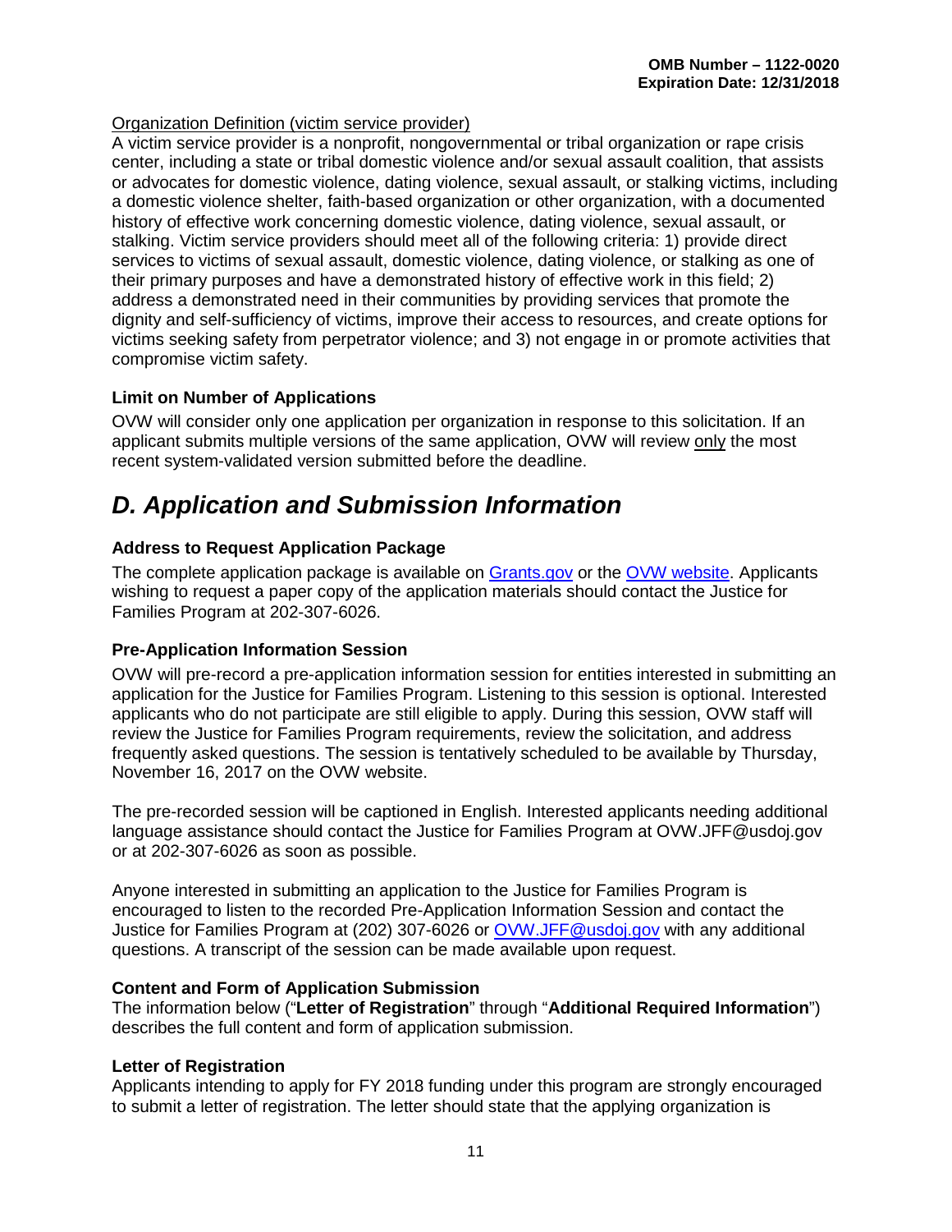Organization Definition (victim service provider)

A victim service provider is a nonprofit, nongovernmental or tribal organization or rape crisis center, including a state or tribal domestic violence and/or sexual assault coalition, that assists or advocates for domestic violence, dating violence, sexual assault, or stalking victims, including a domestic violence shelter, faith-based organization or other organization, with a documented history of effective work concerning domestic violence, dating violence, sexual assault, or stalking. Victim service providers should meet all of the following criteria: 1) provide direct services to victims of sexual assault, domestic violence, dating violence, or stalking as one of their primary purposes and have a demonstrated history of effective work in this field; 2) address a demonstrated need in their communities by providing services that promote the dignity and self-sufficiency of victims, improve their access to resources, and create options for victims seeking safety from perpetrator violence; and 3) not engage in or promote activities that compromise victim safety.

**Limit on Number of Applications**

OVW will consider only one application per organization in response to this solicitation. If an applicant submits multiple versions of the same application, OVW will review only the most recent system-validated version submitted before the deadline.

## *D. Application and Submission Information*

**Address to Request Application Package**

The complete application package is available on [Grants.gov] or the [OVW website]. Applicants wishing to request a paper copy of the application materials should contact the Justice for Families Program at 202-307-6026.

**Pre-Application Information Session**

OVW will pre-record a pre-application information session for entities interested in submitting an application for the Justice for Families Program. Listening to this session is optional. Interested applicants who do not participate are still eligible to apply. During this session, OVW staff will review the Justice for Families Program requirements, review the solicitation, and address frequently asked questions. The session is tentatively scheduled to be available by Thursday, November 16, 2017 on the OVW website.

The pre-recorded session will be captioned in English. Interested applicants needing additional language assistance should contact the Justice for Families Program at OVW.JFF@usdoj.gov or at 202-307-6026 as soon as possible.

Anyone interested in submitting an application to the Justice for Families Program is encouraged to listen to the recorded Pre-Application Information Session and contact the Justice for Families Program at (202) 307-6026 or OVW.JFF@usdoj.gov with any additional questions. A transcript of the session can be made available upon request.

**Content and Form of Application Submission**

The information below ("**Letter of Registration**" through "**Additional Required Information**") describes the full content and form of application submission.

**Letter of Registration**

Applicants intending to apply for FY 2018 funding under this program are strongly encouraged to submit a letter of registration. The letter should state that the applying organization is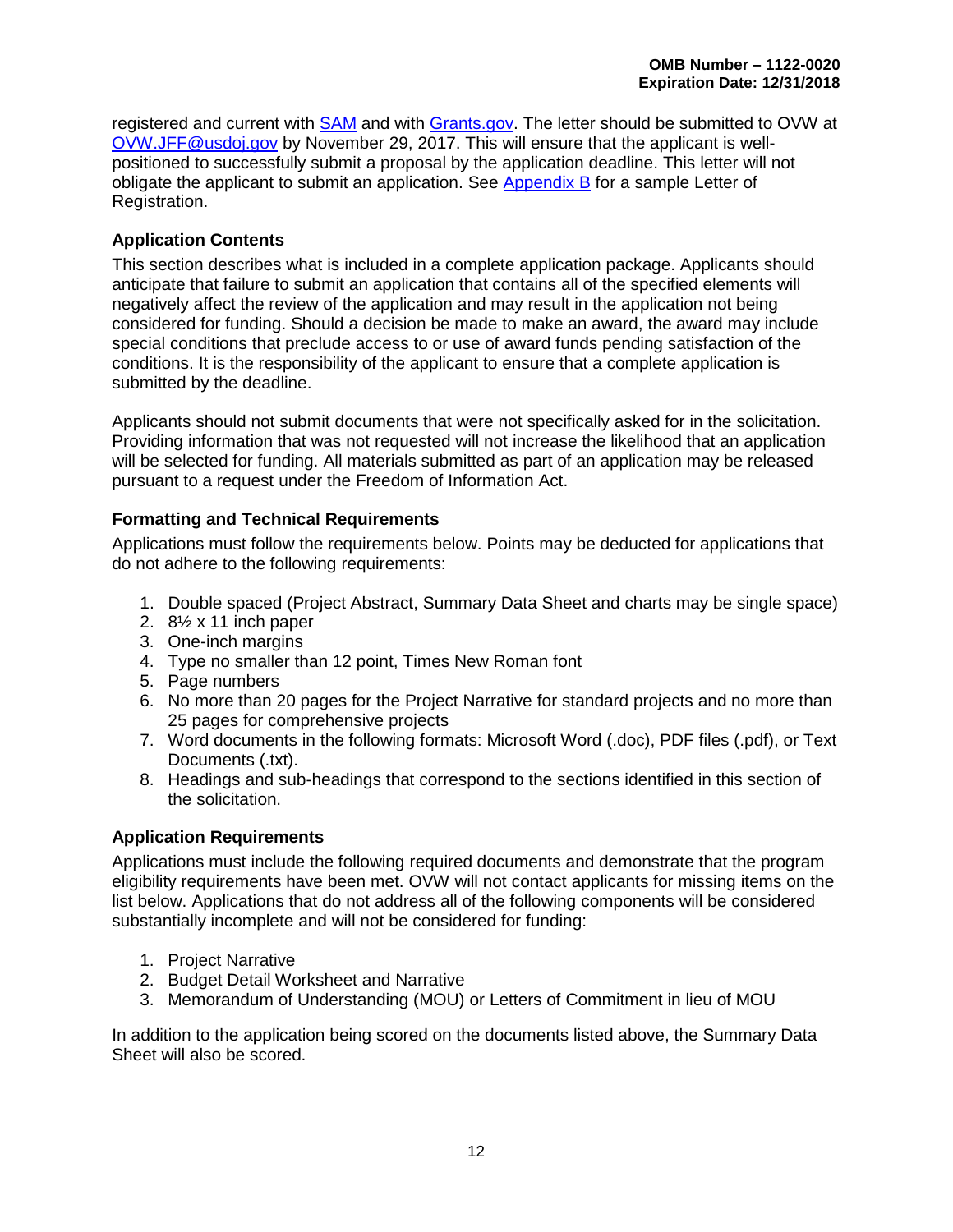registered and current with SAM and with Grants.gov. The letter should be submitted to OVW at OVW.JFF@usdoj.gov by November 29, 2017. This will ensure that the applicant is well-positioned to successfully submit a proposal by the application deadline. This letter will not obligate the applicant to submit an application. See Appendix B for a sample Letter of Registration.

### Application Contents

This section describes what is included in a complete application package. Applicants should anticipate that failure to submit an application that contains all of the specified elements will negatively affect the review of the application and may result in the application not being considered for funding. Should a decision be made to make an award, the award may include special conditions that preclude access to or use of award funds pending satisfaction of the conditions. It is the responsibility of the applicant to ensure that a complete application is submitted by the deadline.

Applicants should not submit documents that were not specifically asked for in the solicitation. Providing information that was not requested will not increase the likelihood that an application will be selected for funding. All materials submitted as part of an application may be released pursuant to a request under the Freedom of Information Act.

### Formatting and Technical Requirements

Applications must follow the requirements below. Points may be deducted for applications that do not adhere to the following requirements:

1. Double spaced (Project Abstract, Summary Data Sheet and charts may be single space)
2. 8½ x 11 inch paper
3. One-inch margins
4. Type no smaller than 12 point, Times New Roman font
5. Page numbers
6. No more than 20 pages for the Project Narrative for standard projects and no more than 25 pages for comprehensive projects
7. Word documents in the following formats: Microsoft Word (.doc), PDF files (.pdf), or Text Documents (.txt).
8. Headings and sub-headings that correspond to the sections identified in this section of the solicitation.

### Application Requirements

Applications must include the following required documents and demonstrate that the program eligibility requirements have been met. OVW will not contact applicants for missing items on the list below. Applications that do not address all of the following components will be considered substantially incomplete and will not be considered for funding:

1. Project Narrative
2. Budget Detail Worksheet and Narrative
3. Memorandum of Understanding (MOU) or Letters of Commitment in lieu of MOU

In addition to the application being scored on the documents listed above, the Summary Data Sheet will also be scored.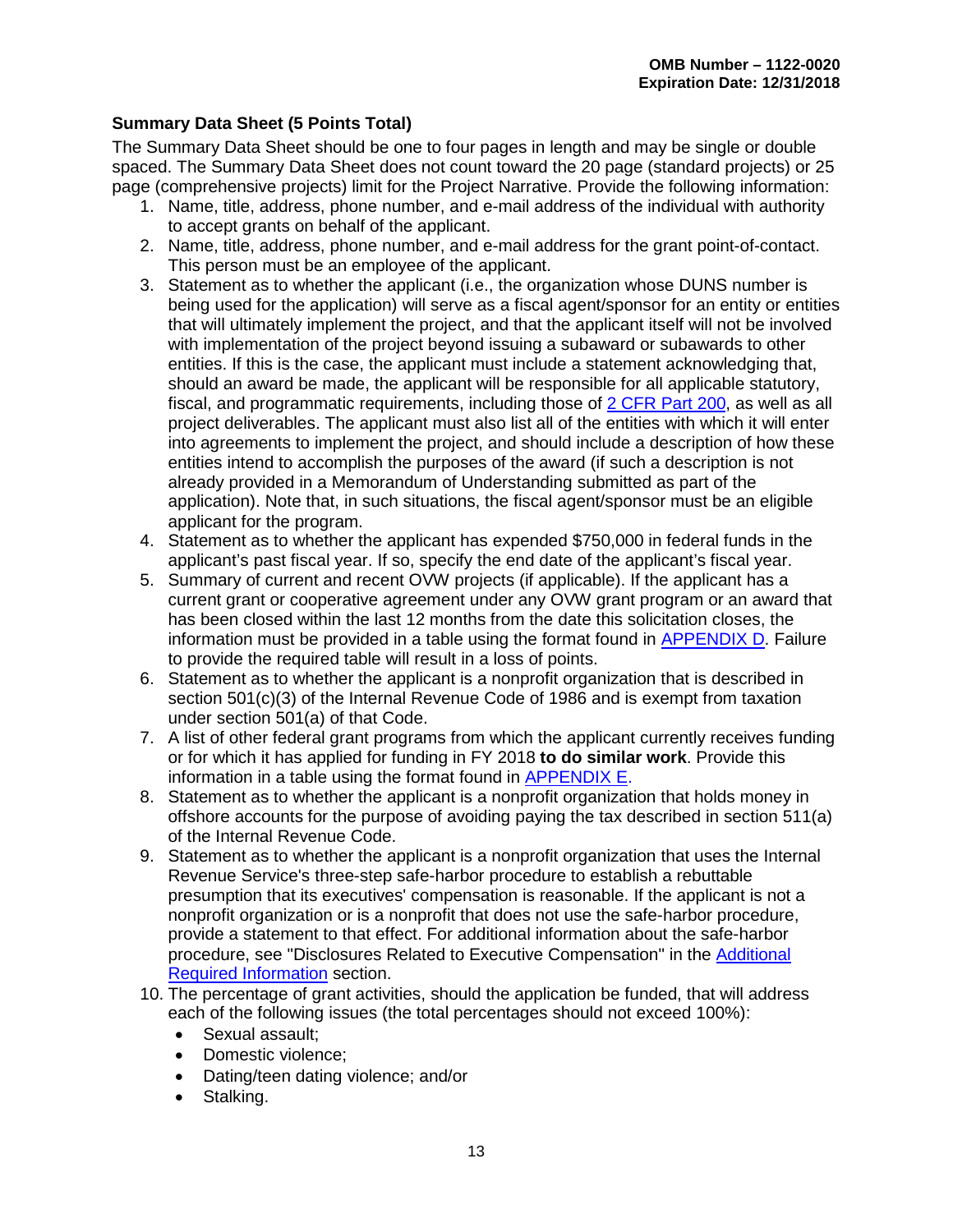### Summary Data Sheet (5 Points Total)

The Summary Data Sheet should be one to four pages in length and may be single or double spaced. The Summary Data Sheet does not count toward the 20 page (standard projects) or 25 page (comprehensive projects) limit for the Project Narrative. Provide the following information:

1. Name, title, address, phone number, and e-mail address of the individual with authority to accept grants on behalf of the applicant.
2. Name, title, address, phone number, and e-mail address for the grant point-of-contact. This person must be an employee of the applicant.
3. Statement as to whether the applicant (i.e., the organization whose DUNS number is being used for the application) will serve as a fiscal agent/sponsor for an entity or entities that will ultimately implement the project, and that the applicant itself will not be involved with implementation of the project beyond issuing a subaward or subawards to other entities. If this is the case, the applicant must include a statement acknowledging that, should an award be made, the applicant will be responsible for all applicable statutory, fiscal, and programmatic requirements, including those of 2 CFR Part 200, as well as all project deliverables. The applicant must also list all of the entities with which it will enter into agreements to implement the project, and should include a description of how these entities intend to accomplish the purposes of the award (if such a description is not already provided in a Memorandum of Understanding submitted as part of the application). Note that, in such situations, the fiscal agent/sponsor must be an eligible applicant for the program.
4. Statement as to whether the applicant has expended $750,000 in federal funds in the applicant's past fiscal year. If so, specify the end date of the applicant's fiscal year.
5. Summary of current and recent OVW projects (if applicable). If the applicant has a current grant or cooperative agreement under any OVW grant program or an award that has been closed within the last 12 months from the date this solicitation closes, the information must be provided in a table using the format found in APPENDIX D. Failure to provide the required table will result in a loss of points.
6. Statement as to whether the applicant is a nonprofit organization that is described in section 501(c)(3) of the Internal Revenue Code of 1986 and is exempt from taxation under section 501(a) of that Code.
7. A list of other federal grant programs from which the applicant currently receives funding or for which it has applied for funding in FY 2018 **to do similar work**. Provide this information in a table using the format found in APPENDIX E.
8. Statement as to whether the applicant is a nonprofit organization that holds money in offshore accounts for the purpose of avoiding paying the tax described in section 511(a) of the Internal Revenue Code.
9. Statement as to whether the applicant is a nonprofit organization that uses the Internal Revenue Service's three-step safe-harbor procedure to establish a rebuttable presumption that its executives' compensation is reasonable. If the applicant is not a nonprofit organization or is a nonprofit that does not use the safe-harbor procedure, provide a statement to that effect. For additional information about the safe-harbor procedure, see "Disclosures Related to Executive Compensation" in the Additional Required Information section.
10. The percentage of grant activities, should the application be funded, that will address each of the following issues (the total percentages should not exceed 100%):
    - Sexual assault;
    - Domestic violence;
    - Dating/teen dating violence; and/or
    - Stalking.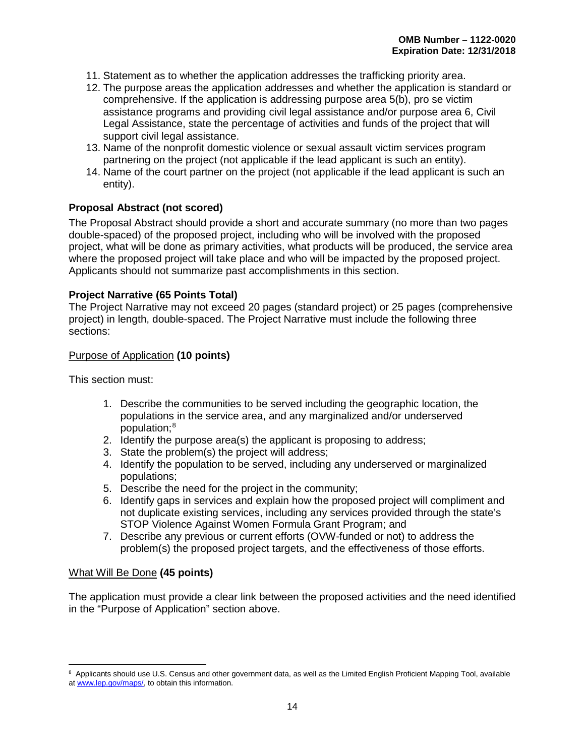11. Statement as to whether the application addresses the trafficking priority area.
12. The purpose areas the application addresses and whether the application is standard or comprehensive. If the application is addressing purpose area 5(b), pro se victim assistance programs and providing civil legal assistance and/or purpose area 6, Civil Legal Assistance, state the percentage of activities and funds of the project that will support civil legal assistance.
13. Name of the nonprofit domestic violence or sexual assault victim services program partnering on the project (not applicable if the lead applicant is such an entity).
14. Name of the court partner on the project (not applicable if the lead applicant is such an entity).

**Proposal Abstract (not scored)**

The Proposal Abstract should provide a short and accurate summary (no more than two pages double-spaced) of the proposed project, including who will be involved with the proposed project, what will be done as primary activities, what products will be produced, the service area where the proposed project will take place and who will be impacted by the proposed project. Applicants should not summarize past accomplishments in this section.

**Project Narrative (65 Points Total)**

The Project Narrative may not exceed 20 pages (standard project) or 25 pages (comprehensive project) in length, double-spaced. The Project Narrative must include the following three sections:

Purpose of Application **(10 points)**

This section must:

1. Describe the communities to be served including the geographic location, the populations in the service area, and any marginalized and/or underserved population;[8]
2. Identify the purpose area(s) the applicant is proposing to address;
3. State the problem(s) the project will address;
4. Identify the population to be served, including any underserved or marginalized populations;
5. Describe the need for the project in the community;
6. Identify gaps in services and explain how the proposed project will compliment and not duplicate existing services, including any services provided through the state's STOP Violence Against Women Formula Grant Program; and
7. Describe any previous or current efforts (OVW-funded or not) to address the problem(s) the proposed project targets, and the effectiveness of those efforts.

What Will Be Done **(45 points)**

The application must provide a clear link between the proposed activities and the need identified in the "Purpose of Application" section above.

[8] Applicants should use U.S. Census and other government data, as well as the Limited English Proficient Mapping Tool, available at www.lep.gov/maps/, to obtain this information.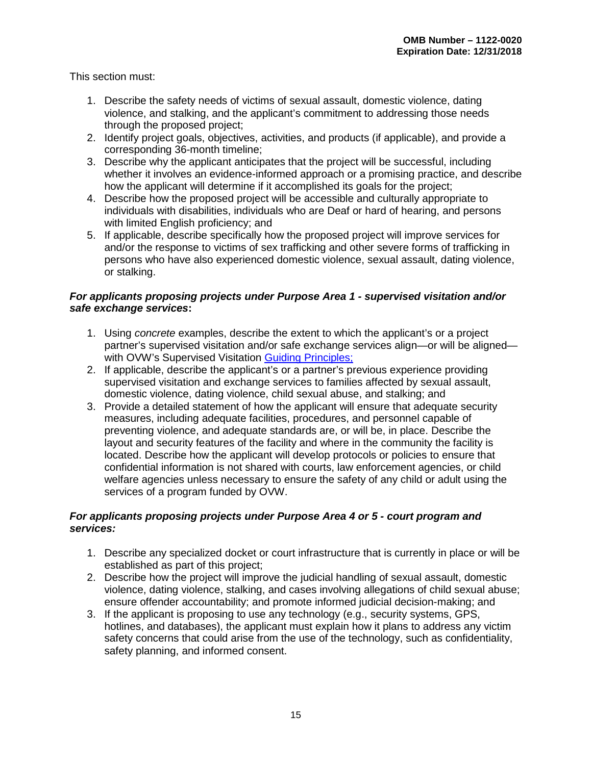This section must:

1. Describe the safety needs of victims of sexual assault, domestic violence, dating violence, and stalking, and the applicant's commitment to addressing those needs through the proposed project;
2. Identify project goals, objectives, activities, and products (if applicable), and provide a corresponding 36-month timeline;
3. Describe why the applicant anticipates that the project will be successful, including whether it involves an evidence-informed approach or a promising practice, and describe how the applicant will determine if it accomplished its goals for the project;
4. Describe how the proposed project will be accessible and culturally appropriate to individuals with disabilities, individuals who are Deaf or hard of hearing, and persons with limited English proficiency; and
5. If applicable, describe specifically how the proposed project will improve services for and/or the response to victims of sex trafficking and other severe forms of trafficking in persons who have also experienced domestic violence, sexual assault, dating violence, or stalking.

***For applicants proposing projects under Purpose Area 1 - supervised visitation and/or safe exchange services*:**

1. Using *concrete* examples, describe the extent to which the applicant's or a project partner's supervised visitation and/or safe exchange services align—or will be aligned—with OVW's Supervised Visitation [Guiding Principles;]()
2. If applicable, describe the applicant's or a partner's previous experience providing supervised visitation and exchange services to families affected by sexual assault, domestic violence, dating violence, child sexual abuse, and stalking; and
3. Provide a detailed statement of how the applicant will ensure that adequate security measures, including adequate facilities, procedures, and personnel capable of preventing violence, and adequate standards are, or will be, in place. Describe the layout and security features of the facility and where in the community the facility is located. Describe how the applicant will develop protocols or policies to ensure that confidential information is not shared with courts, law enforcement agencies, or child welfare agencies unless necessary to ensure the safety of any child or adult using the services of a program funded by OVW.

***For applicants proposing projects under Purpose Area 4 or 5 - court program and services:***

1. Describe any specialized docket or court infrastructure that is currently in place or will be established as part of this project;
2. Describe how the project will improve the judicial handling of sexual assault, domestic violence, dating violence, stalking, and cases involving allegations of child sexual abuse; ensure offender accountability; and promote informed judicial decision-making; and
3. If the applicant is proposing to use any technology (e.g., security systems, GPS, hotlines, and databases), the applicant must explain how it plans to address any victim safety concerns that could arise from the use of the technology, such as confidentiality, safety planning, and informed consent.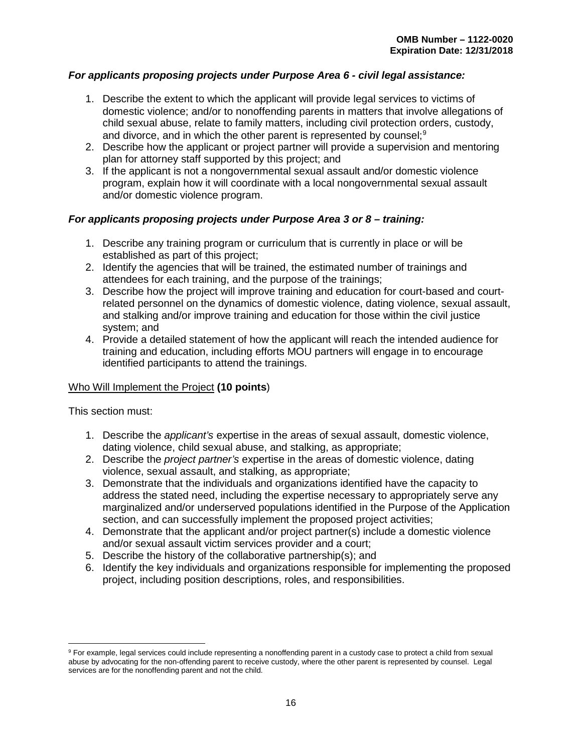***For applicants proposing projects under Purpose Area 6 - civil legal assistance:***

1. Describe the extent to which the applicant will provide legal services to victims of domestic violence; and/or to nonoffending parents in matters that involve allegations of child sexual abuse, relate to family matters, including civil protection orders, custody, and divorce, and in which the other parent is represented by counsel;[9]
2. Describe how the applicant or project partner will provide a supervision and mentoring plan for attorney staff supported by this project; and
3. If the applicant is not a nongovernmental sexual assault and/or domestic violence program, explain how it will coordinate with a local nongovernmental sexual assault and/or domestic violence program.

***For applicants proposing projects under Purpose Area 3 or 8 – training:***

1. Describe any training program or curriculum that is currently in place or will be established as part of this project;
2. Identify the agencies that will be trained, the estimated number of trainings and attendees for each training, and the purpose of the trainings;
3. Describe how the project will improve training and education for court-based and court-related personnel on the dynamics of domestic violence, dating violence, sexual assault, and stalking and/or improve training and education for those within the civil justice system; and
4. Provide a detailed statement of how the applicant will reach the intended audience for training and education, including efforts MOU partners will engage in to encourage identified participants to attend the trainings.

<u>Who Will Implement the Project</u> **(10 points**)

This section must:

1. Describe the *applicant's* expertise in the areas of sexual assault, domestic violence, dating violence, child sexual abuse, and stalking, as appropriate;
2. Describe the *project partner's* expertise in the areas of domestic violence, dating violence, sexual assault, and stalking, as appropriate;
3. Demonstrate that the individuals and organizations identified have the capacity to address the stated need, including the expertise necessary to appropriately serve any marginalized and/or underserved populations identified in the Purpose of the Application section, and can successfully implement the proposed project activities;
4. Demonstrate that the applicant and/or project partner(s) include a domestic violence and/or sexual assault victim services provider and a court;
5. Describe the history of the collaborative partnership(s); and
6. Identify the key individuals and organizations responsible for implementing the proposed project, including position descriptions, roles, and responsibilities.

---

[9] For example, legal services could include representing a nonoffending parent in a custody case to protect a child from sexual abuse by advocating for the non-offending parent to receive custody, where the other parent is represented by counsel. Legal services are for the nonoffending parent and not the child.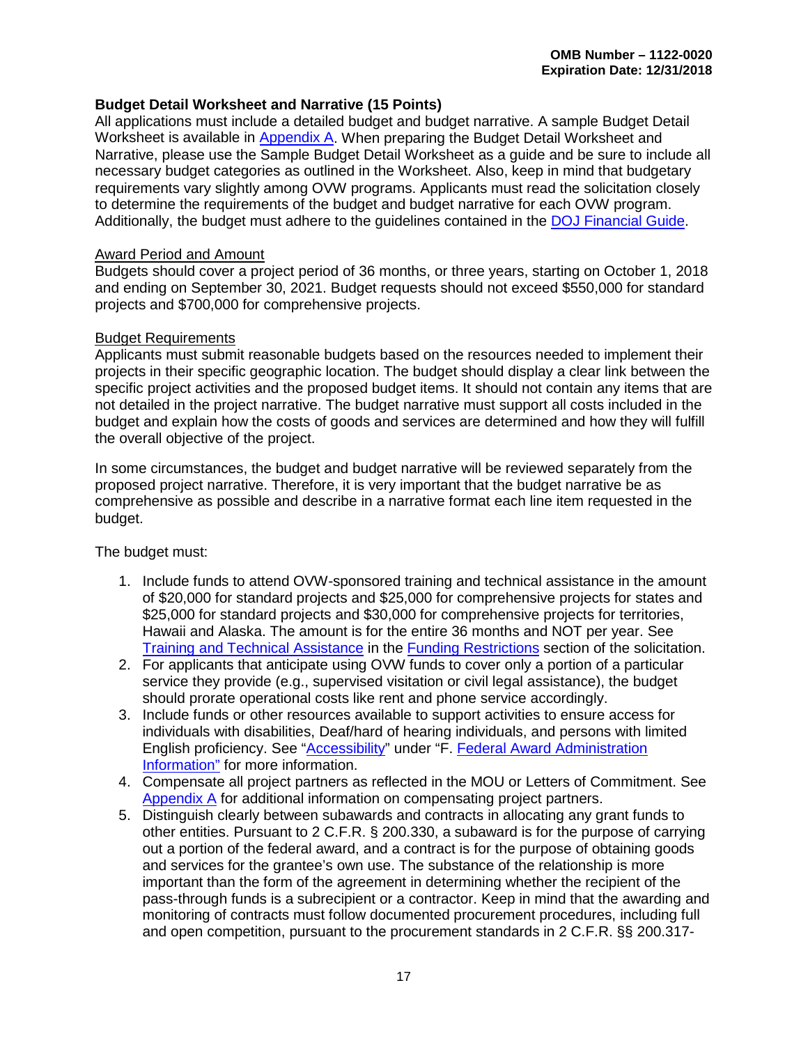**Budget Detail Worksheet and Narrative (15 Points)**

All applications must include a detailed budget and budget narrative. A sample Budget Detail Worksheet is available in Appendix A. When preparing the Budget Detail Worksheet and Narrative, please use the Sample Budget Detail Worksheet as a guide and be sure to include all necessary budget categories as outlined in the Worksheet. Also, keep in mind that budgetary requirements vary slightly among OVW programs. Applicants must read the solicitation closely to determine the requirements of the budget and budget narrative for each OVW program. Additionally, the budget must adhere to the guidelines contained in the DOJ Financial Guide.

Award Period and Amount

Budgets should cover a project period of 36 months, or three years, starting on October 1, 2018 and ending on September 30, 2021. Budget requests should not exceed $550,000 for standard projects and $700,000 for comprehensive projects.

Budget Requirements

Applicants must submit reasonable budgets based on the resources needed to implement their projects in their specific geographic location. The budget should display a clear link between the specific project activities and the proposed budget items. It should not contain any items that are not detailed in the project narrative. The budget narrative must support all costs included in the budget and explain how the costs of goods and services are determined and how they will fulfill the overall objective of the project.

In some circumstances, the budget and budget narrative will be reviewed separately from the proposed project narrative. Therefore, it is very important that the budget narrative be as comprehensive as possible and describe in a narrative format each line item requested in the budget.

The budget must:

1. Include funds to attend OVW-sponsored training and technical assistance in the amount of $20,000 for standard projects and $25,000 for comprehensive projects for states and $25,000 for standard projects and $30,000 for comprehensive projects for territories, Hawaii and Alaska. The amount is for the entire 36 months and NOT per year. See Training and Technical Assistance in the Funding Restrictions section of the solicitation.
2. For applicants that anticipate using OVW funds to cover only a portion of a particular service they provide (e.g., supervised visitation or civil legal assistance), the budget should prorate operational costs like rent and phone service accordingly.
3. Include funds or other resources available to support activities to ensure access for individuals with disabilities, Deaf/hard of hearing individuals, and persons with limited English proficiency. See "Accessibility" under "F. Federal Award Administration Information" for more information.
4. Compensate all project partners as reflected in the MOU or Letters of Commitment. See Appendix A for additional information on compensating project partners.
5. Distinguish clearly between subawards and contracts in allocating any grant funds to other entities. Pursuant to 2 C.F.R. § 200.330, a subaward is for the purpose of carrying out a portion of the federal award, and a contract is for the purpose of obtaining goods and services for the grantee's own use. The substance of the relationship is more important than the form of the agreement in determining whether the recipient of the pass-through funds is a subrecipient or a contractor. Keep in mind that the awarding and monitoring of contracts must follow documented procurement procedures, including full and open competition, pursuant to the procurement standards in 2 C.F.R. §§ 200.317-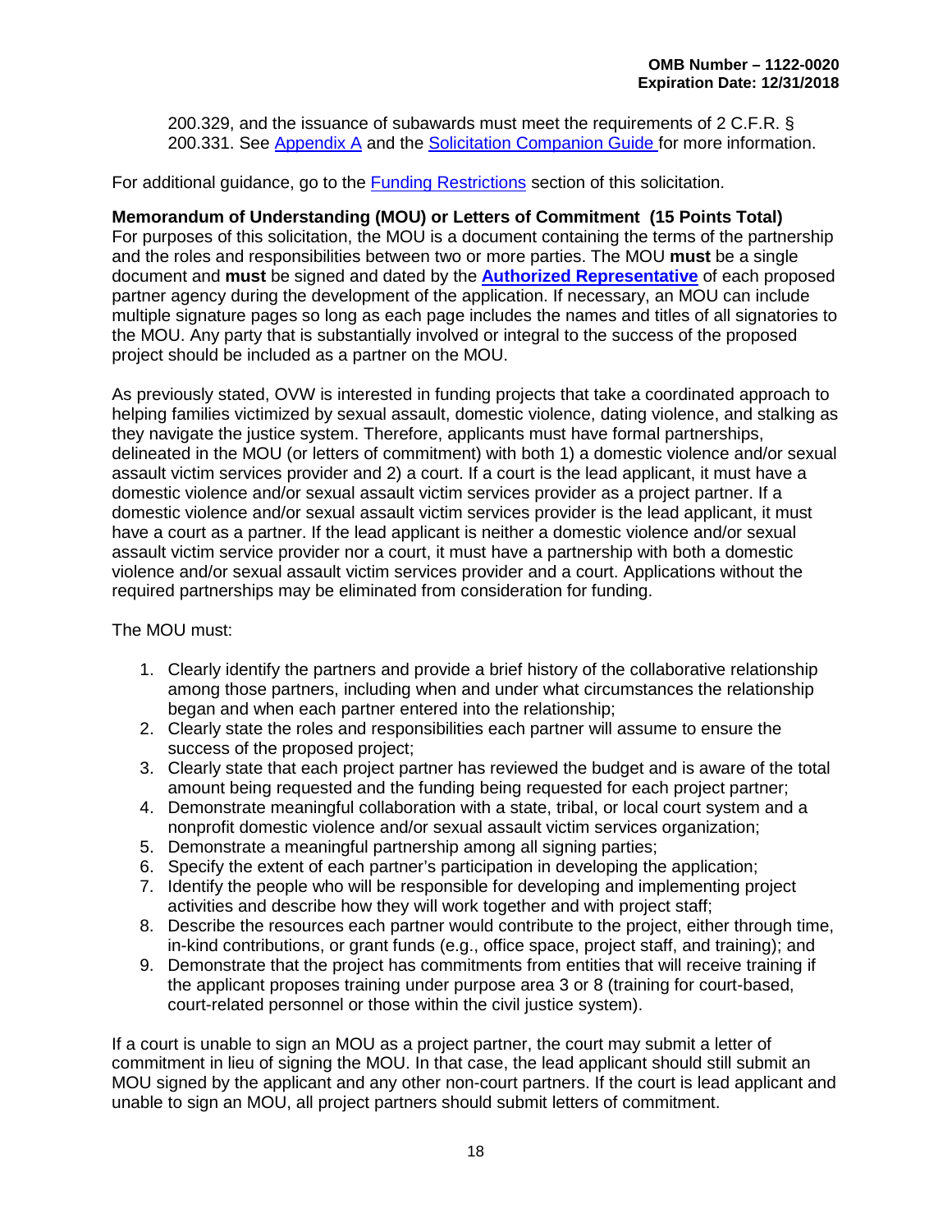200.329, and the issuance of subawards must meet the requirements of 2 C.F.R. § 200.331. See Appendix A and the Solicitation Companion Guide for more information.

For additional guidance, go to the Funding Restrictions section of this solicitation.

**Memorandum of Understanding (MOU) or Letters of Commitment (15 Points Total)**

For purposes of this solicitation, the MOU is a document containing the terms of the partnership and the roles and responsibilities between two or more parties. The MOU **must** be a single document and **must** be signed and dated by the **Authorized Representative** of each proposed partner agency during the development of the application. If necessary, an MOU can include multiple signature pages so long as each page includes the names and titles of all signatories to the MOU. Any party that is substantially involved or integral to the success of the proposed project should be included as a partner on the MOU.

As previously stated, OVW is interested in funding projects that take a coordinated approach to helping families victimized by sexual assault, domestic violence, dating violence, and stalking as they navigate the justice system. Therefore, applicants must have formal partnerships, delineated in the MOU (or letters of commitment) with both 1) a domestic violence and/or sexual assault victim services provider and 2) a court. If a court is the lead applicant, it must have a domestic violence and/or sexual assault victim services provider as a project partner. If a domestic violence and/or sexual assault victim services provider is the lead applicant, it must have a court as a partner. If the lead applicant is neither a domestic violence and/or sexual assault victim service provider nor a court, it must have a partnership with both a domestic violence and/or sexual assault victim services provider and a court. Applications without the required partnerships may be eliminated from consideration for funding.

The MOU must:

1. Clearly identify the partners and provide a brief history of the collaborative relationship among those partners, including when and under what circumstances the relationship began and when each partner entered into the relationship;
2. Clearly state the roles and responsibilities each partner will assume to ensure the success of the proposed project;
3. Clearly state that each project partner has reviewed the budget and is aware of the total amount being requested and the funding being requested for each project partner;
4. Demonstrate meaningful collaboration with a state, tribal, or local court system and a nonprofit domestic violence and/or sexual assault victim services organization;
5. Demonstrate a meaningful partnership among all signing parties;
6. Specify the extent of each partner's participation in developing the application;
7. Identify the people who will be responsible for developing and implementing project activities and describe how they will work together and with project staff;
8. Describe the resources each partner would contribute to the project, either through time, in-kind contributions, or grant funds (e.g., office space, project staff, and training); and
9. Demonstrate that the project has commitments from entities that will receive training if the applicant proposes training under purpose area 3 or 8 (training for court-based, court-related personnel or those within the civil justice system).

If a court is unable to sign an MOU as a project partner, the court may submit a letter of commitment in lieu of signing the MOU. In that case, the lead applicant should still submit an MOU signed by the applicant and any other non-court partners. If the court is lead applicant and unable to sign an MOU, all project partners should submit letters of commitment.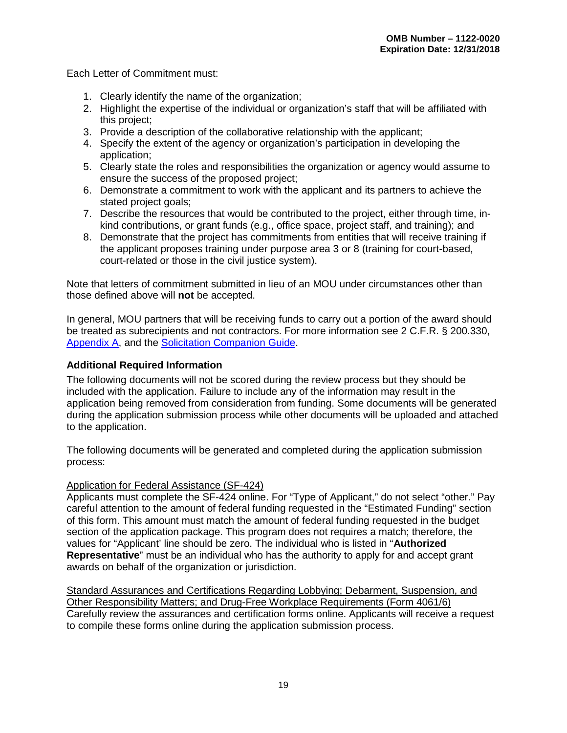Each Letter of Commitment must:

1. Clearly identify the name of the organization;
2. Highlight the expertise of the individual or organization's staff that will be affiliated with this project;
3. Provide a description of the collaborative relationship with the applicant;
4. Specify the extent of the agency or organization's participation in developing the application;
5. Clearly state the roles and responsibilities the organization or agency would assume to ensure the success of the proposed project;
6. Demonstrate a commitment to work with the applicant and its partners to achieve the stated project goals;
7. Describe the resources that would be contributed to the project, either through time, in-kind contributions, or grant funds (e.g., office space, project staff, and training); and
8. Demonstrate that the project has commitments from entities that will receive training if the applicant proposes training under purpose area 3 or 8 (training for court-based, court-related or those in the civil justice system).

Note that letters of commitment submitted in lieu of an MOU under circumstances other than those defined above will **not** be accepted.

In general, MOU partners that will be receiving funds to carry out a portion of the award should be treated as subrecipients and not contractors. For more information see 2 C.F.R. § 200.330, Appendix A, and the Solicitation Companion Guide.

### Additional Required Information

The following documents will not be scored during the review process but they should be included with the application. Failure to include any of the information may result in the application being removed from consideration from funding. Some documents will be generated during the application submission process while other documents will be uploaded and attached to the application.

The following documents will be generated and completed during the application submission process:

Application for Federal Assistance (SF-424)
Applicants must complete the SF-424 online. For "Type of Applicant," do not select "other." Pay careful attention to the amount of federal funding requested in the "Estimated Funding" section of this form. This amount must match the amount of federal funding requested in the budget section of the application package. This program does not requires a match; therefore, the values for "Applicant' line should be zero. The individual who is listed in "**Authorized Representative**" must be an individual who has the authority to apply for and accept grant awards on behalf of the organization or jurisdiction.

Standard Assurances and Certifications Regarding Lobbying; Debarment, Suspension, and Other Responsibility Matters; and Drug-Free Workplace Requirements (Form 4061/6)
Carefully review the assurances and certification forms online. Applicants will receive a request to compile these forms online during the application submission process.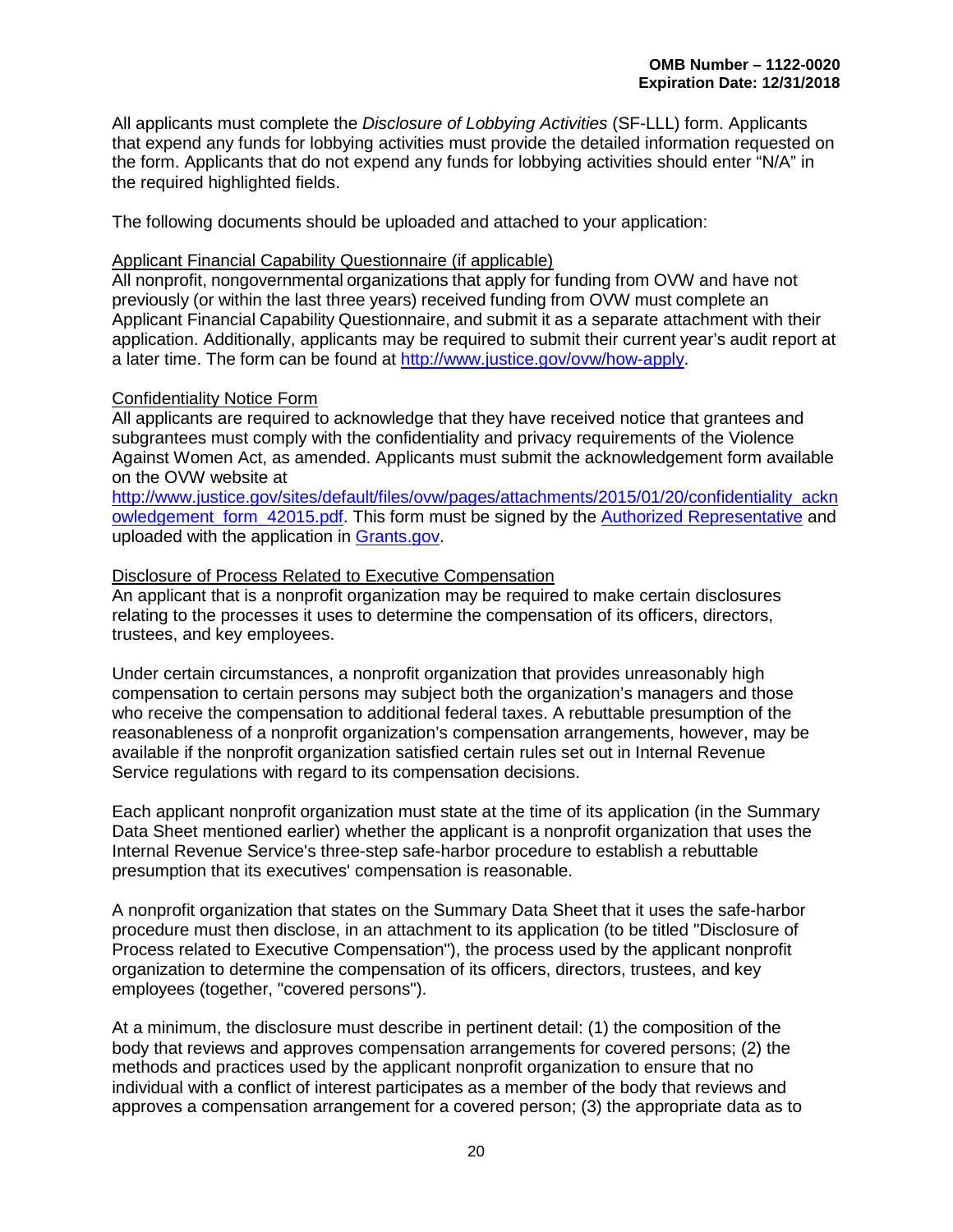All applicants must complete the *Disclosure of Lobbying Activities* (SF-LLL) form. Applicants that expend any funds for lobbying activities must provide the detailed information requested on the form. Applicants that do not expend any funds for lobbying activities should enter "N/A" in the required highlighted fields.

The following documents should be uploaded and attached to your application:

Applicant Financial Capability Questionnaire (if applicable)
All nonprofit, nongovernmental organizations that apply for funding from OVW and have not previously (or within the last three years) received funding from OVW must complete an Applicant Financial Capability Questionnaire, and submit it as a separate attachment with their application. Additionally, applicants may be required to submit their current year's audit report at a later time. The form can be found at [http://www.justice.gov/ovw/how-apply](http://www.justice.gov/ovw/how-apply).

Confidentiality Notice Form
All applicants are required to acknowledge that they have received notice that grantees and subgrantees must comply with the confidentiality and privacy requirements of the Violence Against Women Act, as amended. Applicants must submit the acknowledgement form available on the OVW website at [http://www.justice.gov/sites/default/files/ovw/pages/attachments/2015/01/20/confidentiality_acknowledgement_form_42015.pdf](http://www.justice.gov/sites/default/files/ovw/pages/attachments/2015/01/20/confidentiality_acknowledgement_form_42015.pdf). This form must be signed by the Authorized Representative and uploaded with the application in Grants.gov.

Disclosure of Process Related to Executive Compensation
An applicant that is a nonprofit organization may be required to make certain disclosures relating to the processes it uses to determine the compensation of its officers, directors, trustees, and key employees.

Under certain circumstances, a nonprofit organization that provides unreasonably high compensation to certain persons may subject both the organization's managers and those who receive the compensation to additional federal taxes. A rebuttable presumption of the reasonableness of a nonprofit organization's compensation arrangements, however, may be available if the nonprofit organization satisfied certain rules set out in Internal Revenue Service regulations with regard to its compensation decisions.

Each applicant nonprofit organization must state at the time of its application (in the Summary Data Sheet mentioned earlier) whether the applicant is a nonprofit organization that uses the Internal Revenue Service's three-step safe-harbor procedure to establish a rebuttable presumption that its executives' compensation is reasonable.

A nonprofit organization that states on the Summary Data Sheet that it uses the safe-harbor procedure must then disclose, in an attachment to its application (to be titled "Disclosure of Process related to Executive Compensation"), the process used by the applicant nonprofit organization to determine the compensation of its officers, directors, trustees, and key employees (together, "covered persons").

At a minimum, the disclosure must describe in pertinent detail: (1) the composition of the body that reviews and approves compensation arrangements for covered persons; (2) the methods and practices used by the applicant nonprofit organization to ensure that no individual with a conflict of interest participates as a member of the body that reviews and approves a compensation arrangement for a covered person; (3) the appropriate data as to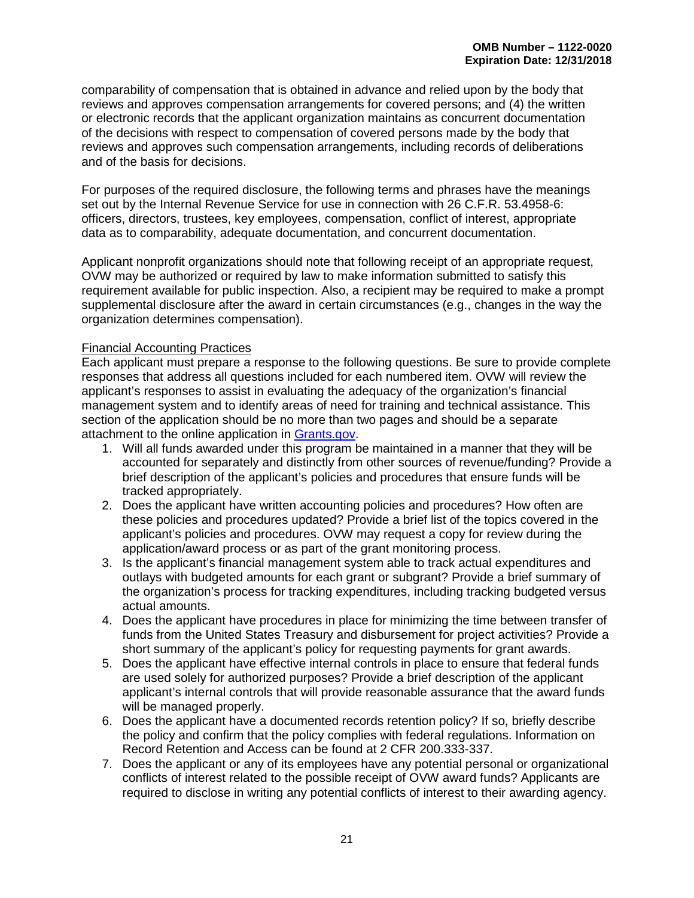comparability of compensation that is obtained in advance and relied upon by the body that reviews and approves compensation arrangements for covered persons; and (4) the written or electronic records that the applicant organization maintains as concurrent documentation of the decisions with respect to compensation of covered persons made by the body that reviews and approves such compensation arrangements, including records of deliberations and of the basis for decisions.

For purposes of the required disclosure, the following terms and phrases have the meanings set out by the Internal Revenue Service for use in connection with 26 C.F.R. 53.4958-6: officers, directors, trustees, key employees, compensation, conflict of interest, appropriate data as to comparability, adequate documentation, and concurrent documentation.

Applicant nonprofit organizations should note that following receipt of an appropriate request, OVW may be authorized or required by law to make information submitted to satisfy this requirement available for public inspection. Also, a recipient may be required to make a prompt supplemental disclosure after the award in certain circumstances (e.g., changes in the way the organization determines compensation).

Financial Accounting Practices

Each applicant must prepare a response to the following questions. Be sure to provide complete responses that address all questions included for each numbered item. OVW will review the applicant's responses to assist in evaluating the adequacy of the organization's financial management system and to identify areas of need for training and technical assistance. This section of the application should be no more than two pages and should be a separate attachment to the online application in [Grants.gov](Grants.gov).

1. Will all funds awarded under this program be maintained in a manner that they will be accounted for separately and distinctly from other sources of revenue/funding? Provide a brief description of the applicant's policies and procedures that ensure funds will be tracked appropriately.
2. Does the applicant have written accounting policies and procedures? How often are these policies and procedures updated? Provide a brief list of the topics covered in the applicant's policies and procedures. OVW may request a copy for review during the application/award process or as part of the grant monitoring process.
3. Is the applicant's financial management system able to track actual expenditures and outlays with budgeted amounts for each grant or subgrant? Provide a brief summary of the organization's process for tracking expenditures, including tracking budgeted versus actual amounts.
4. Does the applicant have procedures in place for minimizing the time between transfer of funds from the United States Treasury and disbursement for project activities? Provide a short summary of the applicant's policy for requesting payments for grant awards.
5. Does the applicant have effective internal controls in place to ensure that federal funds are used solely for authorized purposes? Provide a brief description of the applicant applicant's internal controls that will provide reasonable assurance that the award funds will be managed properly.
6. Does the applicant have a documented records retention policy? If so, briefly describe the policy and confirm that the policy complies with federal regulations. Information on Record Retention and Access can be found at 2 CFR 200.333-337.
7. Does the applicant or any of its employees have any potential personal or organizational conflicts of interest related to the possible receipt of OVW award funds? Applicants are required to disclose in writing any potential conflicts of interest to their awarding agency.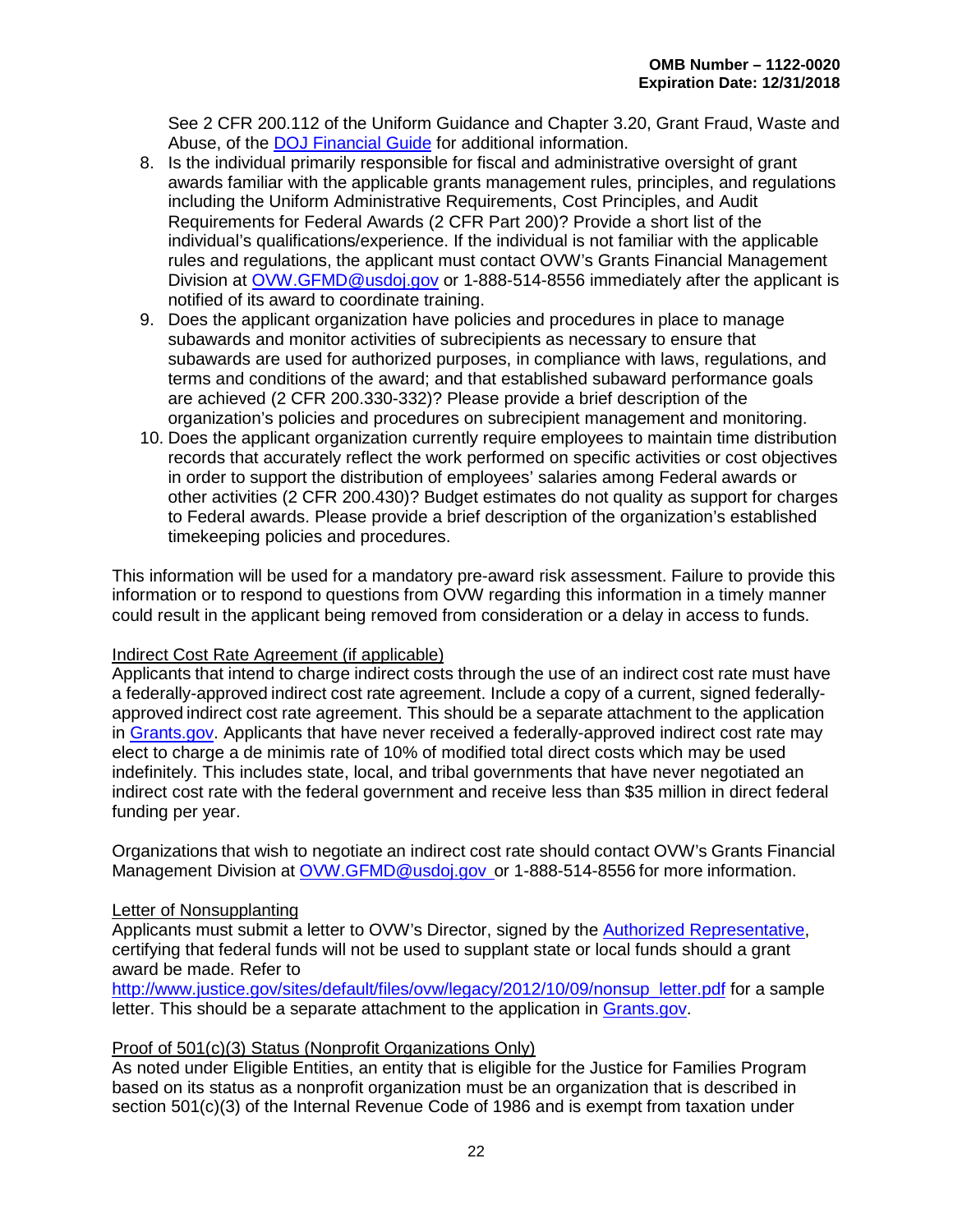See 2 CFR 200.112 of the Uniform Guidance and Chapter 3.20, Grant Fraud, Waste and Abuse, of the DOJ Financial Guide for additional information.

8. Is the individual primarily responsible for fiscal and administrative oversight of grant awards familiar with the applicable grants management rules, principles, and regulations including the Uniform Administrative Requirements, Cost Principles, and Audit Requirements for Federal Awards (2 CFR Part 200)? Provide a short list of the individual's qualifications/experience. If the individual is not familiar with the applicable rules and regulations, the applicant must contact OVW's Grants Financial Management Division at OVW.GFMD@usdoj.gov or 1-888-514-8556 immediately after the applicant is notified of its award to coordinate training.
9. Does the applicant organization have policies and procedures in place to manage subawards and monitor activities of subrecipients as necessary to ensure that subawards are used for authorized purposes, in compliance with laws, regulations, and terms and conditions of the award; and that established subaward performance goals are achieved (2 CFR 200.330-332)? Please provide a brief description of the organization's policies and procedures on subrecipient management and monitoring.
10. Does the applicant organization currently require employees to maintain time distribution records that accurately reflect the work performed on specific activities or cost objectives in order to support the distribution of employees' salaries among Federal awards or other activities (2 CFR 200.430)? Budget estimates do not quality as support for charges to Federal awards. Please provide a brief description of the organization's established timekeeping policies and procedures.

This information will be used for a mandatory pre-award risk assessment. Failure to provide this information or to respond to questions from OVW regarding this information in a timely manner could result in the applicant being removed from consideration or a delay in access to funds.

Indirect Cost Rate Agreement (if applicable)

Applicants that intend to charge indirect costs through the use of an indirect cost rate must have a federally-approved indirect cost rate agreement. Include a copy of a current, signed federally-approved indirect cost rate agreement. This should be a separate attachment to the application in Grants.gov. Applicants that have never received a federally-approved indirect cost rate may elect to charge a de minimis rate of 10% of modified total direct costs which may be used indefinitely. This includes state, local, and tribal governments that have never negotiated an indirect cost rate with the federal government and receive less than $35 million in direct federal funding per year.

Organizations that wish to negotiate an indirect cost rate should contact OVW's Grants Financial Management Division at OVW.GFMD@usdoj.gov or 1-888-514-8556 for more information.

Letter of Nonsupplanting

Applicants must submit a letter to OVW's Director, signed by the Authorized Representative, certifying that federal funds will not be used to supplant state or local funds should a grant award be made. Refer to http://www.justice.gov/sites/default/files/ovw/legacy/2012/10/09/nonsup_letter.pdf for a sample letter. This should be a separate attachment to the application in Grants.gov.

Proof of 501(c)(3) Status (Nonprofit Organizations Only)

As noted under Eligible Entities, an entity that is eligible for the Justice for Families Program based on its status as a nonprofit organization must be an organization that is described in section 501(c)(3) of the Internal Revenue Code of 1986 and is exempt from taxation under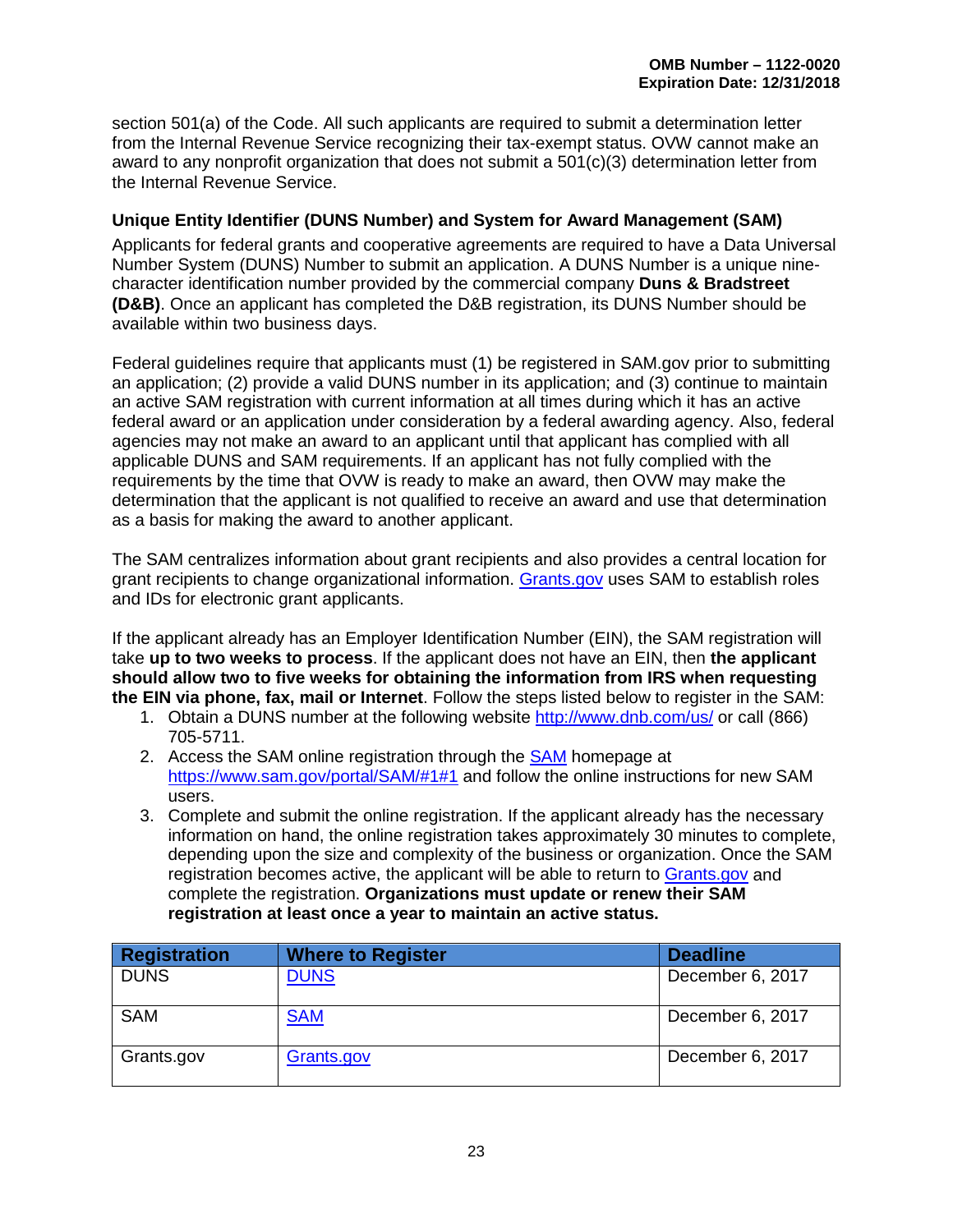section 501(a) of the Code. All such applicants are required to submit a determination letter from the Internal Revenue Service recognizing their tax-exempt status. OVW cannot make an award to any nonprofit organization that does not submit a 501(c)(3) determination letter from the Internal Revenue Service.

### Unique Entity Identifier (DUNS Number) and System for Award Management (SAM)

Applicants for federal grants and cooperative agreements are required to have a Data Universal Number System (DUNS) Number to submit an application. A DUNS Number is a unique nine-character identification number provided by the commercial company **Duns & Bradstreet (D&B)**. Once an applicant has completed the D&B registration, its DUNS Number should be available within two business days.

Federal guidelines require that applicants must (1) be registered in SAM.gov prior to submitting an application; (2) provide a valid DUNS number in its application; and (3) continue to maintain an active SAM registration with current information at all times during which it has an active federal award or an application under consideration by a federal awarding agency. Also, federal agencies may not make an award to an applicant until that applicant has complied with all applicable DUNS and SAM requirements. If an applicant has not fully complied with the requirements by the time that OVW is ready to make an award, then OVW may make the determination that the applicant is not qualified to receive an award and use that determination as a basis for making the award to another applicant.

The SAM centralizes information about grant recipients and also provides a central location for grant recipients to change organizational information. [Grants.gov](Grants.gov) uses SAM to establish roles and IDs for electronic grant applicants.

If the applicant already has an Employer Identification Number (EIN), the SAM registration will take **up to two weeks to process**. If the applicant does not have an EIN, then **the applicant should allow two to five weeks for obtaining the information from IRS when requesting the EIN via phone, fax, mail or Internet**. Follow the steps listed below to register in the SAM:

1. Obtain a DUNS number at the following website http://www.dnb.com/us/ or call (866) 705-5711.
2. Access the SAM online registration through the SAM homepage at https://www.sam.gov/portal/SAM/#1#1 and follow the online instructions for new SAM users.
3. Complete and submit the online registration. If the applicant already has the necessary information on hand, the online registration takes approximately 30 minutes to complete, depending upon the size and complexity of the business or organization. Once the SAM registration becomes active, the applicant will be able to return to Grants.gov and complete the registration. **Organizations must update or renew their SAM registration at least once a year to maintain an active status.**

| Registration | Where to Register | Deadline |
| --- | --- | --- |
| DUNS | DUNS | December 6, 2017 |
| SAM | SAM | December 6, 2017 |
| Grants.gov | Grants.gov | December 6, 2017 |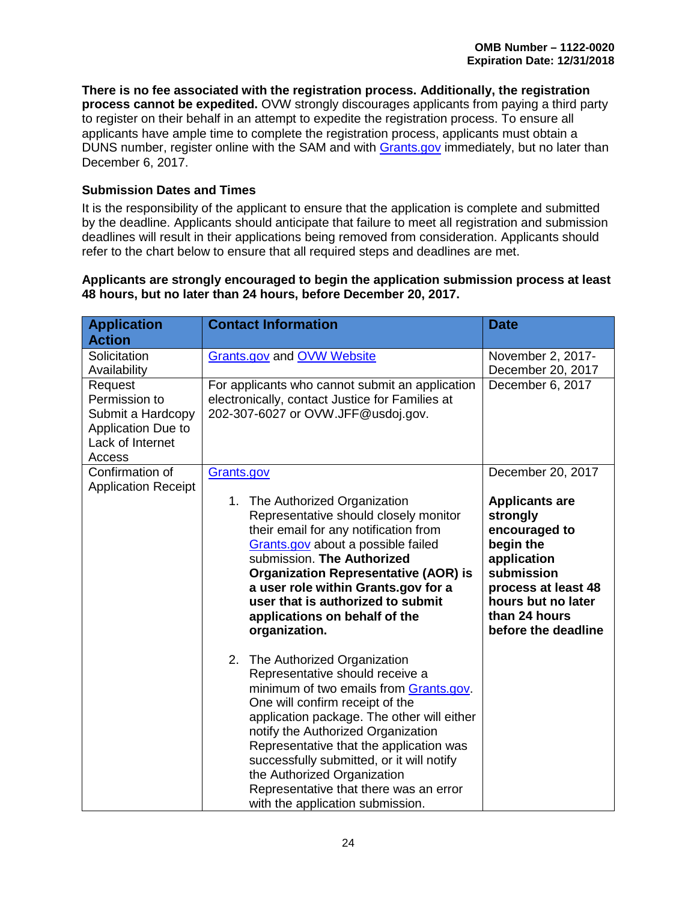**There is no fee associated with the registration process. Additionally, the registration process cannot be expedited.** OVW strongly discourages applicants from paying a third party to register on their behalf in an attempt to expedite the registration process. To ensure all applicants have ample time to complete the registration process, applicants must obtain a DUNS number, register online with the SAM and with Grants.gov immediately, but no later than December 6, 2017.

### Submission Dates and Times

It is the responsibility of the applicant to ensure that the application is complete and submitted by the deadline. Applicants should anticipate that failure to meet all registration and submission deadlines will result in their applications being removed from consideration. Applicants should refer to the chart below to ensure that all required steps and deadlines are met.

**Applicants are strongly encouraged to begin the application submission process at least 48 hours, but no later than 24 hours, before December 20, 2017.**

| Application Action | Contact Information | Date |
|---|---|---|
| Solicitation Availability | Grants.gov and OVW Website | November 2, 2017- December 20, 2017 |
| Request Permission to Submit a Hardcopy Application Due to Lack of Internet Access | For applicants who cannot submit an application electronically, contact Justice for Families at 202-307-6027 or OVW.JFF@usdoj.gov. | December 6, 2017 |
| Confirmation of Application Receipt | Grants.gov<br><br>1. The Authorized Organization Representative should closely monitor their email for any notification from Grants.gov about a possible failed submission. **The Authorized Organization Representative (AOR) is a user role within Grants.gov for a user that is authorized to submit applications on behalf of the organization.**<br><br>2. The Authorized Organization Representative should receive a minimum of two emails from Grants.gov. One will confirm receipt of the application package. The other will either notify the Authorized Organization Representative that the application was successfully submitted, or it will notify the Authorized Organization Representative that there was an error with the application submission. | December 20, 2017<br><br>**Applicants are strongly encouraged to begin the application submission process at least 48 hours but no later than 24 hours before the deadline** |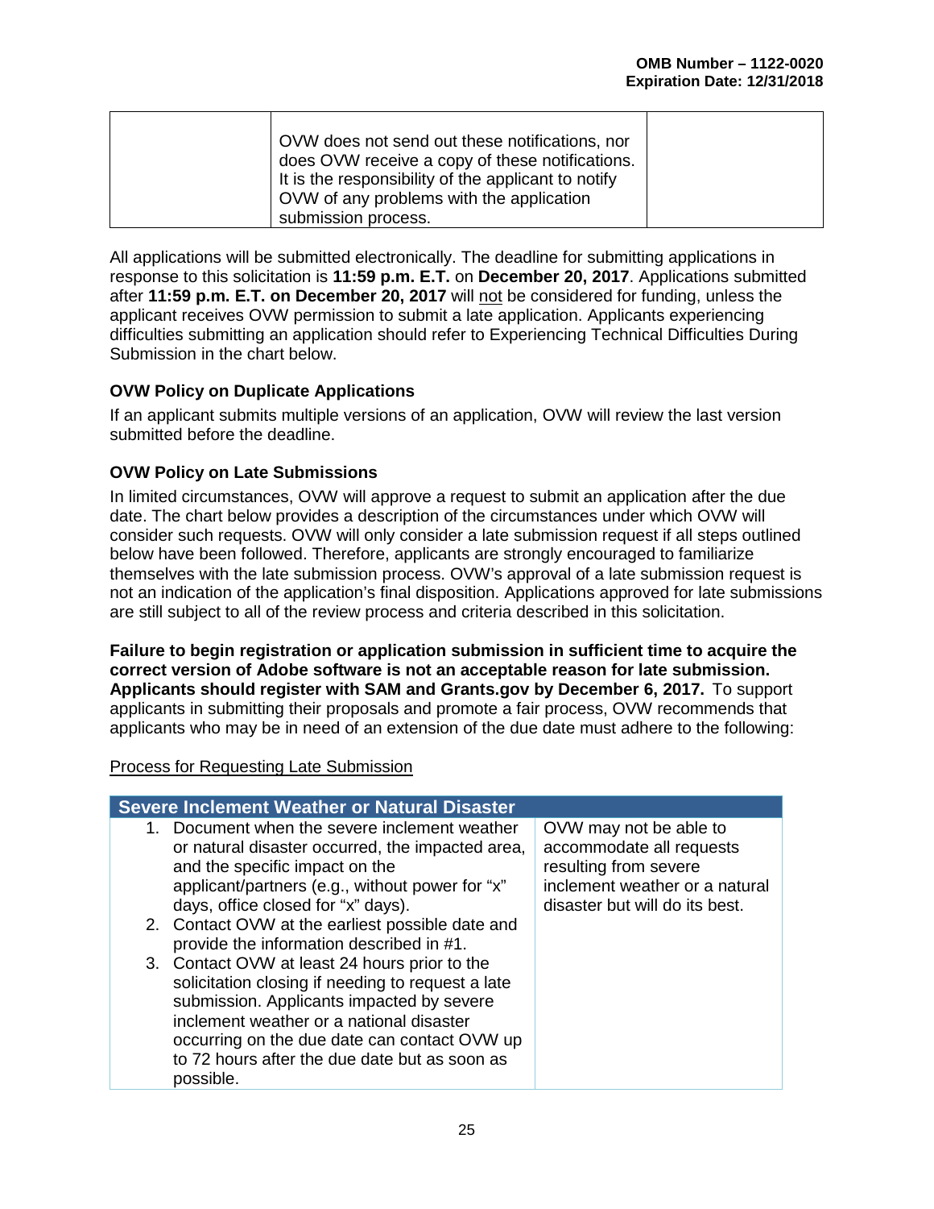| | OVW does not send out these notifications, nor does OVW receive a copy of these notifications. It is the responsibility of the applicant to notify OVW of any problems with the application submission process. | |
|---|---|---|

All applications will be submitted electronically. The deadline for submitting applications in response to this solicitation is **11:59 p.m. E.T.** on **December 20, 2017**. Applications submitted after **11:59 p.m. E.T. on December 20, 2017** will not be considered for funding, unless the applicant receives OVW permission to submit a late application. Applicants experiencing difficulties submitting an application should refer to Experiencing Technical Difficulties During Submission in the chart below.

### OVW Policy on Duplicate Applications

If an applicant submits multiple versions of an application, OVW will review the last version submitted before the deadline.

### OVW Policy on Late Submissions

In limited circumstances, OVW will approve a request to submit an application after the due date. The chart below provides a description of the circumstances under which OVW will consider such requests. OVW will only consider a late submission request if all steps outlined below have been followed. Therefore, applicants are strongly encouraged to familiarize themselves with the late submission process. OVW's approval of a late submission request is not an indication of the application's final disposition. Applications approved for late submissions are still subject to all of the review process and criteria described in this solicitation.

**Failure to begin registration or application submission in sufficient time to acquire the correct version of Adobe software is not an acceptable reason for late submission. Applicants should register with SAM and Grants.gov by December 6, 2017.** To support applicants in submitting their proposals and promote a fair process, OVW recommends that applicants who may be in need of an extension of the due date must adhere to the following:

Process for Requesting Late Submission

| Severe Inclement Weather or Natural Disaster | |
|---|---|
| 1. Document when the severe inclement weather or natural disaster occurred, the impacted area, and the specific impact on the applicant/partners (e.g., without power for "x" days, office closed for "x" days).<br>2. Contact OVW at the earliest possible date and provide the information described in #1.<br>3. Contact OVW at least 24 hours prior to the solicitation closing if needing to request a late submission. Applicants impacted by severe inclement weather or a national disaster occurring on the due date can contact OVW up to 72 hours after the due date but as soon as possible. | OVW may not be able to accommodate all requests resulting from severe inclement weather or a natural disaster but will do its best. |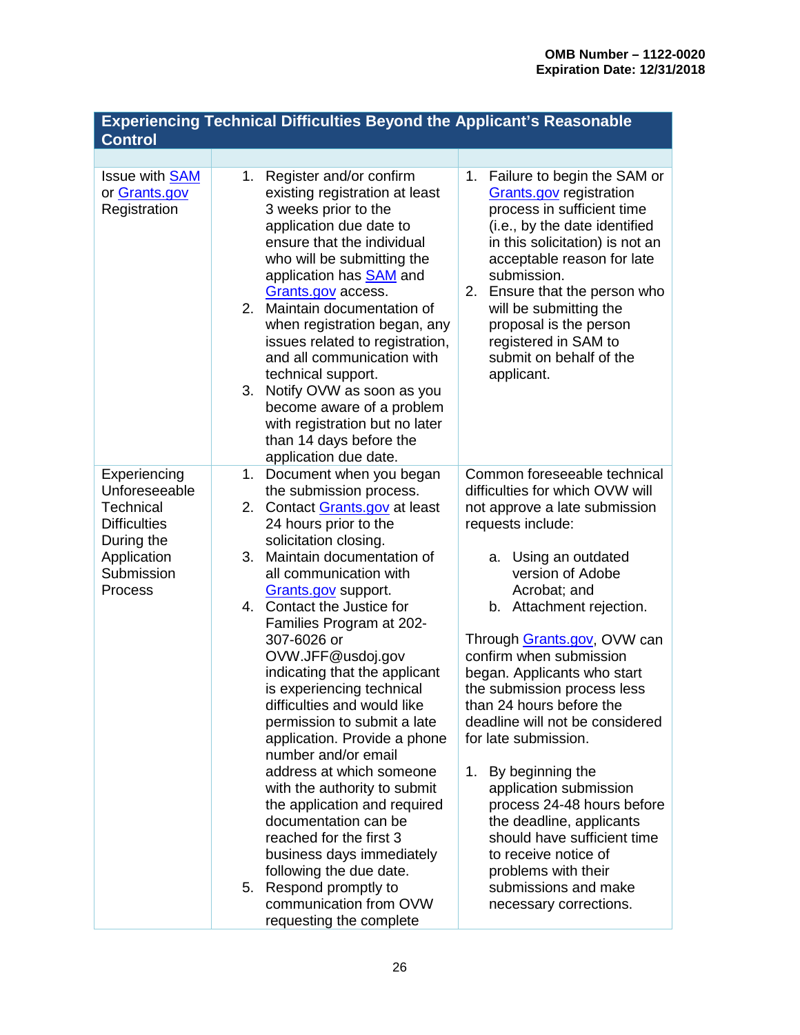| Experiencing Technical Difficulties Beyond the Applicant's Reasonable Control | | |
|---|---|---|
| | | |
| Issue with SAM or Grants.gov Registration | 1. Register and/or confirm existing registration at least 3 weeks prior to the application due date to ensure that the individual who will be submitting the application has SAM and Grants.gov access.<br>2. Maintain documentation of when registration began, any issues related to registration, and all communication with technical support.<br>3. Notify OVW as soon as you become aware of a problem with registration but no later than 14 days before the application due date. | 1. Failure to begin the SAM or Grants.gov registration process in sufficient time (i.e., by the date identified in this solicitation) is not an acceptable reason for late submission.<br>2. Ensure that the person who will be submitting the proposal is the person registered in SAM to submit on behalf of the applicant. |
| Experiencing Unforeseeable Technical Difficulties During the Application Submission Process | 1. Document when you began the submission process.<br>2. Contact Grants.gov at least 24 hours prior to the solicitation closing.<br>3. Maintain documentation of all communication with Grants.gov support.<br>4. Contact the Justice for Families Program at 202-307-6026 or OVW.JFF@usdoj.gov indicating that the applicant is experiencing technical difficulties and would like permission to submit a late application. Provide a phone number and/or email address at which someone with the authority to submit the application and required documentation can be reached for the first 3 business days immediately following the due date.<br>5. Respond promptly to communication from OVW requesting the complete | Common foreseeable technical difficulties for which OVW will not approve a late submission requests include:<br>a. Using an outdated version of Adobe Acrobat; and<br>b. Attachment rejection.<br><br>Through Grants.gov, OVW can confirm when submission began. Applicants who start the submission process less than 24 hours before the deadline will not be considered for late submission.<br><br>1. By beginning the application submission process 24-48 hours before the deadline, applicants should have sufficient time to receive notice of problems with their submissions and make necessary corrections. |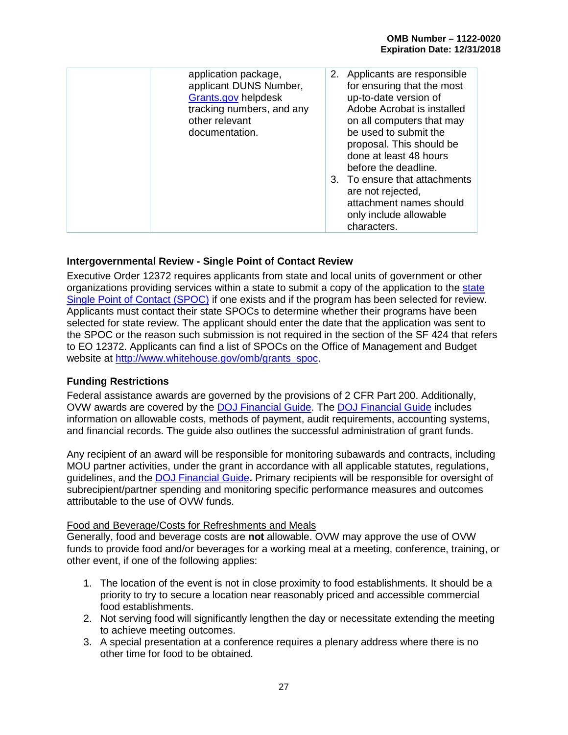| | application package, applicant DUNS Number, Grants.gov helpdesk tracking numbers, and any other relevant documentation. | 2. Applicants are responsible for ensuring that the most up-to-date version of Adobe Acrobat is installed on all computers that may be used to submit the proposal. This should be done at least 48 hours before the deadline.<br>3. To ensure that attachments are not rejected, attachment names should only include allowable characters. |
|---|---|---|

### Intergovernmental Review - Single Point of Contact Review

Executive Order 12372 requires applicants from state and local units of government or other organizations providing services within a state to submit a copy of the application to the state Single Point of Contact (SPOC) if one exists and if the program has been selected for review. Applicants must contact their state SPOCs to determine whether their programs have been selected for state review. The applicant should enter the date that the application was sent to the SPOC or the reason such submission is not required in the section of the SF 424 that refers to EO 12372. Applicants can find a list of SPOCs on the Office of Management and Budget website at http://www.whitehouse.gov/omb/grants_spoc.

### Funding Restrictions

Federal assistance awards are governed by the provisions of 2 CFR Part 200. Additionally, OVW awards are covered by the DOJ Financial Guide. The DOJ Financial Guide includes information on allowable costs, methods of payment, audit requirements, accounting systems, and financial records. The guide also outlines the successful administration of grant funds.

Any recipient of an award will be responsible for monitoring subawards and contracts, including MOU partner activities, under the grant in accordance with all applicable statutes, regulations, guidelines, and the DOJ Financial Guide**.** Primary recipients will be responsible for oversight of subrecipient/partner spending and monitoring specific performance measures and outcomes attributable to the use of OVW funds.

Food and Beverage/Costs for Refreshments and Meals

Generally, food and beverage costs are **not** allowable. OVW may approve the use of OVW funds to provide food and/or beverages for a working meal at a meeting, conference, training, or other event, if one of the following applies:

1. The location of the event is not in close proximity to food establishments. It should be a priority to try to secure a location near reasonably priced and accessible commercial food establishments.
2. Not serving food will significantly lengthen the day or necessitate extending the meeting to achieve meeting outcomes.
3. A special presentation at a conference requires a plenary address where there is no other time for food to be obtained.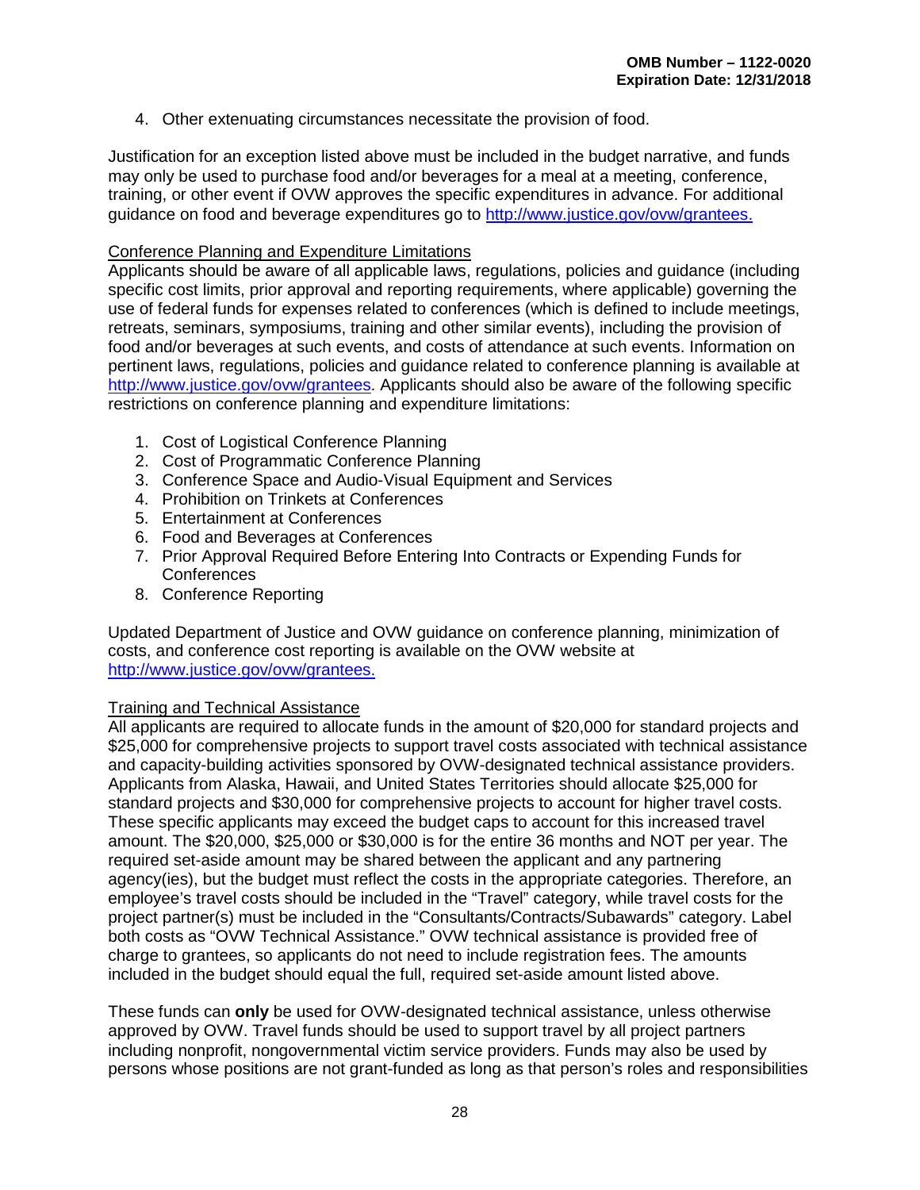4. Other extenuating circumstances necessitate the provision of food.

Justification for an exception listed above must be included in the budget narrative, and funds may only be used to purchase food and/or beverages for a meal at a meeting, conference, training, or other event if OVW approves the specific expenditures in advance. For additional guidance on food and beverage expenditures go to http://www.justice.gov/ovw/grantees.

Conference Planning and Expenditure Limitations

Applicants should be aware of all applicable laws, regulations, policies and guidance (including specific cost limits, prior approval and reporting requirements, where applicable) governing the use of federal funds for expenses related to conferences (which is defined to include meetings, retreats, seminars, symposiums, training and other similar events), including the provision of food and/or beverages at such events, and costs of attendance at such events. Information on pertinent laws, regulations, policies and guidance related to conference planning is available at http://www.justice.gov/ovw/grantees. Applicants should also be aware of the following specific restrictions on conference planning and expenditure limitations:

1. Cost of Logistical Conference Planning
2. Cost of Programmatic Conference Planning
3. Conference Space and Audio-Visual Equipment and Services
4. Prohibition on Trinkets at Conferences
5. Entertainment at Conferences
6. Food and Beverages at Conferences
7. Prior Approval Required Before Entering Into Contracts or Expending Funds for Conferences
8. Conference Reporting

Updated Department of Justice and OVW guidance on conference planning, minimization of costs, and conference cost reporting is available on the OVW website at http://www.justice.gov/ovw/grantees.

Training and Technical Assistance

All applicants are required to allocate funds in the amount of $20,000 for standard projects and $25,000 for comprehensive projects to support travel costs associated with technical assistance and capacity-building activities sponsored by OVW-designated technical assistance providers. Applicants from Alaska, Hawaii, and United States Territories should allocate $25,000 for standard projects and $30,000 for comprehensive projects to account for higher travel costs. These specific applicants may exceed the budget caps to account for this increased travel amount. The $20,000, $25,000 or $30,000 is for the entire 36 months and NOT per year. The required set-aside amount may be shared between the applicant and any partnering agency(ies), but the budget must reflect the costs in the appropriate categories. Therefore, an employee's travel costs should be included in the "Travel" category, while travel costs for the project partner(s) must be included in the "Consultants/Contracts/Subawards" category. Label both costs as "OVW Technical Assistance." OVW technical assistance is provided free of charge to grantees, so applicants do not need to include registration fees. The amounts included in the budget should equal the full, required set-aside amount listed above.

These funds can **only** be used for OVW-designated technical assistance, unless otherwise approved by OVW. Travel funds should be used to support travel by all project partners including nonprofit, nongovernmental victim service providers. Funds may also be used by persons whose positions are not grant-funded as long as that person's roles and responsibilities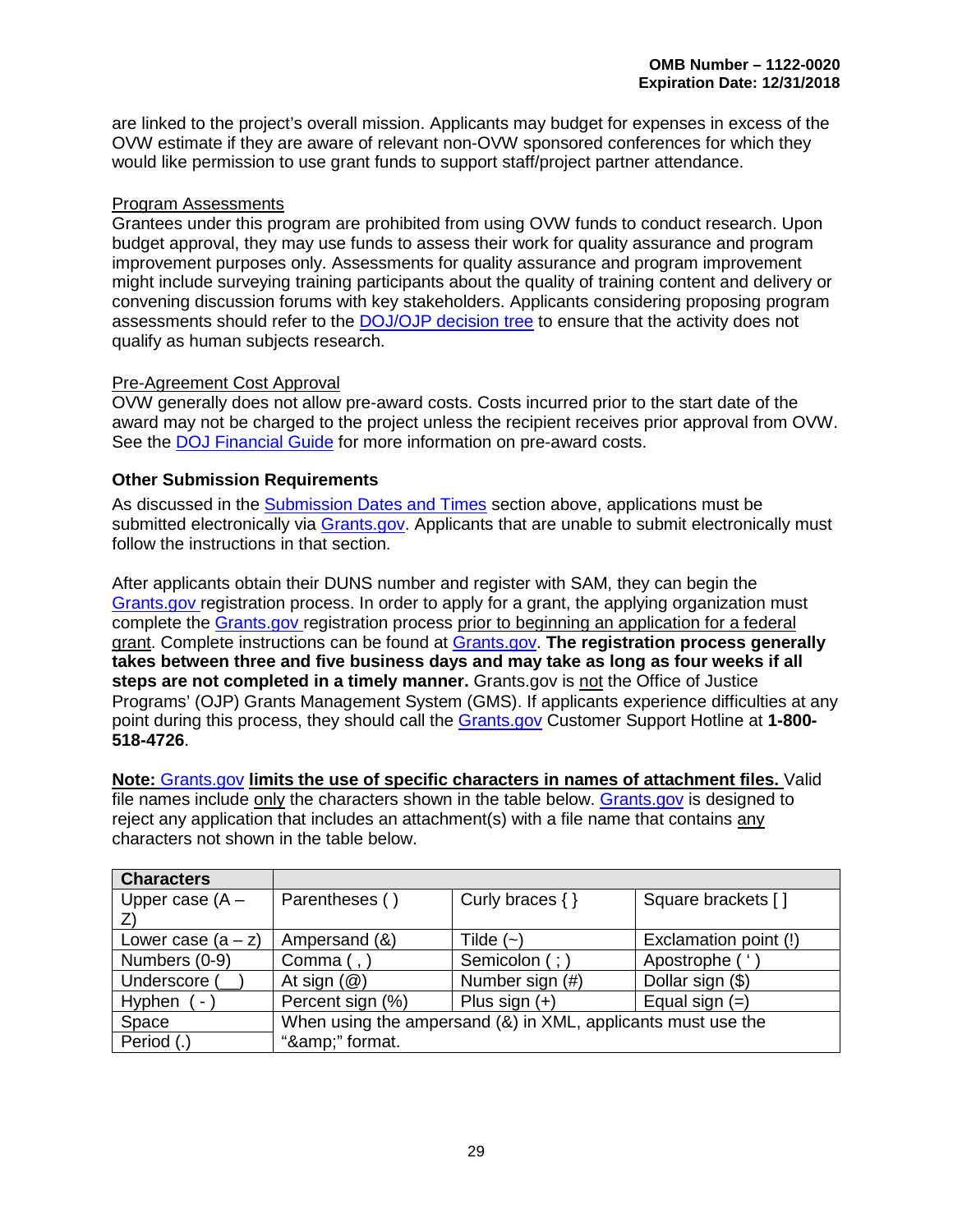are linked to the project's overall mission. Applicants may budget for expenses in excess of the OVW estimate if they are aware of relevant non-OVW sponsored conferences for which they would like permission to use grant funds to support staff/project partner attendance.

Program Assessments
Grantees under this program are prohibited from using OVW funds to conduct research. Upon budget approval, they may use funds to assess their work for quality assurance and program improvement purposes only. Assessments for quality assurance and program improvement might include surveying training participants about the quality of training content and delivery or convening discussion forums with key stakeholders. Applicants considering proposing program assessments should refer to the DOJ/OJP decision tree to ensure that the activity does not qualify as human subjects research.

Pre-Agreement Cost Approval
OVW generally does not allow pre-award costs. Costs incurred prior to the start date of the award may not be charged to the project unless the recipient receives prior approval from OVW. See the DOJ Financial Guide for more information on pre-award costs.

**Other Submission Requirements**

As discussed in the Submission Dates and Times section above, applications must be submitted electronically via Grants.gov. Applicants that are unable to submit electronically must follow the instructions in that section.

After applicants obtain their DUNS number and register with SAM, they can begin the Grants.gov registration process. In order to apply for a grant, the applying organization must complete the Grants.gov registration process prior to beginning an application for a federal grant. Complete instructions can be found at Grants.gov. **The registration process generally takes between three and five business days and may take as long as four weeks if all steps are not completed in a timely manner.** Grants.gov is not the Office of Justice Programs' (OJP) Grants Management System (GMS). If applicants experience difficulties at any point during this process, they should call the Grants.gov Customer Support Hotline at **1-800-518-4726**.

**Note:** Grants.gov **limits the use of specific characters in names of attachment files.** Valid file names include only the characters shown in the table below. Grants.gov is designed to reject any application that includes an attachment(s) with a file name that contains any characters not shown in the table below.

| **Characters** | | | |
|---|---|---|---|
| Upper case (A – Z) | Parentheses ( ) | Curly braces { } | Square brackets [ ] |
| Lower case (a – z) | Ampersand (&) | Tilde (~) | Exclamation point (!) |
| Numbers (0-9) | Comma ( , ) | Semicolon ( ; ) | Apostrophe ( ' ) |
| Underscore ( _ ) | At sign (@) | Number sign (#) | Dollar sign ($) |
| Hyphen ( - ) | Percent sign (%) | Plus sign (+) | Equal sign (=) |
| Space | When using the ampersand (&) in XML, applicants must use the "&amp;" format. | | |
| Period (.) | | | |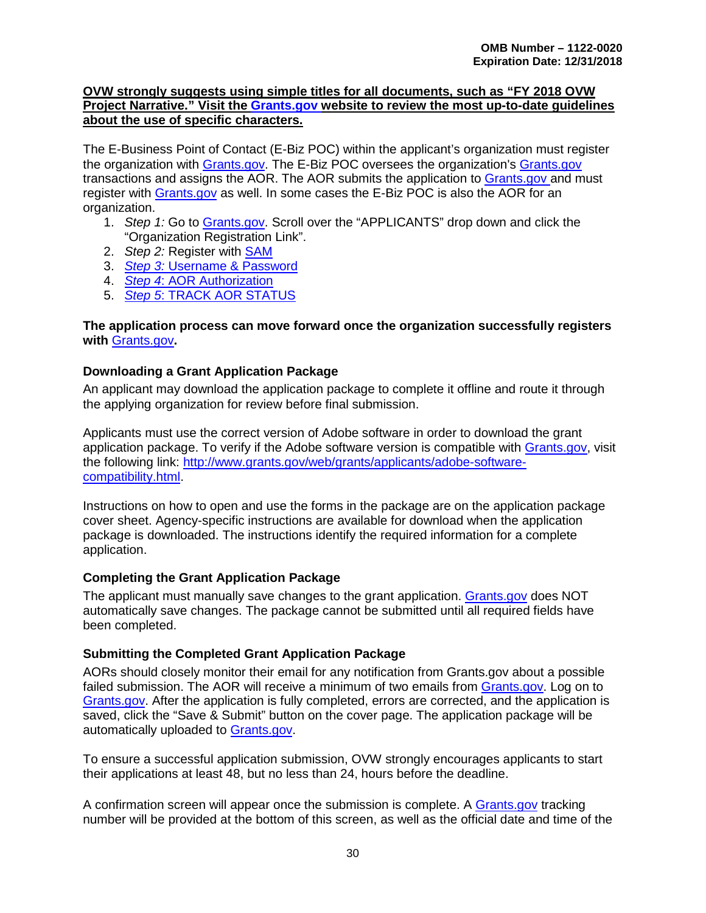**OVW strongly suggests using simple titles for all documents, such as "FY 2018 OVW Project Narrative." Visit the Grants.gov website to review the most up-to-date guidelines about the use of specific characters.**

The E-Business Point of Contact (E-Biz POC) within the applicant's organization must register the organization with Grants.gov. The E-Biz POC oversees the organization's Grants.gov transactions and assigns the AOR. The AOR submits the application to Grants.gov and must register with Grants.gov as well. In some cases the E-Biz POC is also the AOR for an organization.

1. *Step 1:* Go to Grants.gov. Scroll over the "APPLICANTS" drop down and click the "Organization Registration Link".
2. *Step 2:* Register with SAM
3. *Step 3:* Username & Password
4. *Step 4*: AOR Authorization
5. *Step 5*: TRACK AOR STATUS

**The application process can move forward once the organization successfully registers with Grants.gov.**

### Downloading a Grant Application Package

An applicant may download the application package to complete it offline and route it through the applying organization for review before final submission.

Applicants must use the correct version of Adobe software in order to download the grant application package. To verify if the Adobe software version is compatible with Grants.gov, visit the following link: http://www.grants.gov/web/grants/applicants/adobe-software-compatibility.html.

Instructions on how to open and use the forms in the package are on the application package cover sheet. Agency-specific instructions are available for download when the application package is downloaded. The instructions identify the required information for a complete application.

### Completing the Grant Application Package

The applicant must manually save changes to the grant application. Grants.gov does NOT automatically save changes. The package cannot be submitted until all required fields have been completed.

### Submitting the Completed Grant Application Package

AORs should closely monitor their email for any notification from Grants.gov about a possible failed submission. The AOR will receive a minimum of two emails from Grants.gov. Log on to Grants.gov. After the application is fully completed, errors are corrected, and the application is saved, click the "Save & Submit" button on the cover page. The application package will be automatically uploaded to Grants.gov.

To ensure a successful application submission, OVW strongly encourages applicants to start their applications at least 48, but no less than 24, hours before the deadline.

A confirmation screen will appear once the submission is complete. A Grants.gov tracking number will be provided at the bottom of this screen, as well as the official date and time of the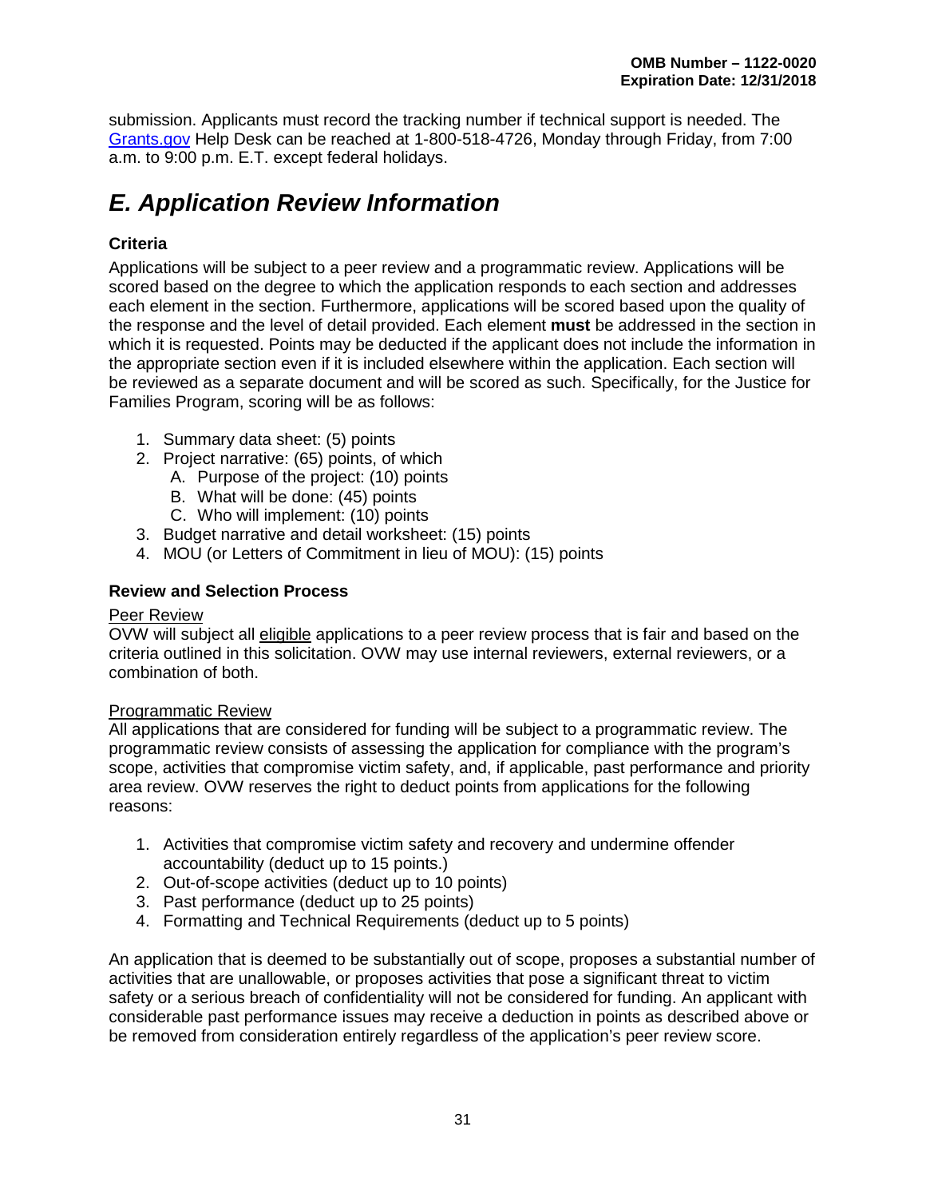submission. Applicants must record the tracking number if technical support is needed. The Grants.gov Help Desk can be reached at 1-800-518-4726, Monday through Friday, from 7:00 a.m. to 9:00 p.m. E.T. except federal holidays.

## *E. Application Review Information*

### Criteria

Applications will be subject to a peer review and a programmatic review. Applications will be scored based on the degree to which the application responds to each section and addresses each element in the section. Furthermore, applications will be scored based upon the quality of the response and the level of detail provided. Each element **must** be addressed in the section in which it is requested. Points may be deducted if the applicant does not include the information in the appropriate section even if it is included elsewhere within the application. Each section will be reviewed as a separate document and will be scored as such. Specifically, for the Justice for Families Program, scoring will be as follows:

1. Summary data sheet: (5) points
2. Project narrative: (65) points, of which
   A. Purpose of the project: (10) points
   B. What will be done: (45) points
   C. Who will implement: (10) points
3. Budget narrative and detail worksheet: (15) points
4. MOU (or Letters of Commitment in lieu of MOU): (15) points

### Review and Selection Process

Peer Review

OVW will subject all eligible applications to a peer review process that is fair and based on the criteria outlined in this solicitation. OVW may use internal reviewers, external reviewers, or a combination of both.

Programmatic Review

All applications that are considered for funding will be subject to a programmatic review. The programmatic review consists of assessing the application for compliance with the program's scope, activities that compromise victim safety, and, if applicable, past performance and priority area review. OVW reserves the right to deduct points from applications for the following reasons:

1. Activities that compromise victim safety and recovery and undermine offender accountability (deduct up to 15 points.)
2. Out-of-scope activities (deduct up to 10 points)
3. Past performance (deduct up to 25 points)
4. Formatting and Technical Requirements (deduct up to 5 points)

An application that is deemed to be substantially out of scope, proposes a substantial number of activities that are unallowable, or proposes activities that pose a significant threat to victim safety or a serious breach of confidentiality will not be considered for funding. An applicant with considerable past performance issues may receive a deduction in points as described above or be removed from consideration entirely regardless of the application's peer review score.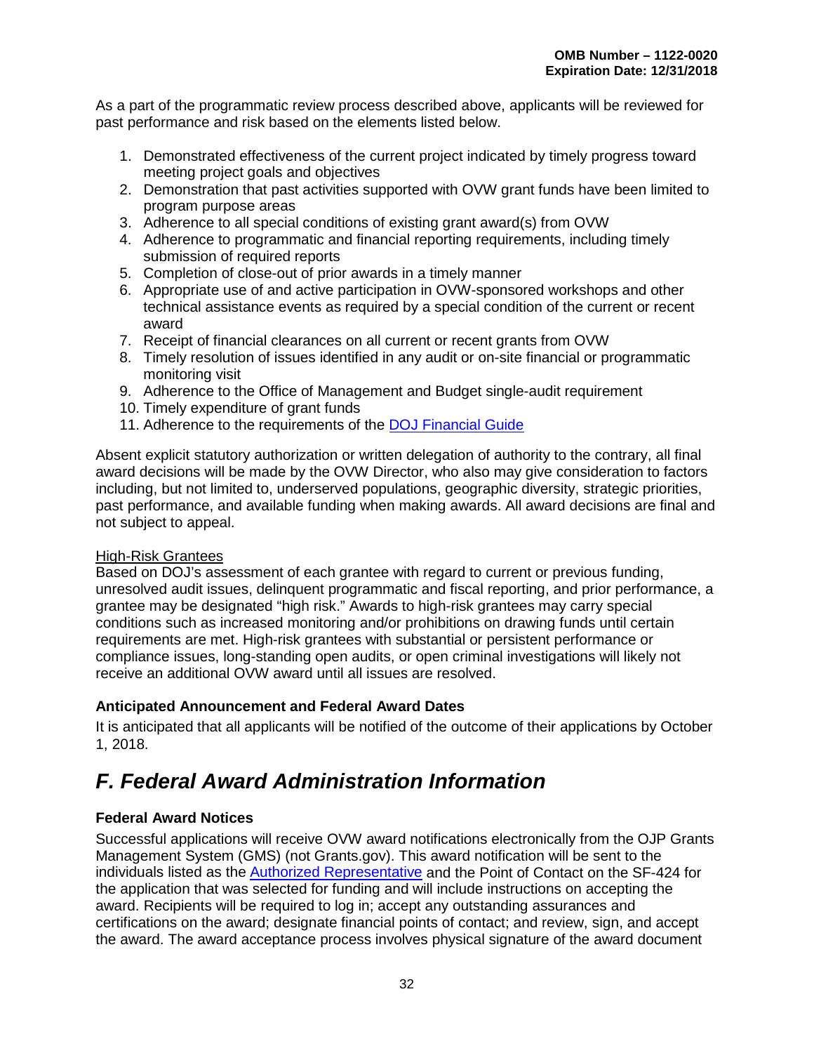As a part of the programmatic review process described above, applicants will be reviewed for past performance and risk based on the elements listed below.

1. Demonstrated effectiveness of the current project indicated by timely progress toward meeting project goals and objectives
2. Demonstration that past activities supported with OVW grant funds have been limited to program purpose areas
3. Adherence to all special conditions of existing grant award(s) from OVW
4. Adherence to programmatic and financial reporting requirements, including timely submission of required reports
5. Completion of close-out of prior awards in a timely manner
6. Appropriate use of and active participation in OVW-sponsored workshops and other technical assistance events as required by a special condition of the current or recent award
7. Receipt of financial clearances on all current or recent grants from OVW
8. Timely resolution of issues identified in any audit or on-site financial or programmatic monitoring visit
9. Adherence to the Office of Management and Budget single-audit requirement
10. Timely expenditure of grant funds
11. Adherence to the requirements of the DOJ Financial Guide

Absent explicit statutory authorization or written delegation of authority to the contrary, all final award decisions will be made by the OVW Director, who also may give consideration to factors including, but not limited to, underserved populations, geographic diversity, strategic priorities, past performance, and available funding when making awards. All award decisions are final and not subject to appeal.

High-Risk Grantees

Based on DOJ's assessment of each grantee with regard to current or previous funding, unresolved audit issues, delinquent programmatic and fiscal reporting, and prior performance, a grantee may be designated "high risk." Awards to high-risk grantees may carry special conditions such as increased monitoring and/or prohibitions on drawing funds until certain requirements are met. High-risk grantees with substantial or persistent performance or compliance issues, long-standing open audits, or open criminal investigations will likely not receive an additional OVW award until all issues are resolved.

**Anticipated Announcement and Federal Award Dates**

It is anticipated that all applicants will be notified of the outcome of their applications by October 1, 2018.

## *F. Federal Award Administration Information*

**Federal Award Notices**

Successful applications will receive OVW award notifications electronically from the OJP Grants Management System (GMS) (not Grants.gov). This award notification will be sent to the individuals listed as the Authorized Representative and the Point of Contact on the SF-424 for the application that was selected for funding and will include instructions on accepting the award. Recipients will be required to log in; accept any outstanding assurances and certifications on the award; designate financial points of contact; and review, sign, and accept the award. The award acceptance process involves physical signature of the award document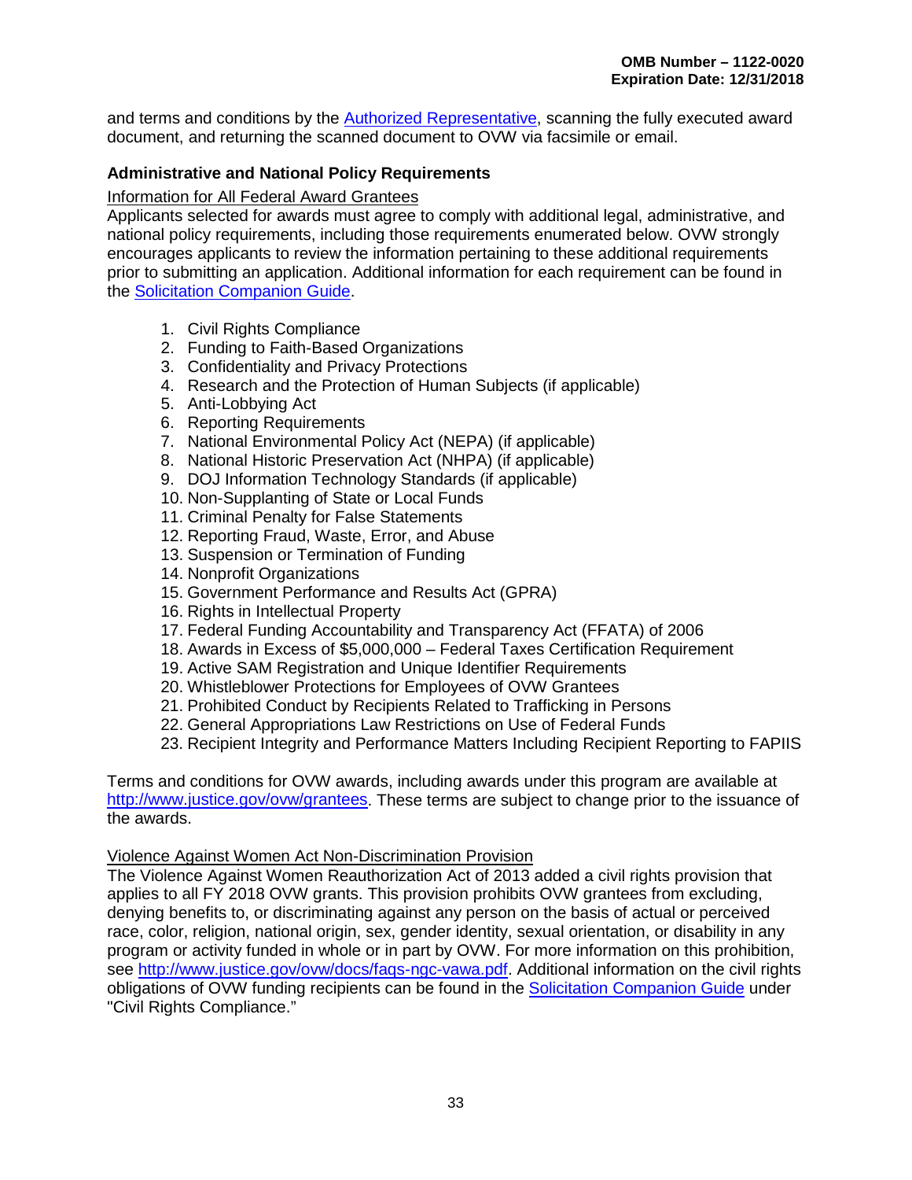and terms and conditions by the [Authorized Representative](), scanning the fully executed award document, and returning the scanned document to OVW via facsimile or email.

### Administrative and National Policy Requirements

Information for All Federal Award Grantees

Applicants selected for awards must agree to comply with additional legal, administrative, and national policy requirements, including those requirements enumerated below. OVW strongly encourages applicants to review the information pertaining to these additional requirements prior to submitting an application. Additional information for each requirement can be found in the Solicitation Companion Guide.

1. Civil Rights Compliance
2. Funding to Faith-Based Organizations
3. Confidentiality and Privacy Protections
4. Research and the Protection of Human Subjects (if applicable)
5. Anti-Lobbying Act
6. Reporting Requirements
7. National Environmental Policy Act (NEPA) (if applicable)
8. National Historic Preservation Act (NHPA) (if applicable)
9. DOJ Information Technology Standards (if applicable)
10. Non-Supplanting of State or Local Funds
11. Criminal Penalty for False Statements
12. Reporting Fraud, Waste, Error, and Abuse
13. Suspension or Termination of Funding
14. Nonprofit Organizations
15. Government Performance and Results Act (GPRA)
16. Rights in Intellectual Property
17. Federal Funding Accountability and Transparency Act (FFATA) of 2006
18. Awards in Excess of $5,000,000 – Federal Taxes Certification Requirement
19. Active SAM Registration and Unique Identifier Requirements
20. Whistleblower Protections for Employees of OVW Grantees
21. Prohibited Conduct by Recipients Related to Trafficking in Persons
22. General Appropriations Law Restrictions on Use of Federal Funds
23. Recipient Integrity and Performance Matters Including Recipient Reporting to FAPIIS

Terms and conditions for OVW awards, including awards under this program are available at http://www.justice.gov/ovw/grantees. These terms are subject to change prior to the issuance of the awards.

Violence Against Women Act Non-Discrimination Provision

The Violence Against Women Reauthorization Act of 2013 added a civil rights provision that applies to all FY 2018 OVW grants. This provision prohibits OVW grantees from excluding, denying benefits to, or discriminating against any person on the basis of actual or perceived race, color, religion, national origin, sex, gender identity, sexual orientation, or disability in any program or activity funded in whole or in part by OVW. For more information on this prohibition, see http://www.justice.gov/ovw/docs/faqs-ngc-vawa.pdf. Additional information on the civil rights obligations of OVW funding recipients can be found in the Solicitation Companion Guide under "Civil Rights Compliance."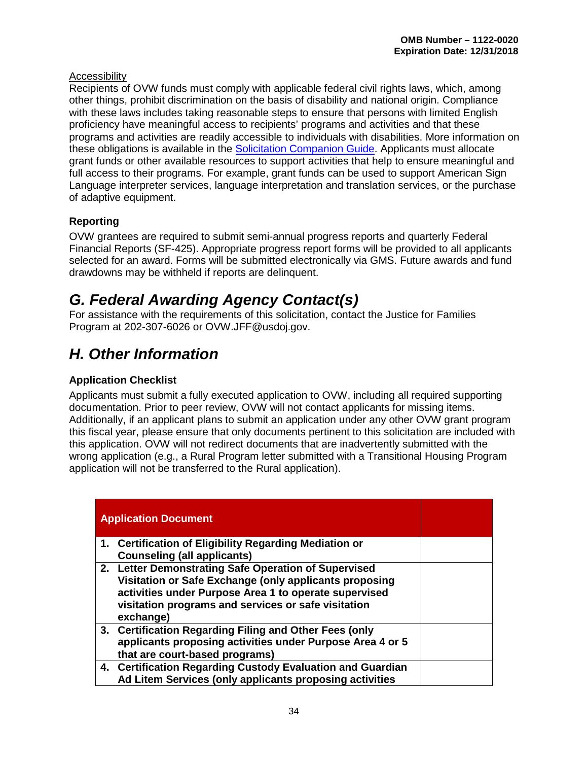Accessibility

Recipients of OVW funds must comply with applicable federal civil rights laws, which, among other things, prohibit discrimination on the basis of disability and national origin. Compliance with these laws includes taking reasonable steps to ensure that persons with limited English proficiency have meaningful access to recipients' programs and activities and that these programs and activities are readily accessible to individuals with disabilities. More information on these obligations is available in the Solicitation Companion Guide. Applicants must allocate grant funds or other available resources to support activities that help to ensure meaningful and full access to their programs. For example, grant funds can be used to support American Sign Language interpreter services, language interpretation and translation services, or the purchase of adaptive equipment.

**Reporting**

OVW grantees are required to submit semi-annual progress reports and quarterly Federal Financial Reports (SF-425). Appropriate progress report forms will be provided to all applicants selected for an award. Forms will be submitted electronically via GMS. Future awards and fund drawdowns may be withheld if reports are delinquent.

## *G. Federal Awarding Agency Contact(s)*

For assistance with the requirements of this solicitation, contact the Justice for Families Program at 202-307-6026 or OVW.JFF@usdoj.gov.

## *H. Other Information*

**Application Checklist**

Applicants must submit a fully executed application to OVW, including all required supporting documentation. Prior to peer review, OVW will not contact applicants for missing items. Additionally, if an applicant plans to submit an application under any other OVW grant program this fiscal year, please ensure that only documents pertinent to this solicitation are included with this application. OVW will not redirect documents that are inadvertently submitted with the wrong application (e.g., a Rural Program letter submitted with a Transitional Housing Program application will not be transferred to the Rural application).

| Application Document | |
|---|---|
| 1. Certification of Eligibility Regarding Mediation or Counseling (all applicants) | |
| 2. Letter Demonstrating Safe Operation of Supervised Visitation or Safe Exchange (only applicants proposing activities under Purpose Area 1 to operate supervised visitation programs and services or safe visitation exchange) | |
| 3. Certification Regarding Filing and Other Fees (only applicants proposing activities under Purpose Area 4 or 5 that are court-based programs) | |
| 4. Certification Regarding Custody Evaluation and Guardian Ad Litem Services (only applicants proposing activities | |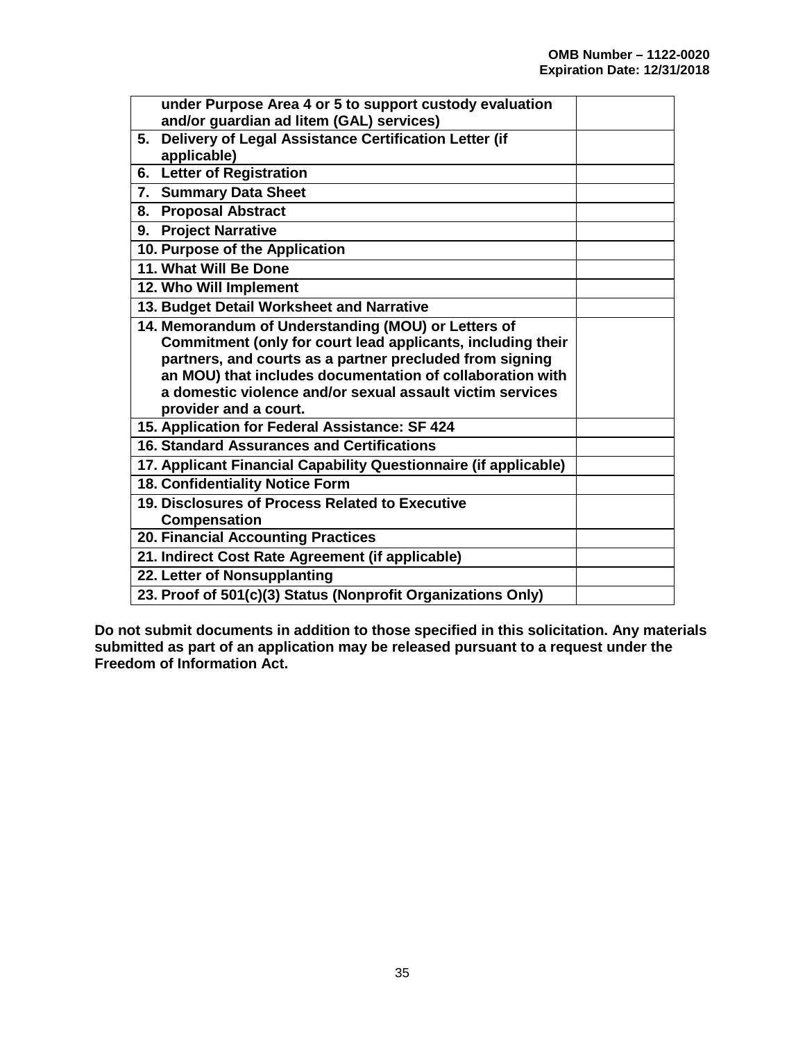| | |
|---|---|
| under Purpose Area 4 or 5 to support custody evaluation and/or guardian ad litem (GAL) services) | |
| 5. Delivery of Legal Assistance Certification Letter (if applicable) | |
| 6. Letter of Registration | |
| 7. Summary Data Sheet | |
| 8. Proposal Abstract | |
| 9. Project Narrative | |
| 10. Purpose of the Application | |
| 11. What Will Be Done | |
| 12. Who Will Implement | |
| 13. Budget Detail Worksheet and Narrative | |
| 14. Memorandum of Understanding (MOU) or Letters of Commitment (only for court lead applicants, including their partners, and courts as a partner precluded from signing an MOU) that includes documentation of collaboration with a domestic violence and/or sexual assault victim services provider and a court. | |
| 15. Application for Federal Assistance: SF 424 | |
| 16. Standard Assurances and Certifications | |
| 17. Applicant Financial Capability Questionnaire (if applicable) | |
| 18. Confidentiality Notice Form | |
| 19. Disclosures of Process Related to Executive Compensation | |
| 20. Financial Accounting Practices | |
| 21. Indirect Cost Rate Agreement (if applicable) | |
| 22. Letter of Nonsupplanting | |
| 23. Proof of 501(c)(3) Status (Nonprofit Organizations Only) | |

**Do not submit documents in addition to those specified in this solicitation. Any materials submitted as part of an application may be released pursuant to a request under the Freedom of Information Act.**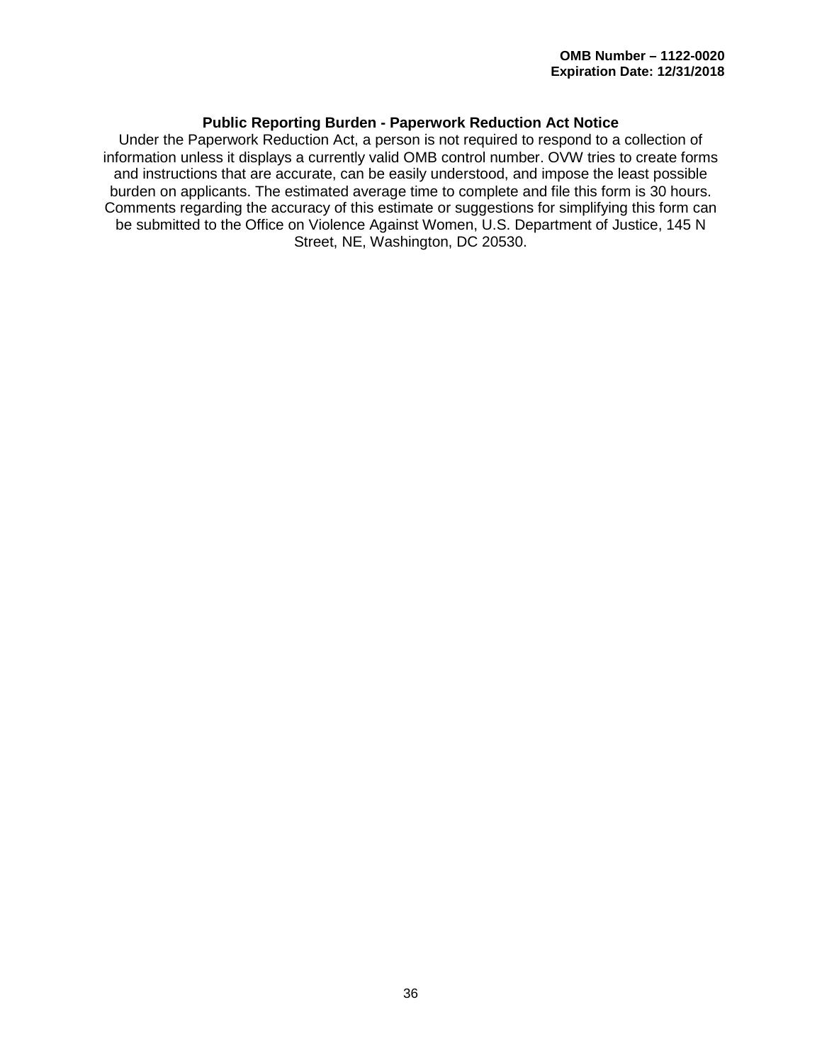**OMB Number – 1122-0020**
**Expiration Date: 12/31/2018**

## Public Reporting Burden - Paperwork Reduction Act Notice

Under the Paperwork Reduction Act, a person is not required to respond to a collection of information unless it displays a currently valid OMB control number. OVW tries to create forms and instructions that are accurate, can be easily understood, and impose the least possible burden on applicants. The estimated average time to complete and file this form is 30 hours. Comments regarding the accuracy of this estimate or suggestions for simplifying this form can be submitted to the Office on Violence Against Women, U.S. Department of Justice, 145 N Street, NE, Washington, DC 20530.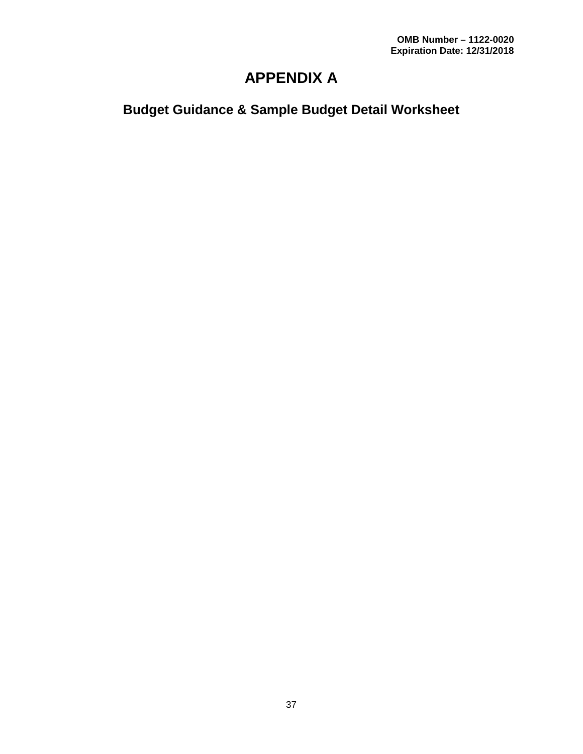**OMB Number – 1122-0020**
**Expiration Date: 12/31/2018**

# APPENDIX A

## Budget Guidance & Sample Budget Detail Worksheet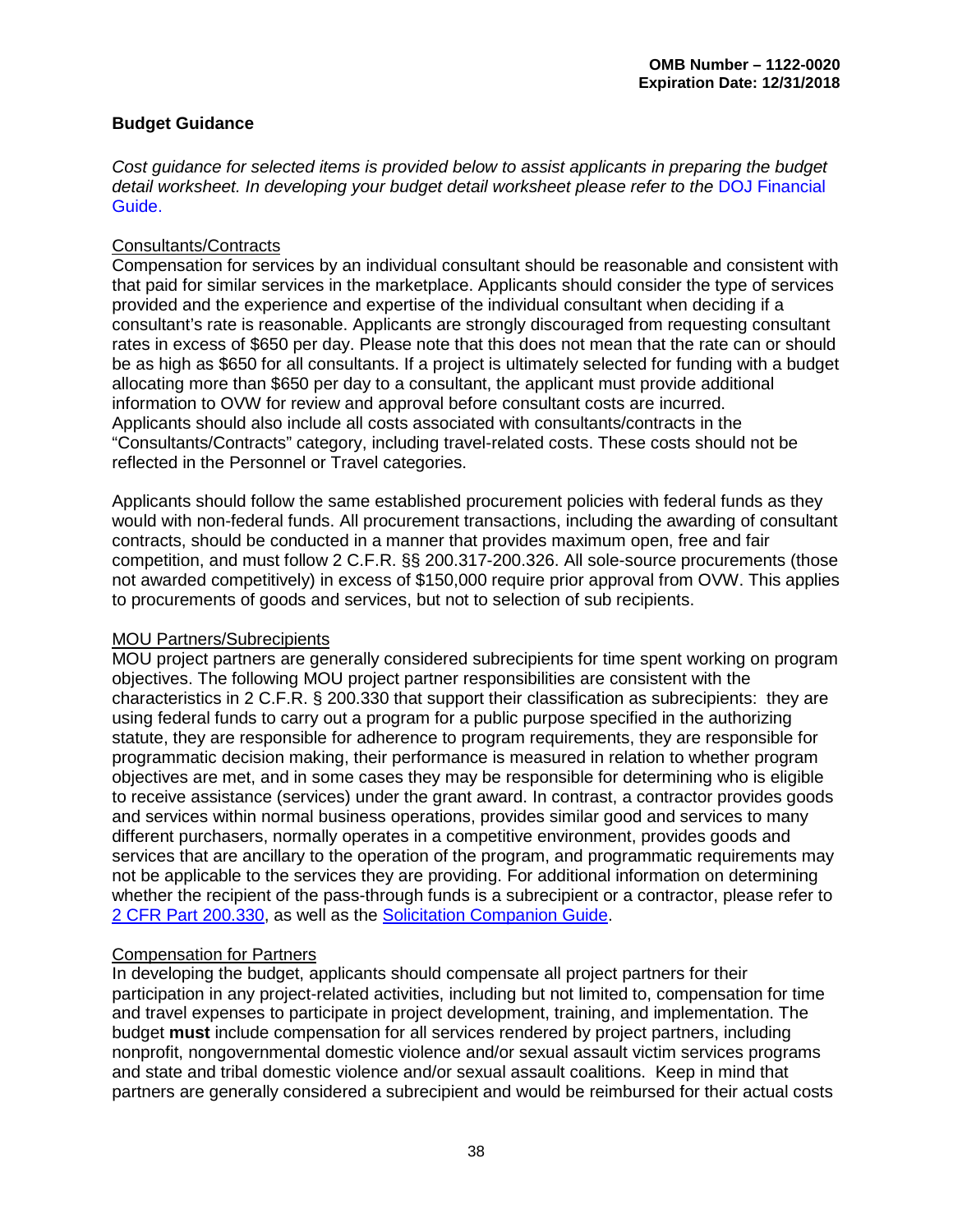## Budget Guidance

*Cost guidance for selected items is provided below to assist applicants in preparing the budget detail worksheet. In developing your budget detail worksheet please refer to the* DOJ Financial Guide.

Consultants/Contracts

Compensation for services by an individual consultant should be reasonable and consistent with that paid for similar services in the marketplace. Applicants should consider the type of services provided and the experience and expertise of the individual consultant when deciding if a consultant's rate is reasonable. Applicants are strongly discouraged from requesting consultant rates in excess of $650 per day. Please note that this does not mean that the rate can or should be as high as $650 for all consultants. If a project is ultimately selected for funding with a budget allocating more than $650 per day to a consultant, the applicant must provide additional information to OVW for review and approval before consultant costs are incurred. Applicants should also include all costs associated with consultants/contracts in the "Consultants/Contracts" category, including travel-related costs. These costs should not be reflected in the Personnel or Travel categories.

Applicants should follow the same established procurement policies with federal funds as they would with non-federal funds. All procurement transactions, including the awarding of consultant contracts, should be conducted in a manner that provides maximum open, free and fair competition, and must follow 2 C.F.R. §§ 200.317-200.326. All sole-source procurements (those not awarded competitively) in excess of $150,000 require prior approval from OVW. This applies to procurements of goods and services, but not to selection of sub recipients.

MOU Partners/Subrecipients

MOU project partners are generally considered subrecipients for time spent working on program objectives. The following MOU project partner responsibilities are consistent with the characteristics in 2 C.F.R. § 200.330 that support their classification as subrecipients: they are using federal funds to carry out a program for a public purpose specified in the authorizing statute, they are responsible for adherence to program requirements, they are responsible for programmatic decision making, their performance is measured in relation to whether program objectives are met, and in some cases they may be responsible for determining who is eligible to receive assistance (services) under the grant award. In contrast, a contractor provides goods and services within normal business operations, provides similar good and services to many different purchasers, normally operates in a competitive environment, provides goods and services that are ancillary to the operation of the program, and programmatic requirements may not be applicable to the services they are providing. For additional information on determining whether the recipient of the pass-through funds is a subrecipient or a contractor, please refer to 2 CFR Part 200.330, as well as the Solicitation Companion Guide.

Compensation for Partners

In developing the budget, applicants should compensate all project partners for their participation in any project-related activities, including but not limited to, compensation for time and travel expenses to participate in project development, training, and implementation. The budget **must** include compensation for all services rendered by project partners, including nonprofit, nongovernmental domestic violence and/or sexual assault victim services programs and state and tribal domestic violence and/or sexual assault coalitions. Keep in mind that partners are generally considered a subrecipient and would be reimbursed for their actual costs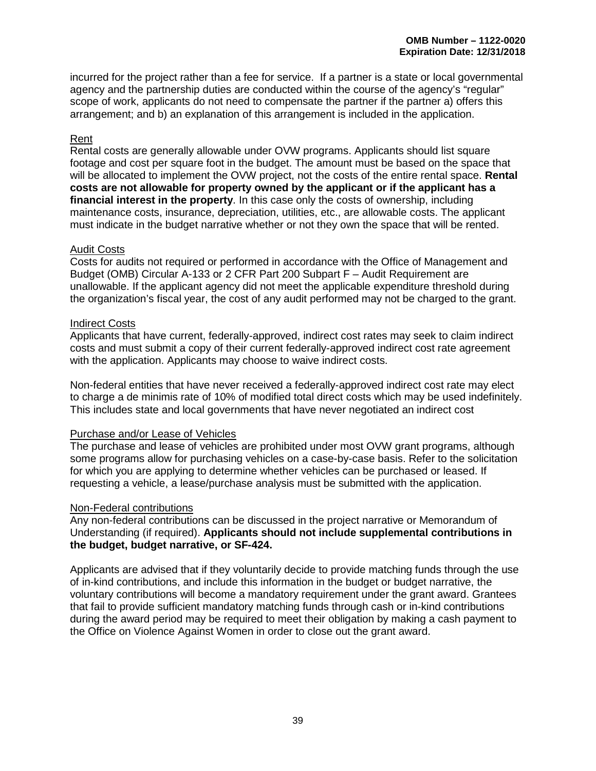incurred for the project rather than a fee for service. If a partner is a state or local governmental agency and the partnership duties are conducted within the course of the agency's "regular" scope of work, applicants do not need to compensate the partner if the partner a) offers this arrangement; and b) an explanation of this arrangement is included in the application.

Rent

Rental costs are generally allowable under OVW programs. Applicants should list square footage and cost per square foot in the budget. The amount must be based on the space that will be allocated to implement the OVW project, not the costs of the entire rental space. **Rental costs are not allowable for property owned by the applicant or if the applicant has a financial interest in the property**. In this case only the costs of ownership, including maintenance costs, insurance, depreciation, utilities, etc., are allowable costs. The applicant must indicate in the budget narrative whether or not they own the space that will be rented.

Audit Costs

Costs for audits not required or performed in accordance with the Office of Management and Budget (OMB) Circular A-133 or 2 CFR Part 200 Subpart F – Audit Requirement are unallowable. If the applicant agency did not meet the applicable expenditure threshold during the organization's fiscal year, the cost of any audit performed may not be charged to the grant.

Indirect Costs

Applicants that have current, federally-approved, indirect cost rates may seek to claim indirect costs and must submit a copy of their current federally-approved indirect cost rate agreement with the application. Applicants may choose to waive indirect costs.

Non-federal entities that have never received a federally-approved indirect cost rate may elect to charge a de minimis rate of 10% of modified total direct costs which may be used indefinitely. This includes state and local governments that have never negotiated an indirect cost

Purchase and/or Lease of Vehicles

The purchase and lease of vehicles are prohibited under most OVW grant programs, although some programs allow for purchasing vehicles on a case-by-case basis. Refer to the solicitation for which you are applying to determine whether vehicles can be purchased or leased. If requesting a vehicle, a lease/purchase analysis must be submitted with the application.

Non-Federal contributions

Any non-federal contributions can be discussed in the project narrative or Memorandum of Understanding (if required). **Applicants should not include supplemental contributions in the budget, budget narrative, or SF-424.**

Applicants are advised that if they voluntarily decide to provide matching funds through the use of in-kind contributions, and include this information in the budget or budget narrative, the voluntary contributions will become a mandatory requirement under the grant award. Grantees that fail to provide sufficient mandatory matching funds through cash or in-kind contributions during the award period may be required to meet their obligation by making a cash payment to the Office on Violence Against Women in order to close out the grant award.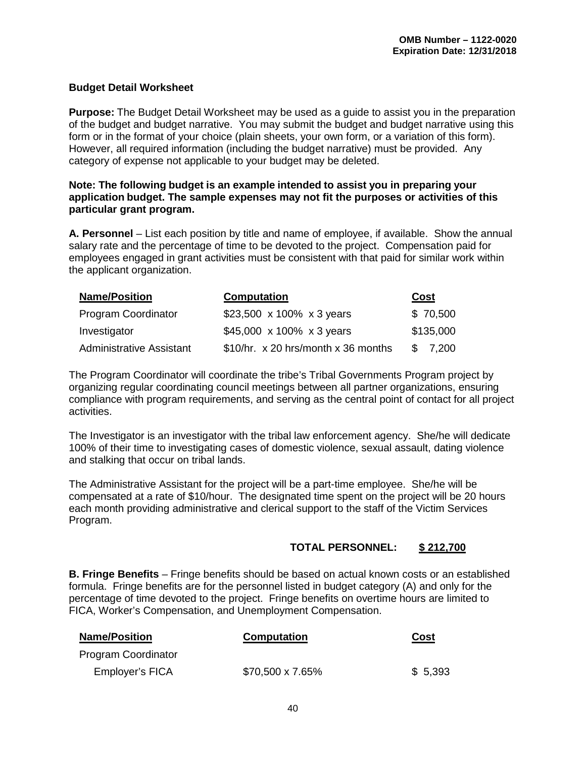**Budget Detail Worksheet**

**Purpose:** The Budget Detail Worksheet may be used as a guide to assist you in the preparation of the budget and budget narrative. You may submit the budget and budget narrative using this form or in the format of your choice (plain sheets, your own form, or a variation of this form). However, all required information (including the budget narrative) must be provided. Any category of expense not applicable to your budget may be deleted.

**Note: The following budget is an example intended to assist you in preparing your application budget. The sample expenses may not fit the purposes or activities of this particular grant program.**

**A. Personnel** – List each position by title and name of employee, if available. Show the annual salary rate and the percentage of time to be devoted to the project. Compensation paid for employees engaged in grant activities must be consistent with that paid for similar work within the applicant organization.

| Name/Position | Computation | Cost |
|---|---|---|
| Program Coordinator | $23,500 x 100% x 3 years | $ 70,500 |
| Investigator | $45,000 x 100% x 3 years | $135,000 |
| Administrative Assistant | $10/hr. x 20 hrs/month x 36 months | $ 7,200 |

The Program Coordinator will coordinate the tribe's Tribal Governments Program project by organizing regular coordinating council meetings between all partner organizations, ensuring compliance with program requirements, and serving as the central point of contact for all project activities.

The Investigator is an investigator with the tribal law enforcement agency. She/he will dedicate 100% of their time to investigating cases of domestic violence, sexual assault, dating violence and stalking that occur on tribal lands.

The Administrative Assistant for the project will be a part-time employee. She/he will be compensated at a rate of $10/hour. The designated time spent on the project will be 20 hours each month providing administrative and clerical support to the staff of the Victim Services Program.

**TOTAL PERSONNEL: $ 212,700**

**B. Fringe Benefits** – Fringe benefits should be based on actual known costs or an established formula. Fringe benefits are for the personnel listed in budget category (A) and only for the percentage of time devoted to the project. Fringe benefits on overtime hours are limited to FICA, Worker's Compensation, and Unemployment Compensation.

| Name/Position | Computation | Cost |
|---|---|---|
| Program Coordinator | | |
| Employer's FICA | $70,500 x 7.65% | $ 5,393 |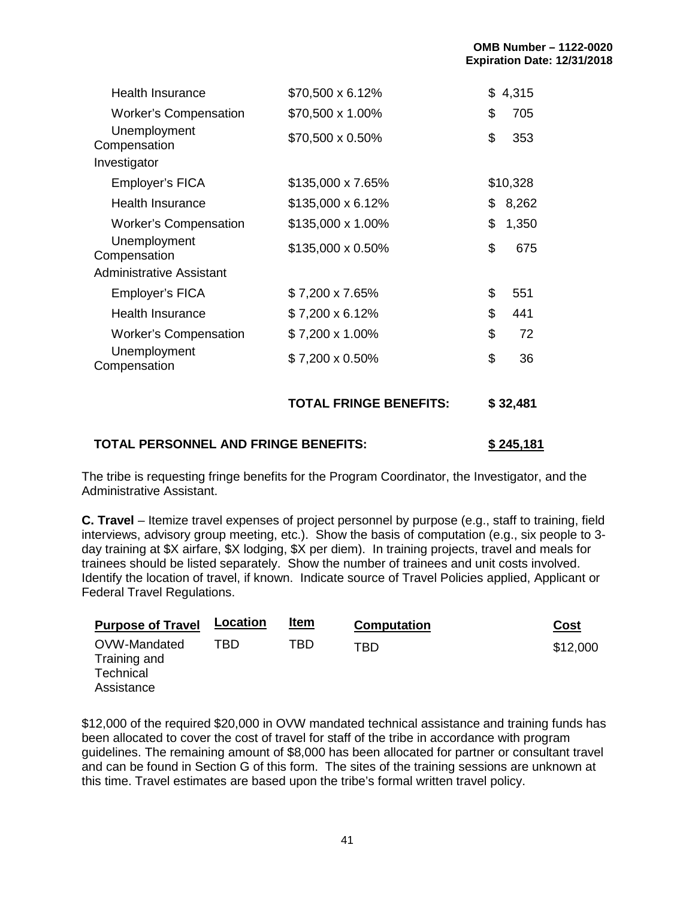| | | |
|---|---|---|
| Health Insurance | \$70,500 x 6.12% | \$ 4,315 |
| Worker's Compensation | \$70,500 x 1.00% | \$ 705 |
| Unemployment Compensation | \$70,500 x 0.50% | \$ 353 |
| Investigator | | |
| Employer's FICA | \$135,000 x 7.65% | \$10,328 |
| Health Insurance | \$135,000 x 6.12% | \$ 8,262 |
| Worker's Compensation | \$135,000 x 1.00% | \$ 1,350 |
| Unemployment Compensation | \$135,000 x 0.50% | \$ 675 |
| Administrative Assistant | | |
| Employer's FICA | \$ 7,200 x 7.65% | \$ 551 |
| Health Insurance | \$ 7,200 x 6.12% | \$ 441 |
| Worker's Compensation | \$ 7,200 x 1.00% | \$ 72 |
| Unemployment Compensation | \$ 7,200 x 0.50% | \$ 36 |
| | **TOTAL FRINGE BENEFITS:** | **\$ 32,481** |

**TOTAL PERSONNEL AND FRINGE BENEFITS:** **\$ 245,181**

The tribe is requesting fringe benefits for the Program Coordinator, the Investigator, and the Administrative Assistant.

**C. Travel** – Itemize travel expenses of project personnel by purpose (e.g., staff to training, field interviews, advisory group meeting, etc.). Show the basis of computation (e.g., six people to 3-day training at \$X airfare, \$X lodging, \$X per diem). In training projects, travel and meals for trainees should be listed separately. Show the number of trainees and unit costs involved. Identify the location of travel, if known. Indicate source of Travel Policies applied, Applicant or Federal Travel Regulations.

| Purpose of Travel | Location | Item | Computation | Cost |
|---|---|---|---|---|
| OVW-Mandated Training and Technical Assistance | TBD | TBD | TBD | \$12,000 |

\$12,000 of the required \$20,000 in OVW mandated technical assistance and training funds has been allocated to cover the cost of travel for staff of the tribe in accordance with program guidelines. The remaining amount of \$8,000 has been allocated for partner or consultant travel and can be found in Section G of this form. The sites of the training sessions are unknown at this time. Travel estimates are based upon the tribe's formal written travel policy.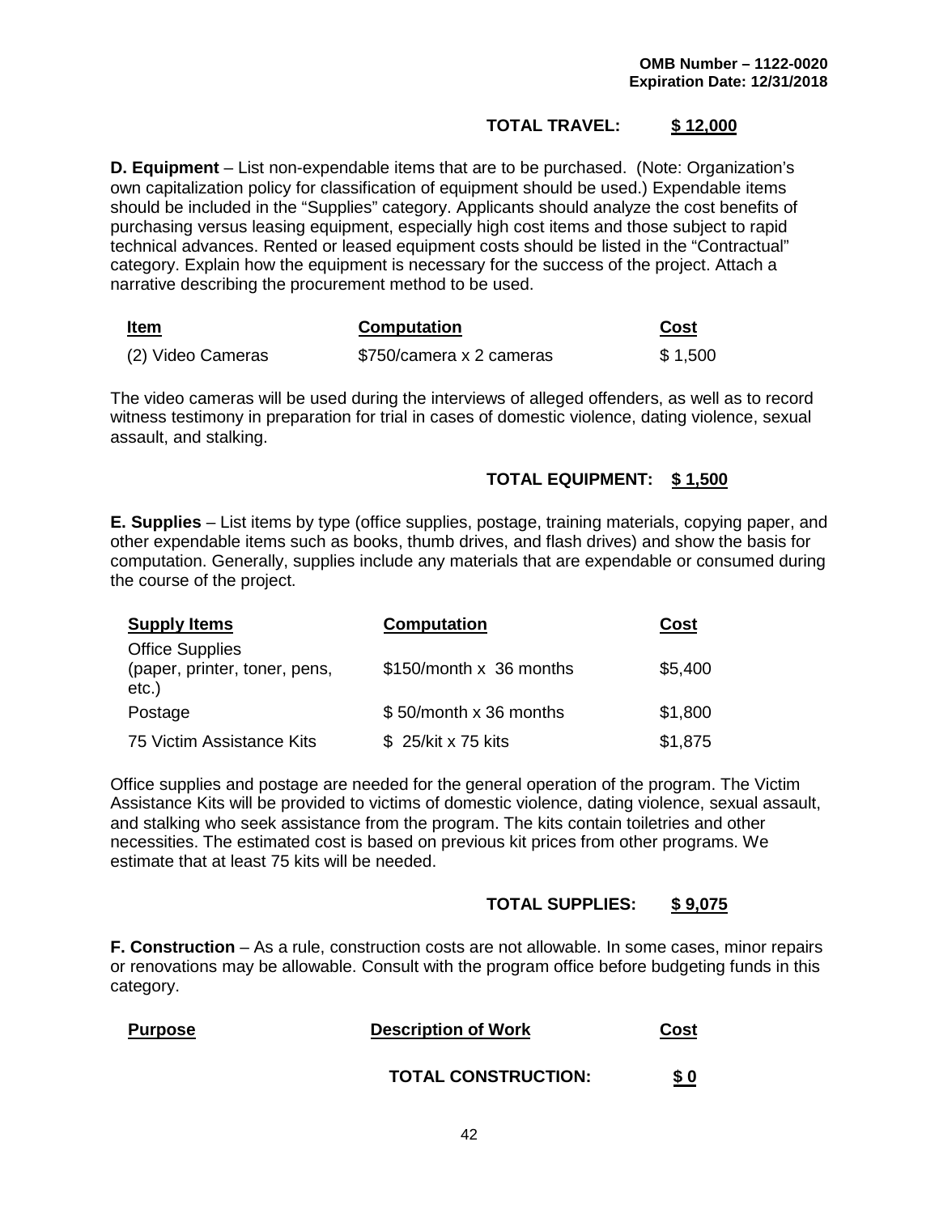**TOTAL TRAVEL: $ 12,000**

**D. Equipment** – List non-expendable items that are to be purchased. (Note: Organization's own capitalization policy for classification of equipment should be used.) Expendable items should be included in the "Supplies" category. Applicants should analyze the cost benefits of purchasing versus leasing equipment, especially high cost items and those subject to rapid technical advances. Rented or leased equipment costs should be listed in the "Contractual" category. Explain how the equipment is necessary for the success of the project. Attach a narrative describing the procurement method to be used.

| Item | Computation | Cost |
|---|---|---|
| (2) Video Cameras | $750/camera x 2 cameras | $ 1,500 |

The video cameras will be used during the interviews of alleged offenders, as well as to record witness testimony in preparation for trial in cases of domestic violence, dating violence, sexual assault, and stalking.

**TOTAL EQUIPMENT: $ 1,500**

**E. Supplies** – List items by type (office supplies, postage, training materials, copying paper, and other expendable items such as books, thumb drives, and flash drives) and show the basis for computation. Generally, supplies include any materials that are expendable or consumed during the course of the project.

| Supply Items | Computation | Cost |
|---|---|---|
| Office Supplies (paper, printer, toner, pens, etc.) | $150/month x 36 months | $5,400 |
| Postage | $ 50/month x 36 months | $1,800 |
| 75 Victim Assistance Kits | $ 25/kit x 75 kits | $1,875 |

Office supplies and postage are needed for the general operation of the program. The Victim Assistance Kits will be provided to victims of domestic violence, dating violence, sexual assault, and stalking who seek assistance from the program. The kits contain toiletries and other necessities. The estimated cost is based on previous kit prices from other programs. We estimate that at least 75 kits will be needed.

**TOTAL SUPPLIES: $ 9,075**

**F. Construction** – As a rule, construction costs are not allowable. In some cases, minor repairs or renovations may be allowable. Consult with the program office before budgeting funds in this category.

| Purpose | Description of Work | Cost |
|---|---|---|

**TOTAL CONSTRUCTION: $ 0**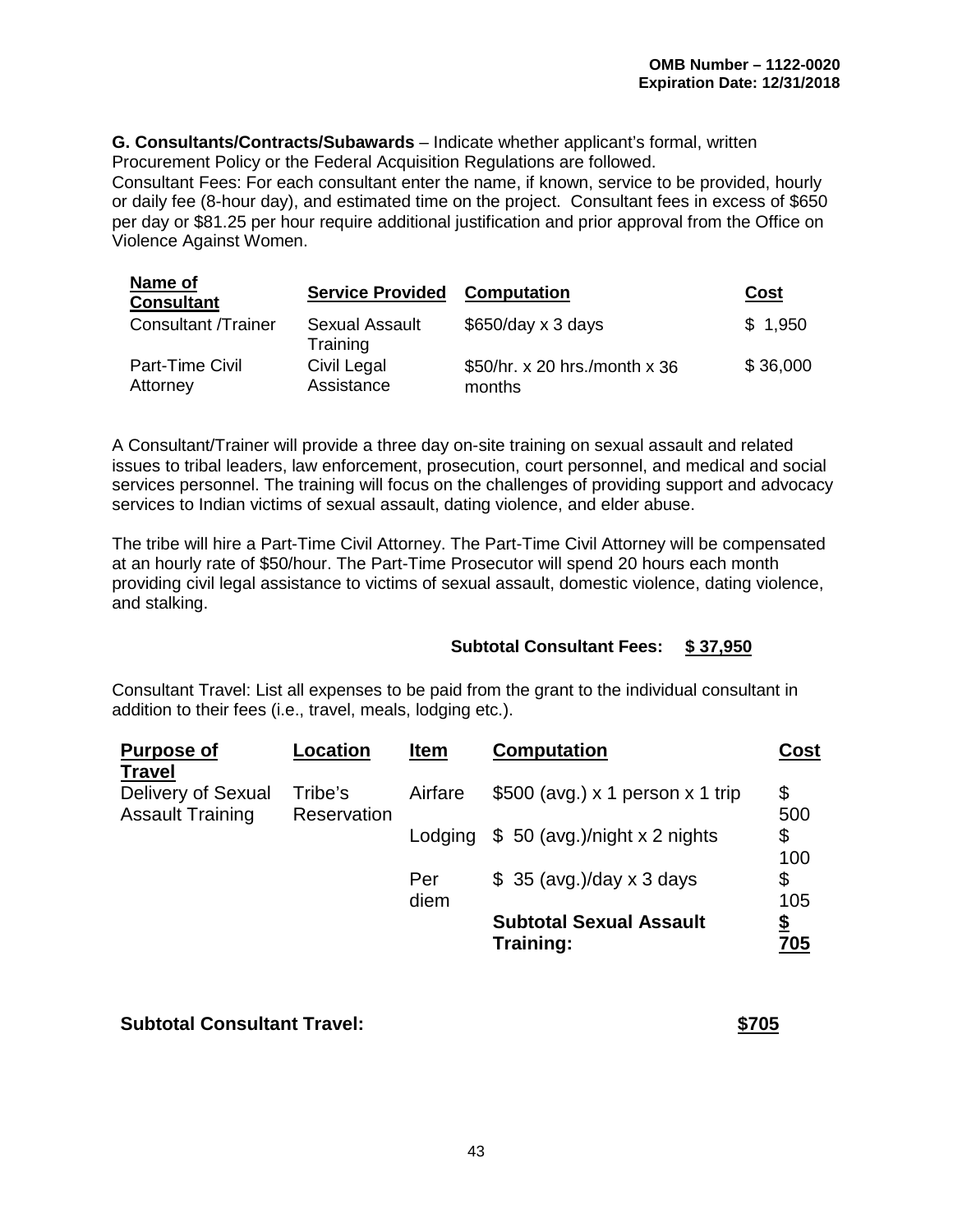**G. Consultants/Contracts/Subawards** – Indicate whether applicant's formal, written Procurement Policy or the Federal Acquisition Regulations are followed.

Consultant Fees: For each consultant enter the name, if known, service to be provided, hourly or daily fee (8-hour day), and estimated time on the project. Consultant fees in excess of $650 per day or $81.25 per hour require additional justification and prior approval from the Office on Violence Against Women.

| Name of Consultant | Service Provided | Computation | Cost |
|---|---|---|---|
| Consultant /Trainer | Sexual Assault Training | $650/day x 3 days | $ 1,950 |
| Part-Time Civil Attorney | Civil Legal Assistance | $50/hr. x 20 hrs./month x 36 months | $ 36,000 |

A Consultant/Trainer will provide a three day on-site training on sexual assault and related issues to tribal leaders, law enforcement, prosecution, court personnel, and medical and social services personnel. The training will focus on the challenges of providing support and advocacy services to Indian victims of sexual assault, dating violence, and elder abuse.

The tribe will hire a Part-Time Civil Attorney. The Part-Time Civil Attorney will be compensated at an hourly rate of $50/hour. The Part-Time Prosecutor will spend 20 hours each month providing civil legal assistance to victims of sexual assault, domestic violence, dating violence, and stalking.

**Subtotal Consultant Fees: $ 37,950**

Consultant Travel: List all expenses to be paid from the grant to the individual consultant in addition to their fees (i.e., travel, meals, lodging etc.).

| Purpose of Travel | Location | Item | Computation | Cost |
|---|---|---|---|---|
| Delivery of Sexual Assault Training | Tribe's Reservation | Airfare | $500 (avg.) x 1 person x 1 trip | $ 500 |
| | | Lodging | $ 50 (avg.)/night x 2 nights | $ 100 |
| | | Per diem | $ 35 (avg.)/day x 3 days | $ 105 |
| | | | **Subtotal Sexual Assault Training:** | **$ 705** |

**Subtotal Consultant Travel: $705**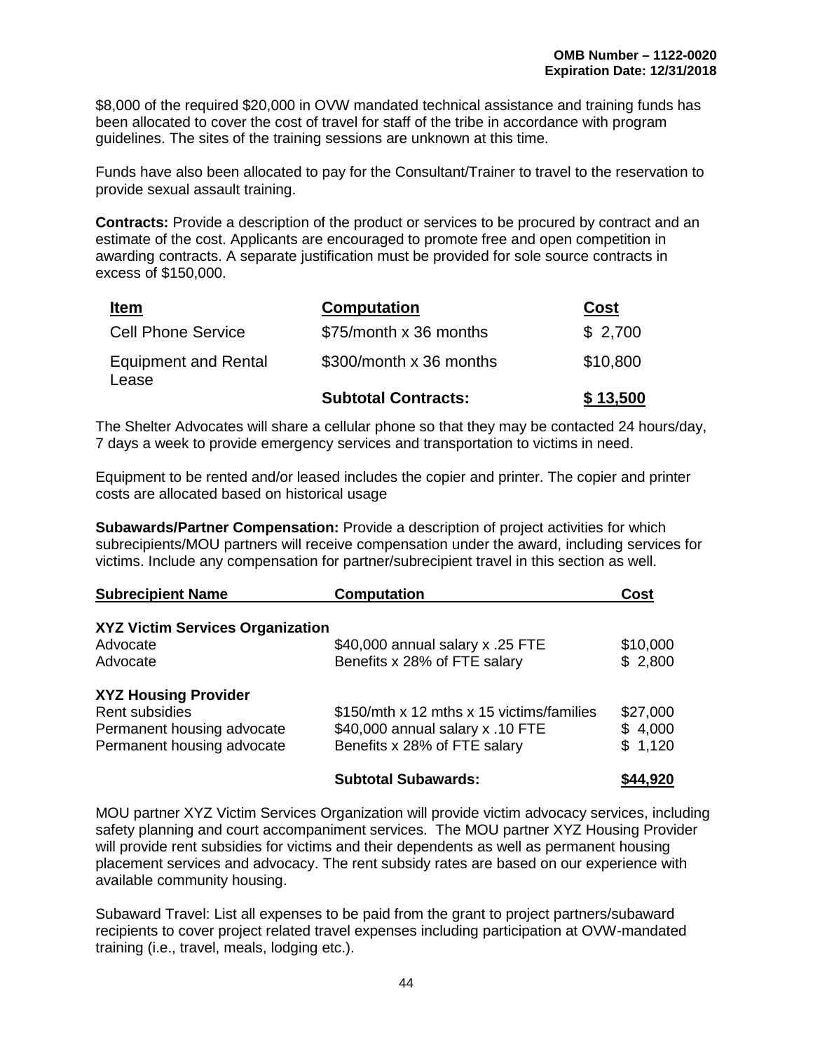$8,000 of the required $20,000 in OVW mandated technical assistance and training funds has been allocated to cover the cost of travel for staff of the tribe in accordance with program guidelines. The sites of the training sessions are unknown at this time.

Funds have also been allocated to pay for the Consultant/Trainer to travel to the reservation to provide sexual assault training.

**Contracts:** Provide a description of the product or services to be procured by contract and an estimate of the cost. Applicants are encouraged to promote free and open competition in awarding contracts. A separate justification must be provided for sole source contracts in excess of $150,000.

| Item | Computation | Cost |
|---|---|---|
| Cell Phone Service | $75/month x 36 months | $ 2,700 |
| Equipment and Rental Lease | $300/month x 36 months | $10,800 |
| | **Subtotal Contracts:** | **$ 13,500** |

The Shelter Advocates will share a cellular phone so that they may be contacted 24 hours/day, 7 days a week to provide emergency services and transportation to victims in need.

Equipment to be rented and/or leased includes the copier and printer. The copier and printer costs are allocated based on historical usage

**Subawards/Partner Compensation:** Provide a description of project activities for which subrecipients/MOU partners will receive compensation under the award, including services for victims. Include any compensation for partner/subrecipient travel in this section as well.

| Subrecipient Name | Computation | Cost |
|---|---|---|
| **XYZ Victim Services Organization** | | |
| Advocate | $40,000 annual salary x .25 FTE | $10,000 |
| Advocate | Benefits x 28% of FTE salary | $ 2,800 |
| **XYZ Housing Provider** | | |
| Rent subsidies | $150/mth x 12 mths x 15 victims/families | $27,000 |
| Permanent housing advocate | $40,000 annual salary x .10 FTE | $ 4,000 |
| Permanent housing advocate | Benefits x 28% of FTE salary | $ 1,120 |
| | **Subtotal Subawards:** | **$44,920** |

MOU partner XYZ Victim Services Organization will provide victim advocacy services, including safety planning and court accompaniment services. The MOU partner XYZ Housing Provider will provide rent subsidies for victims and their dependents as well as permanent housing placement services and advocacy. The rent subsidy rates are based on our experience with available community housing.

Subaward Travel: List all expenses to be paid from the grant to project partners/subaward recipients to cover project related travel expenses including participation at OVW-mandated training (i.e., travel, meals, lodging etc.).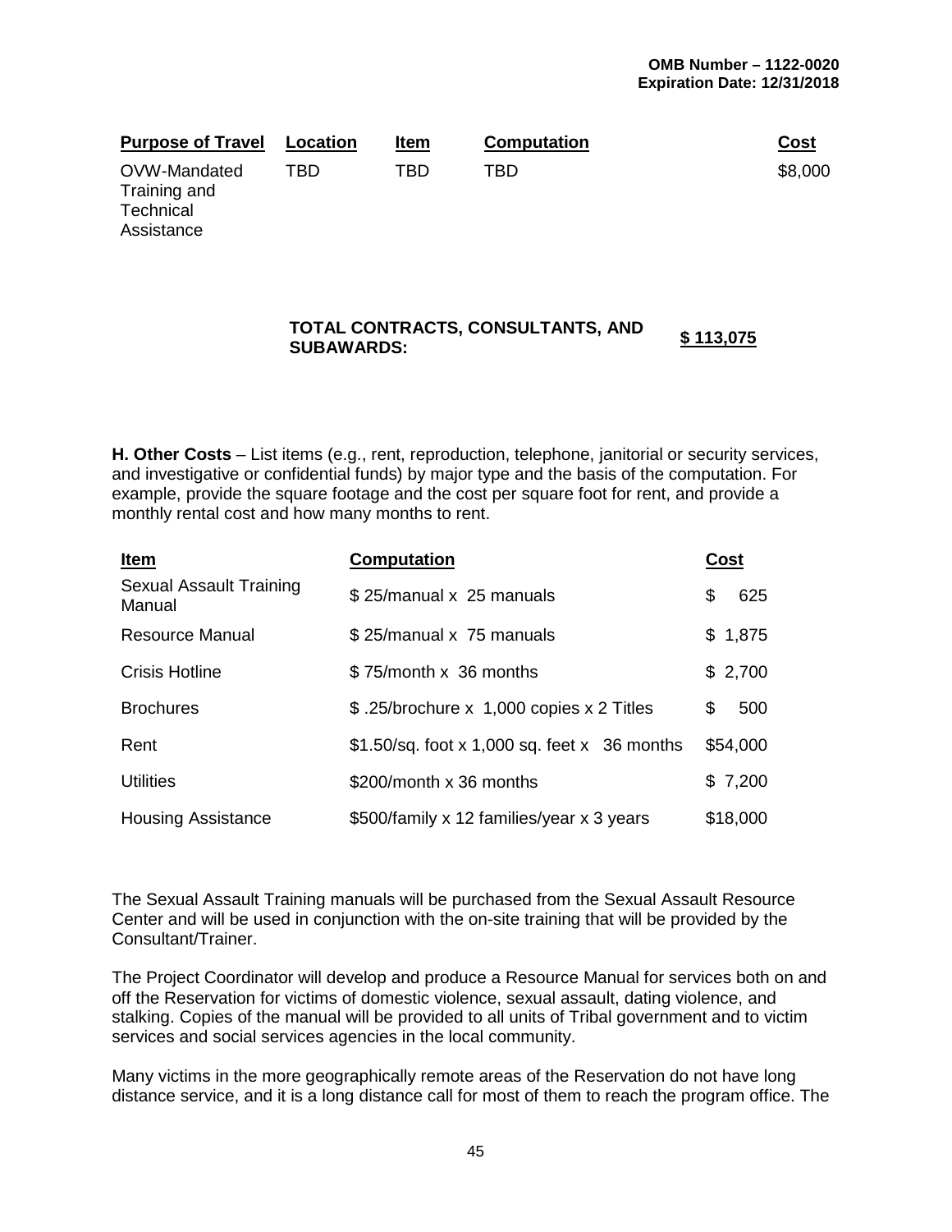| Purpose of Travel | Location | Item | Computation | Cost |
|---|---|---|---|---|
| OVW-Mandated Training and Technical Assistance | TBD | TBD | TBD | $8,000 |

**TOTAL CONTRACTS, CONSULTANTS, AND SUBAWARDS:** **$ 113,075**

**H. Other Costs** – List items (e.g., rent, reproduction, telephone, janitorial or security services, and investigative or confidential funds) by major type and the basis of the computation. For example, provide the square footage and the cost per square foot for rent, and provide a monthly rental cost and how many months to rent.

| Item | Computation | Cost |
|---|---|---|
| Sexual Assault Training Manual | $ 25/manual x 25 manuals | $ 625 |
| Resource Manual | $ 25/manual x 75 manuals | $ 1,875 |
| Crisis Hotline | $ 75/month x 36 months | $ 2,700 |
| Brochures | $ .25/brochure x 1,000 copies x 2 Titles | $ 500 |
| Rent | $1.50/sq. foot x 1,000 sq. feet x 36 months | $54,000 |
| Utilities | $200/month x 36 months | $ 7,200 |
| Housing Assistance | $500/family x 12 families/year x 3 years | $18,000 |

The Sexual Assault Training manuals will be purchased from the Sexual Assault Resource Center and will be used in conjunction with the on-site training that will be provided by the Consultant/Trainer.

The Project Coordinator will develop and produce a Resource Manual for services both on and off the Reservation for victims of domestic violence, sexual assault, dating violence, and stalking. Copies of the manual will be provided to all units of Tribal government and to victim services and social services agencies in the local community.

Many victims in the more geographically remote areas of the Reservation do not have long distance service, and it is a long distance call for most of them to reach the program office. The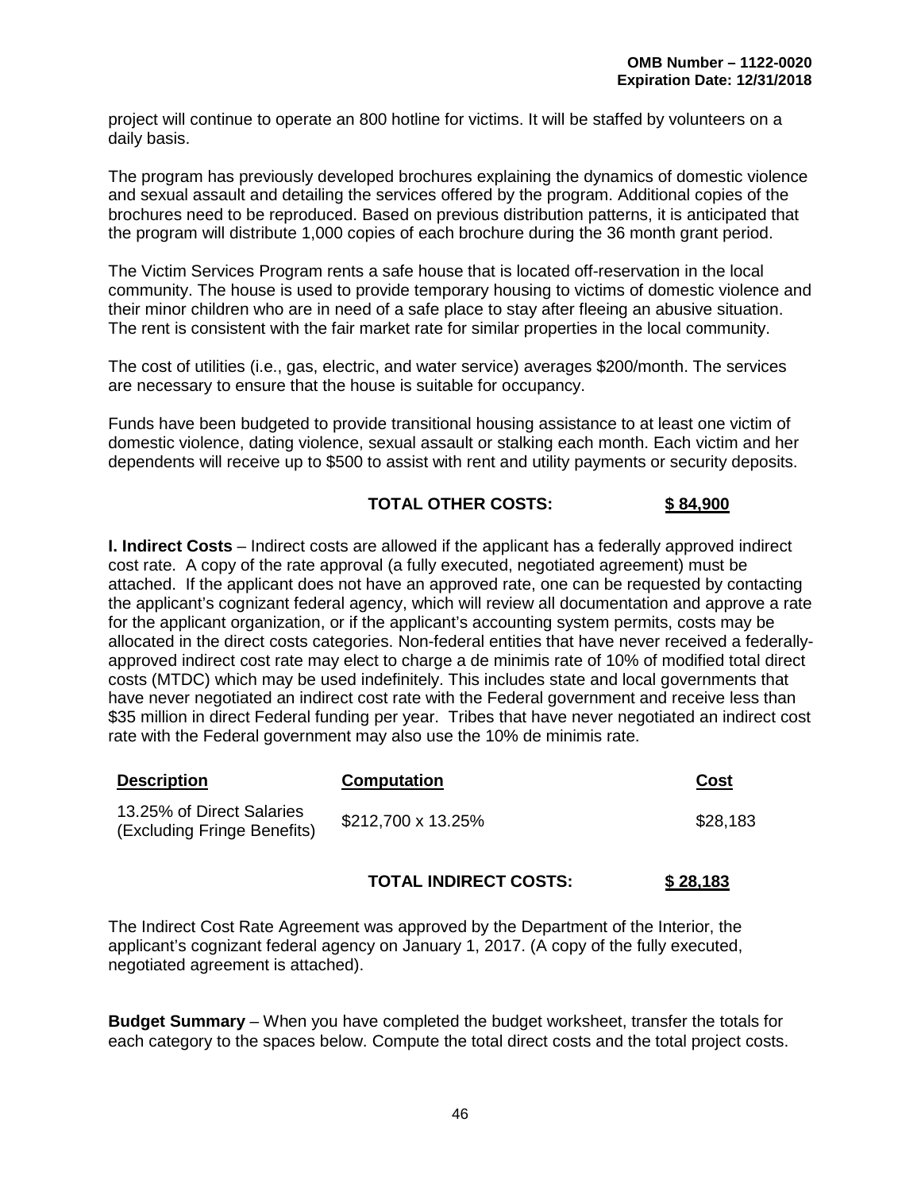project will continue to operate an 800 hotline for victims. It will be staffed by volunteers on a daily basis.

The program has previously developed brochures explaining the dynamics of domestic violence and sexual assault and detailing the services offered by the program. Additional copies of the brochures need to be reproduced. Based on previous distribution patterns, it is anticipated that the program will distribute 1,000 copies of each brochure during the 36 month grant period.

The Victim Services Program rents a safe house that is located off-reservation in the local community. The house is used to provide temporary housing to victims of domestic violence and their minor children who are in need of a safe place to stay after fleeing an abusive situation. The rent is consistent with the fair market rate for similar properties in the local community.

The cost of utilities (i.e., gas, electric, and water service) averages $200/month. The services are necessary to ensure that the house is suitable for occupancy.

Funds have been budgeted to provide transitional housing assistance to at least one victim of domestic violence, dating violence, sexual assault or stalking each month. Each victim and her dependents will receive up to $500 to assist with rent and utility payments or security deposits.

**TOTAL OTHER COSTS: $ 84,900**

**I. Indirect Costs** – Indirect costs are allowed if the applicant has a federally approved indirect cost rate. A copy of the rate approval (a fully executed, negotiated agreement) must be attached. If the applicant does not have an approved rate, one can be requested by contacting the applicant's cognizant federal agency, which will review all documentation and approve a rate for the applicant organization, or if the applicant's accounting system permits, costs may be allocated in the direct costs categories. Non-federal entities that have never received a federally-approved indirect cost rate may elect to charge a de minimis rate of 10% of modified total direct costs (MTDC) which may be used indefinitely. This includes state and local governments that have never negotiated an indirect cost rate with the Federal government and receive less than $35 million in direct Federal funding per year. Tribes that have never negotiated an indirect cost rate with the Federal government may also use the 10% de minimis rate.

| Description | Computation | Cost |
| --- | --- | --- |
| 13.25% of Direct Salaries (Excluding Fringe Benefits) | $212,700 x 13.25% | $28,183 |

**TOTAL INDIRECT COSTS: $ 28,183**

The Indirect Cost Rate Agreement was approved by the Department of the Interior, the applicant's cognizant federal agency on January 1, 2017. (A copy of the fully executed, negotiated agreement is attached).

**Budget Summary** – When you have completed the budget worksheet, transfer the totals for each category to the spaces below. Compute the total direct costs and the total project costs.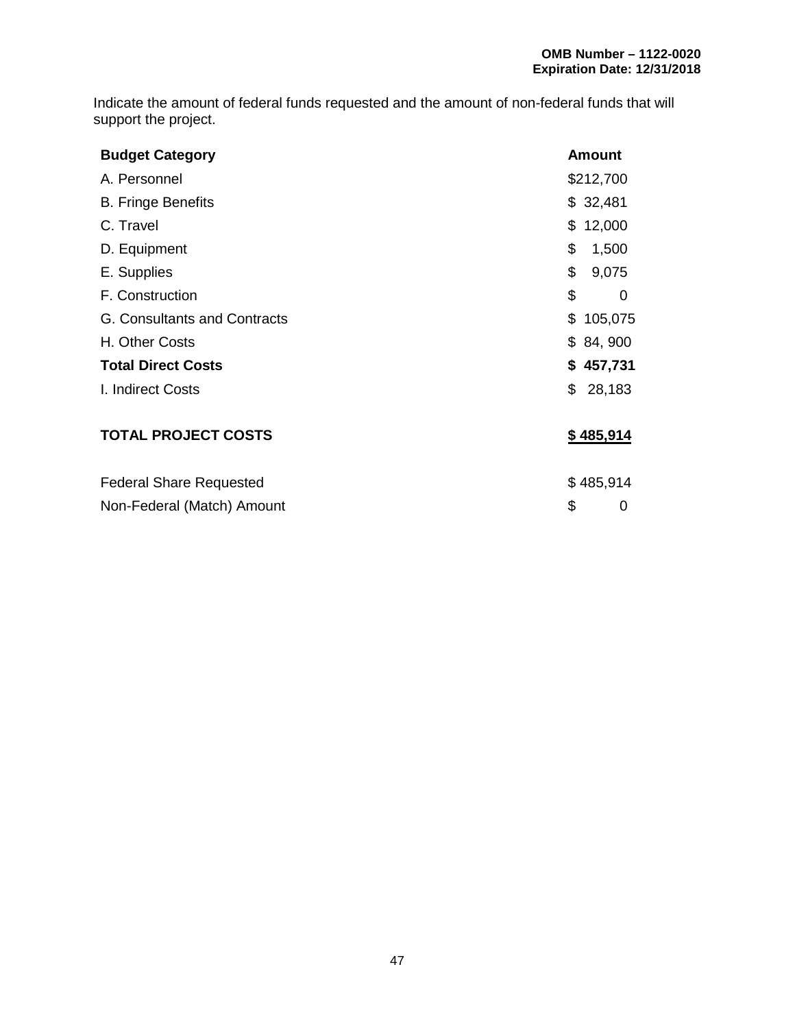**OMB Number – 1122-0020**
**Expiration Date: 12/31/2018**

Indicate the amount of federal funds requested and the amount of non-federal funds that will support the project.

| **Budget Category** | **Amount** |
|---|---|
| A. Personnel | $212,700 |
| B. Fringe Benefits | $ 32,481 |
| C. Travel | $ 12,000 |
| D. Equipment | $ 1,500 |
| E. Supplies | $ 9,075 |
| F. Construction | $ 0 |
| G. Consultants and Contracts | $ 105,075 |
| H. Other Costs | $ 84, 900 |
| **Total Direct Costs** | **$ 457,731** |
| I. Indirect Costs | $ 28,183 |
| **TOTAL PROJECT COSTS** | **$ 485,914** |
| Federal Share Requested | $ 485,914 |
| Non-Federal (Match) Amount | $ 0 |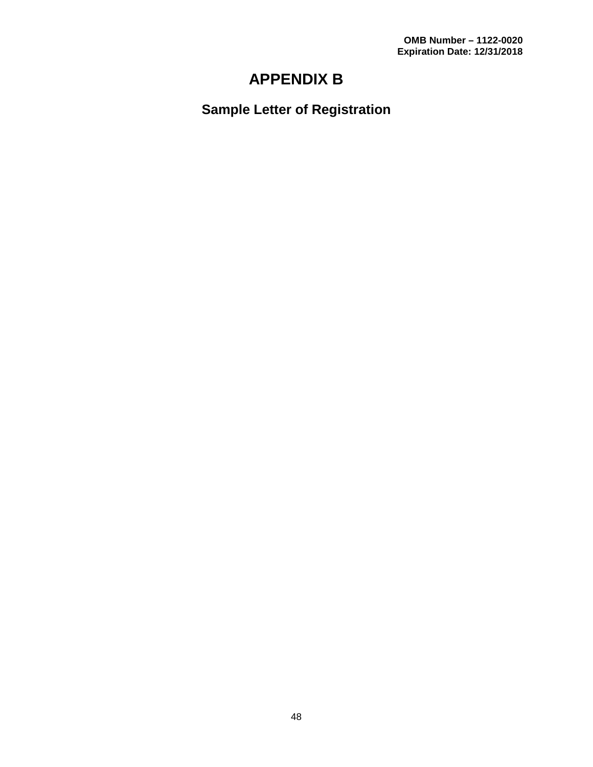OMB Number – 1122-0020
Expiration Date: 12/31/2018

# APPENDIX B

## Sample Letter of Registration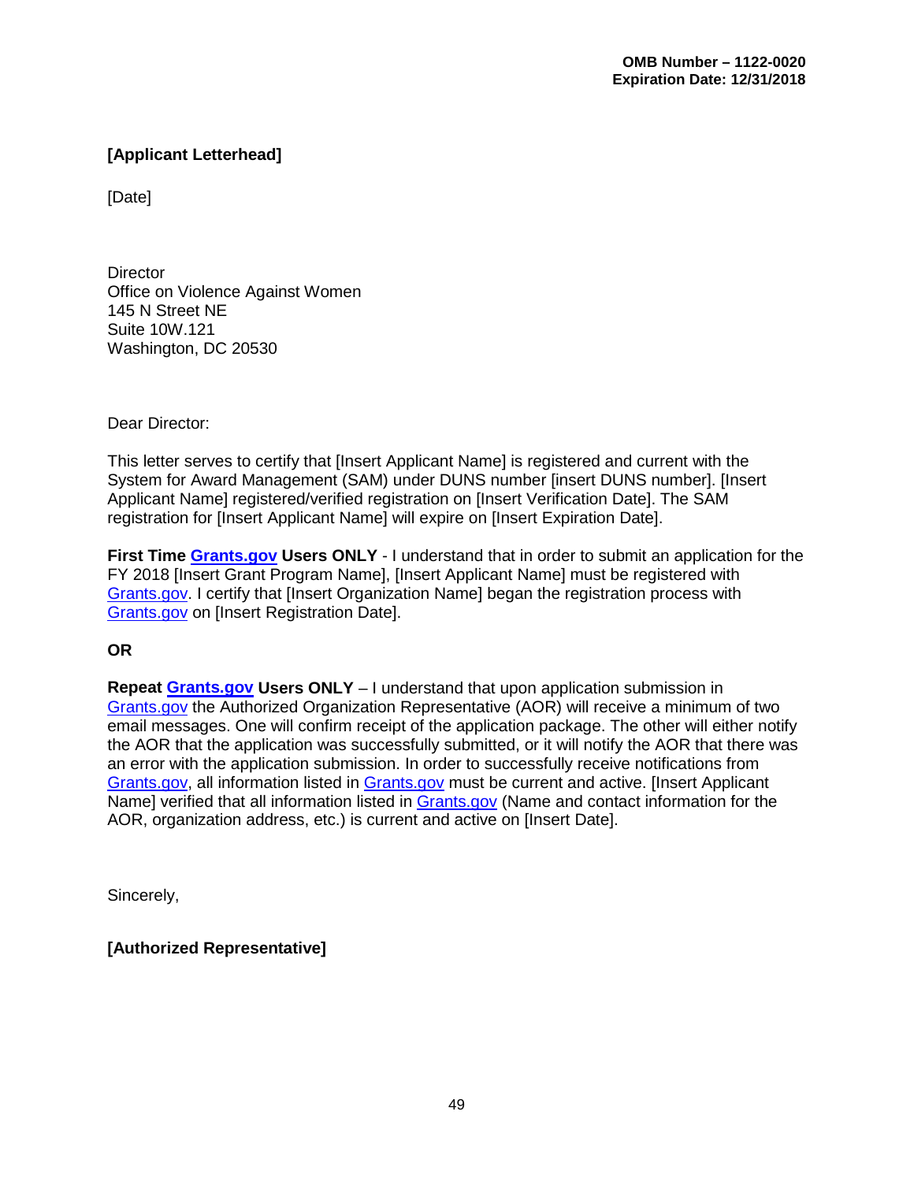**OMB Number – 1122-0020**
**Expiration Date: 12/31/2018**

**[Applicant Letterhead]**

[Date]

Director
Office on Violence Against Women
145 N Street NE
Suite 10W.121
Washington, DC 20530

Dear Director:

This letter serves to certify that [Insert Applicant Name] is registered and current with the System for Award Management (SAM) under DUNS number [insert DUNS number]. [Insert Applicant Name] registered/verified registration on [Insert Verification Date]. The SAM registration for [Insert Applicant Name] will expire on [Insert Expiration Date].

**First Time Grants.gov Users ONLY** - I understand that in order to submit an application for the FY 2018 [Insert Grant Program Name], [Insert Applicant Name] must be registered with Grants.gov. I certify that [Insert Organization Name] began the registration process with Grants.gov on [Insert Registration Date].

**OR**

**Repeat Grants.gov Users ONLY** – I understand that upon application submission in Grants.gov the Authorized Organization Representative (AOR) will receive a minimum of two email messages. One will confirm receipt of the application package. The other will either notify the AOR that the application was successfully submitted, or it will notify the AOR that there was an error with the application submission. In order to successfully receive notifications from Grants.gov, all information listed in Grants.gov must be current and active. [Insert Applicant Name] verified that all information listed in Grants.gov (Name and contact information for the AOR, organization address, etc.) is current and active on [Insert Date].

Sincerely,

**[Authorized Representative]**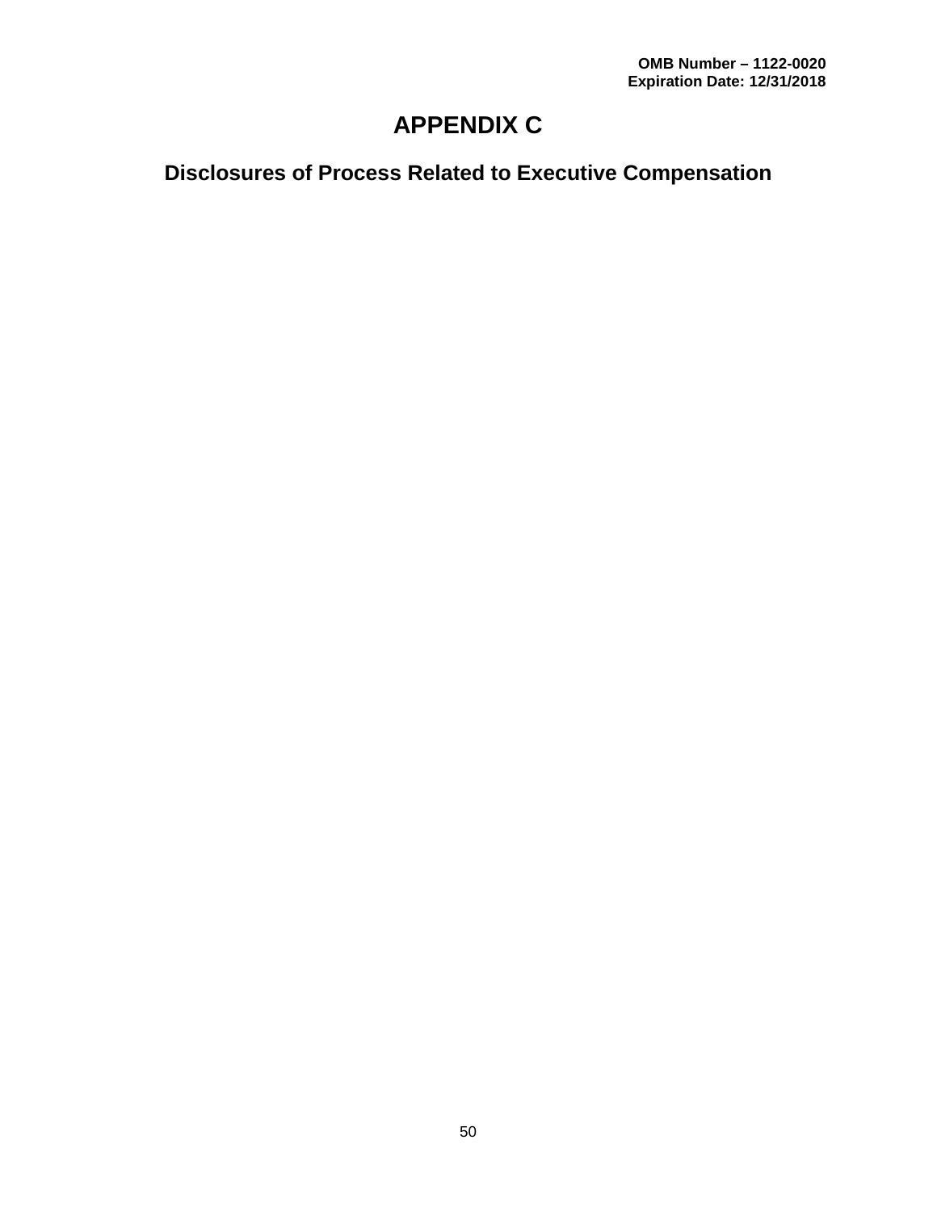OMB Number – 1122-0020
Expiration Date: 12/31/2018

# APPENDIX C

## Disclosures of Process Related to Executive Compensation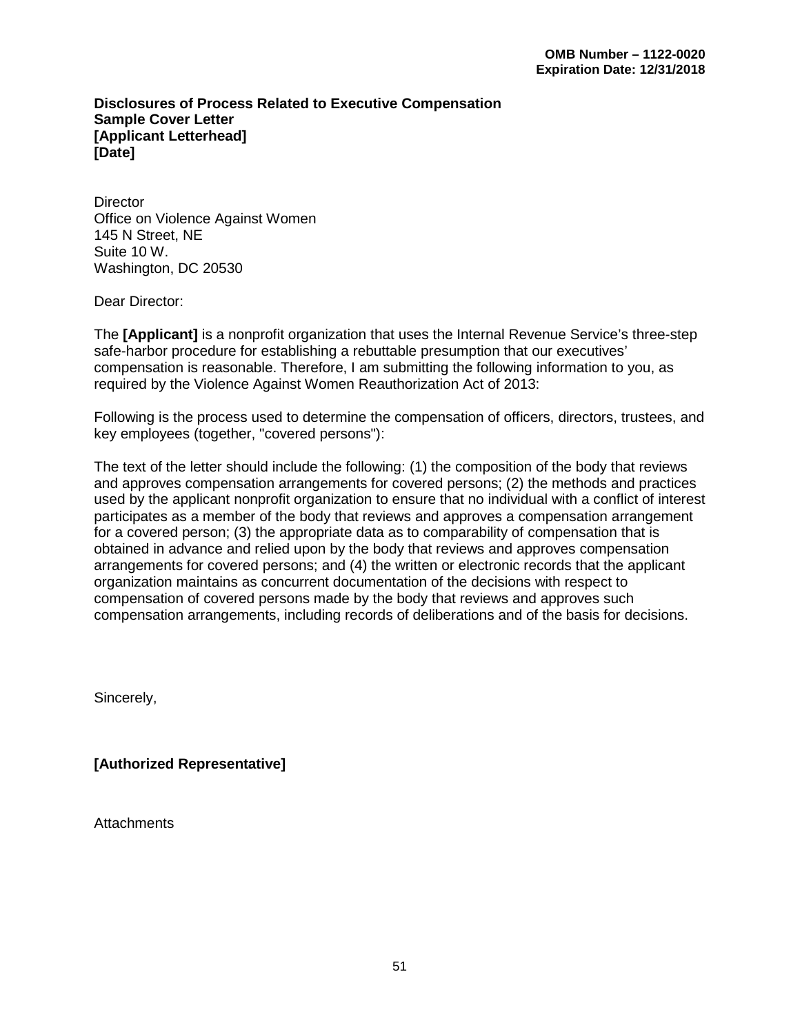OMB Number – 1122-0020
Expiration Date: 12/31/2018

**Disclosures of Process Related to Executive Compensation**
**Sample Cover Letter**
**[Applicant Letterhead]**
**[Date]**

Director
Office on Violence Against Women
145 N Street, NE
Suite 10 W.
Washington, DC 20530

Dear Director:

The **[Applicant]** is a nonprofit organization that uses the Internal Revenue Service's three-step safe-harbor procedure for establishing a rebuttable presumption that our executives' compensation is reasonable. Therefore, I am submitting the following information to you, as required by the Violence Against Women Reauthorization Act of 2013:

Following is the process used to determine the compensation of officers, directors, trustees, and key employees (together, "covered persons"):

The text of the letter should include the following: (1) the composition of the body that reviews and approves compensation arrangements for covered persons; (2) the methods and practices used by the applicant nonprofit organization to ensure that no individual with a conflict of interest participates as a member of the body that reviews and approves a compensation arrangement for a covered person; (3) the appropriate data as to comparability of compensation that is obtained in advance and relied upon by the body that reviews and approves compensation arrangements for covered persons; and (4) the written or electronic records that the applicant organization maintains as concurrent documentation of the decisions with respect to compensation of covered persons made by the body that reviews and approves such compensation arrangements, including records of deliberations and of the basis for decisions.

Sincerely,

**[Authorized Representative]**

Attachments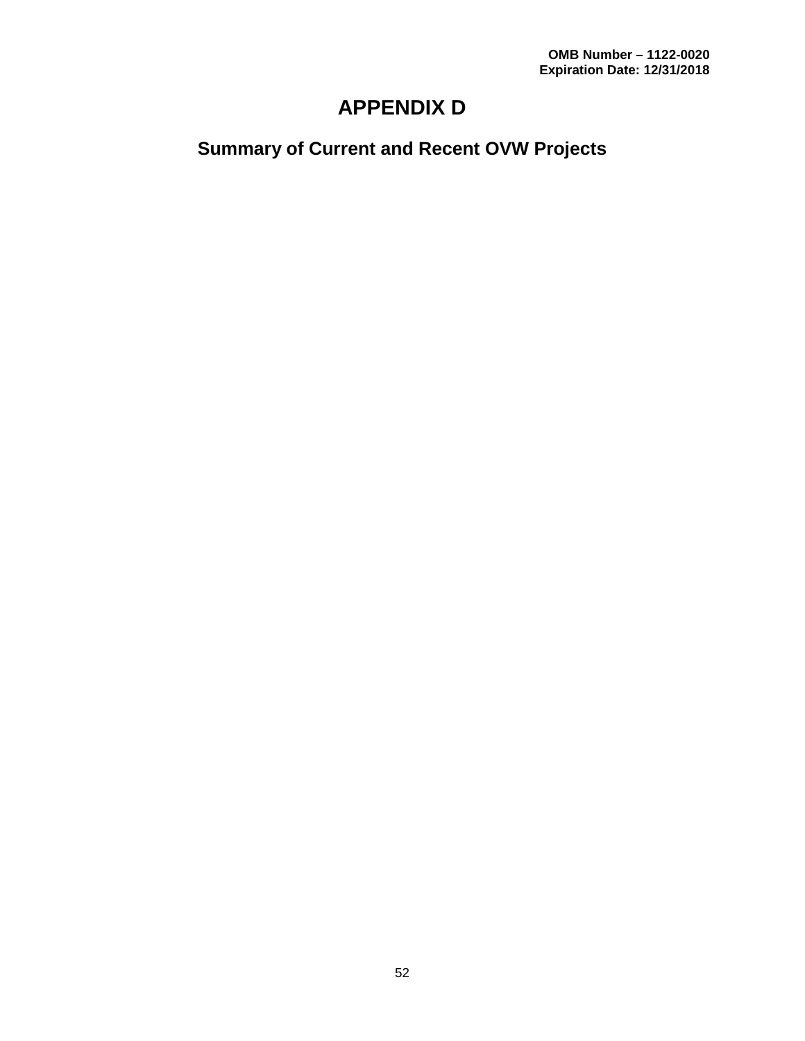OMB Number – 1122-0020
Expiration Date: 12/31/2018

# APPENDIX D

## Summary of Current and Recent OVW Projects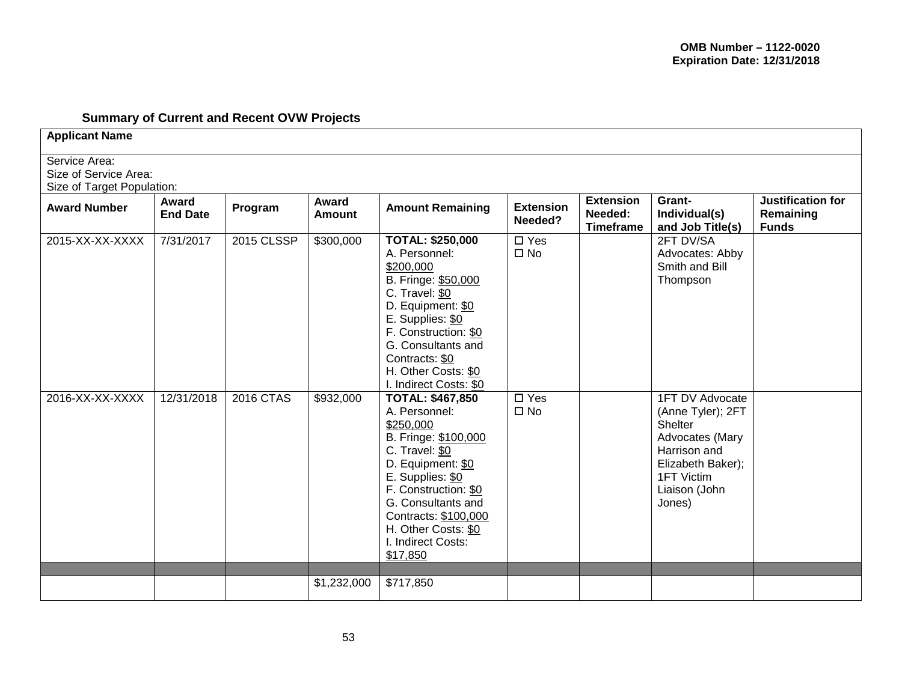**OMB Number – 1122-0020**
**Expiration Date: 12/31/2018**

### Summary of Current and Recent OVW Projects

| **Applicant Name** | | | | | | | | |
|---|---|---|---|---|---|---|---|---|
| Service Area:<br>Size of Service Area:<br>Size of Target Population: | | | | | | | | |
| **Award Number** | **Award End Date** | **Program** | **Award Amount** | **Amount Remaining** | **Extension Needed?** | **Extension Needed: Timeframe** | **Grant-Individual(s) and Job Title(s)** | **Justification for Remaining Funds** |
| 2015-XX-XX-XXXX | 7/31/2017 | 2015 CLSSP | $300,000 | **TOTAL: $250,000**<br>A. Personnel: $200,000<br>B. Fringe: $50,000<br>C. Travel: $0<br>D. Equipment: $0<br>E. Supplies: $0<br>F. Construction: $0<br>G. Consultants and Contracts: $0<br>H. Other Costs: $0<br>I. Indirect Costs: $0 | ☐ Yes<br>☐ No | | 2FT DV/SA Advocates: Abby Smith and Bill Thompson | |
| 2016-XX-XX-XXXX | 12/31/2018 | 2016 CTAS | $932,000 | **TOTAL: $467,850**<br>A. Personnel: $250,000<br>B. Fringe: $100,000<br>C. Travel: $0<br>D. Equipment: $0<br>E. Supplies: $0<br>F. Construction: $0<br>G. Consultants and Contracts: $100,000<br>H. Other Costs: $0<br>I. Indirect Costs: $17,850 | ☐ Yes<br>☐ No | | 1FT DV Advocate (Anne Tyler); 2FT Shelter Advocates (Mary Harrison and Elizabeth Baker); 1FT Victim Liaison (John Jones) | |
| | | | | | | | | |
| | | | $1,232,000 | $717,850 | | | | |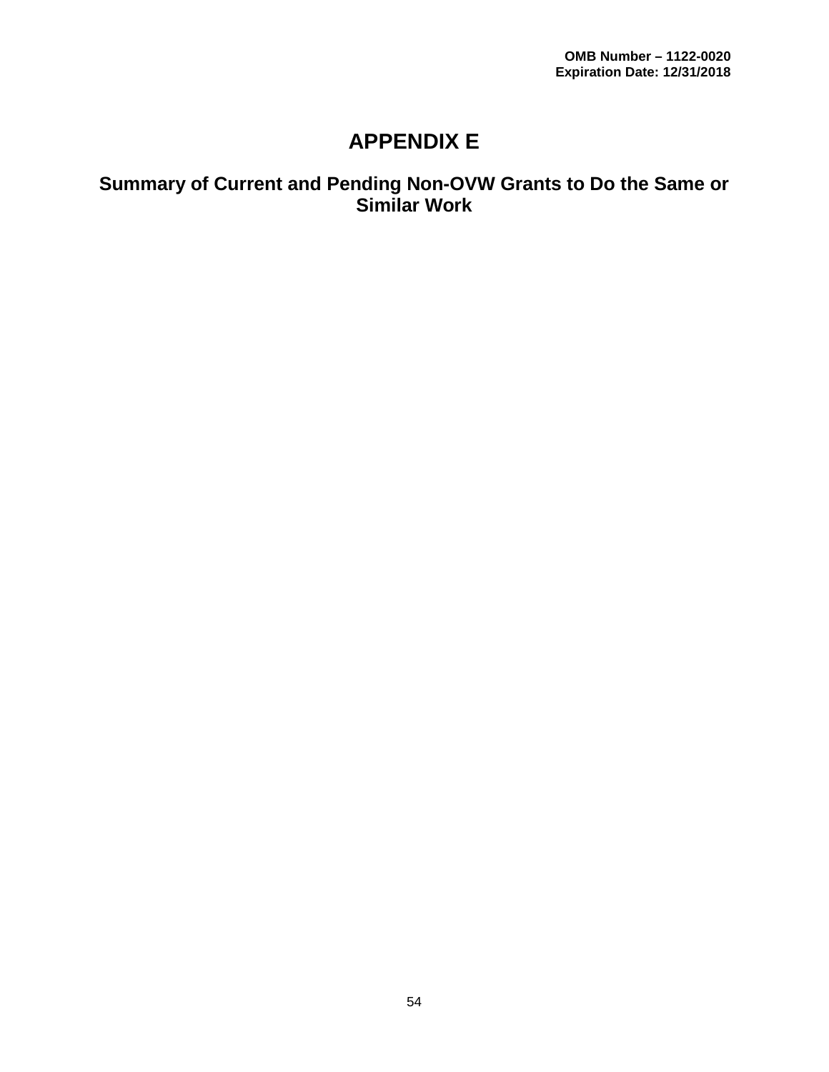**OMB Number – 1122-0020**
**Expiration Date: 12/31/2018**

# APPENDIX E

## Summary of Current and Pending Non-OVW Grants to Do the Same or Similar Work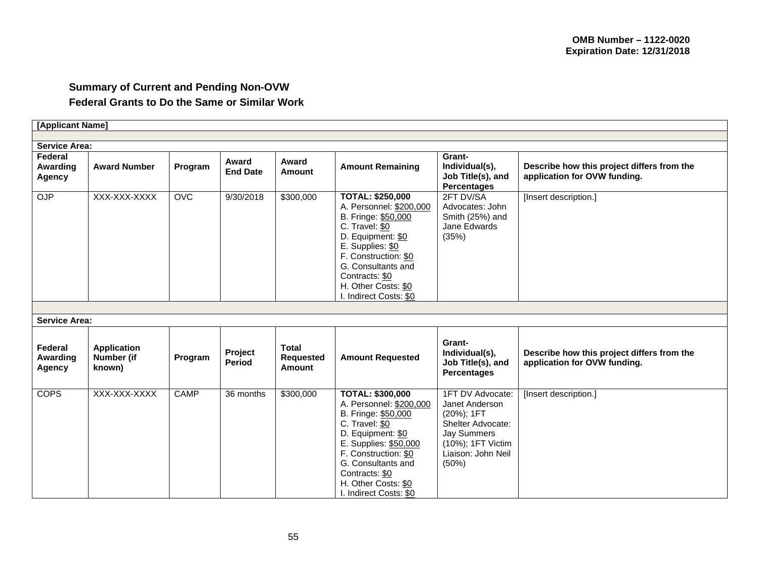OMB Number – 1122-0020
Expiration Date: 12/31/2018

## Summary of Current and Pending Non-OVW Federal Grants to Do the Same or Similar Work

| [Applicant Name] | | | | | | | |
|---|---|---|---|---|---|---|---|
| | | | | | | | |
| **Service Area:** | | | | | | | |
| **Federal Awarding Agency** | **Award Number** | **Program** | **Award End Date** | **Award Amount** | **Amount Remaining** | **Grant-Individual(s), Job Title(s), and Percentages** | **Describe how this project differs from the application for OVW funding.** |
| OJP | XXX-XXX-XXXX | OVC | 9/30/2018 | $300,000 | **TOTAL: $250,000**<br>A. Personnel: $200,000<br>B. Fringe: $50,000<br>C. Travel: $0<br>D. Equipment: $0<br>E. Supplies: $0<br>F. Construction: $0<br>G. Consultants and Contracts: $0<br>H. Other Costs: $0<br>I. Indirect Costs: $0 | 2FT DV/SA Advocates: John Smith (25%) and Jane Edwards (35%) | [Insert description.] |
| | | | | | | | |
| **Service Area:** | | | | | | | |
| **Federal Awarding Agency** | **Application Number (if known)** | **Program** | **Project Period** | **Total Requested Amount** | **Amount Requested** | **Grant-Individual(s), Job Title(s), and Percentages** | **Describe how this project differs from the application for OVW funding.** |
| COPS | XXX-XXX-XXXX | CAMP | 36 months | $300,000 | **TOTAL: $300,000**<br>A. Personnel: $200,000<br>B. Fringe: $50,000<br>C. Travel: $0<br>D. Equipment: $0<br>E. Supplies: $50,000<br>F. Construction: $0<br>G. Consultants and Contracts: $0<br>H. Other Costs: $0<br>I. Indirect Costs: $0 | 1FT DV Advocate: Janet Anderson (20%); 1FT Shelter Advocate: Jay Summers (10%); 1FT Victim Liaison: John Neil (50%) | [Insert description.] |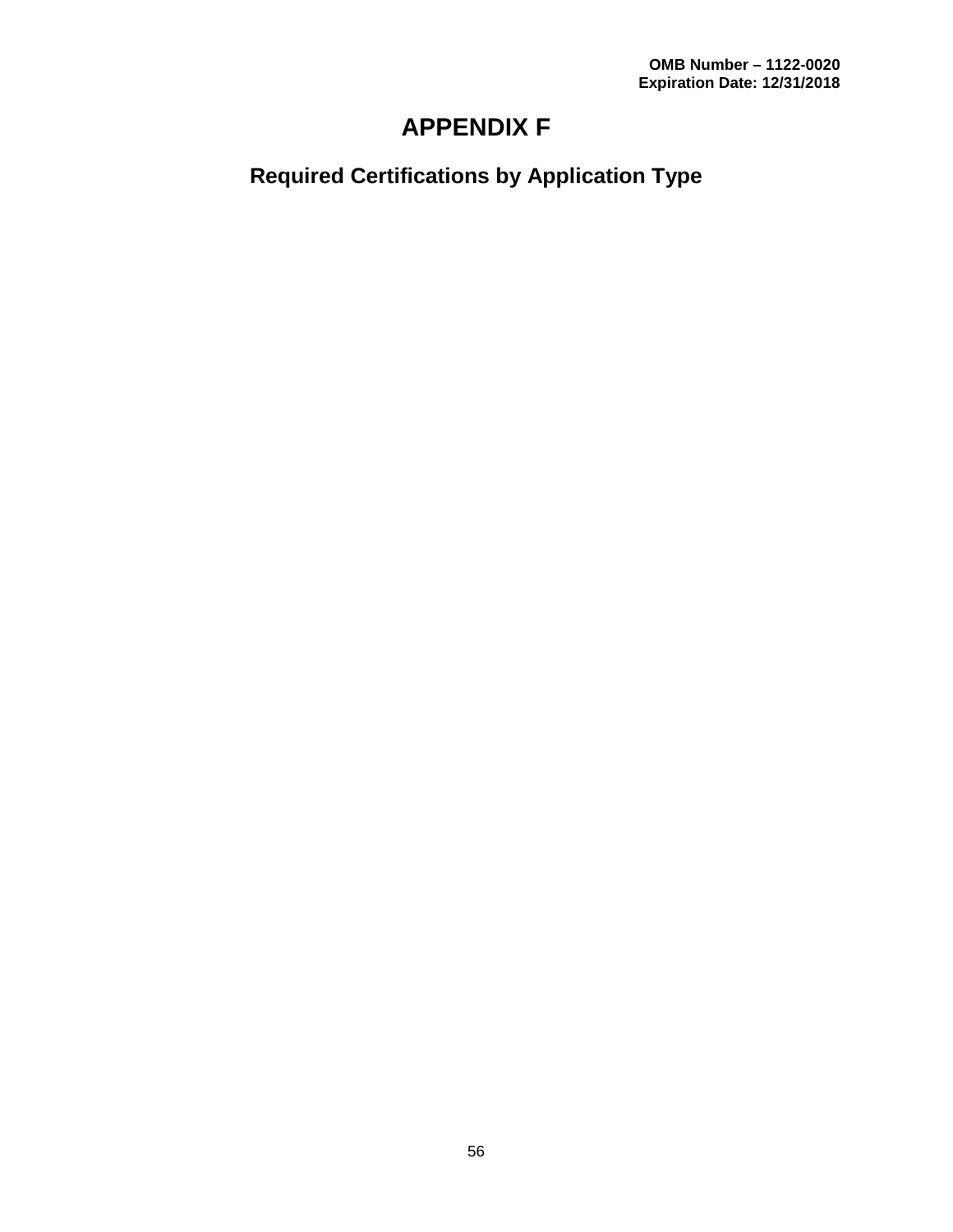OMB Number – 1122-0020
Expiration Date: 12/31/2018

# APPENDIX F

## Required Certifications by Application Type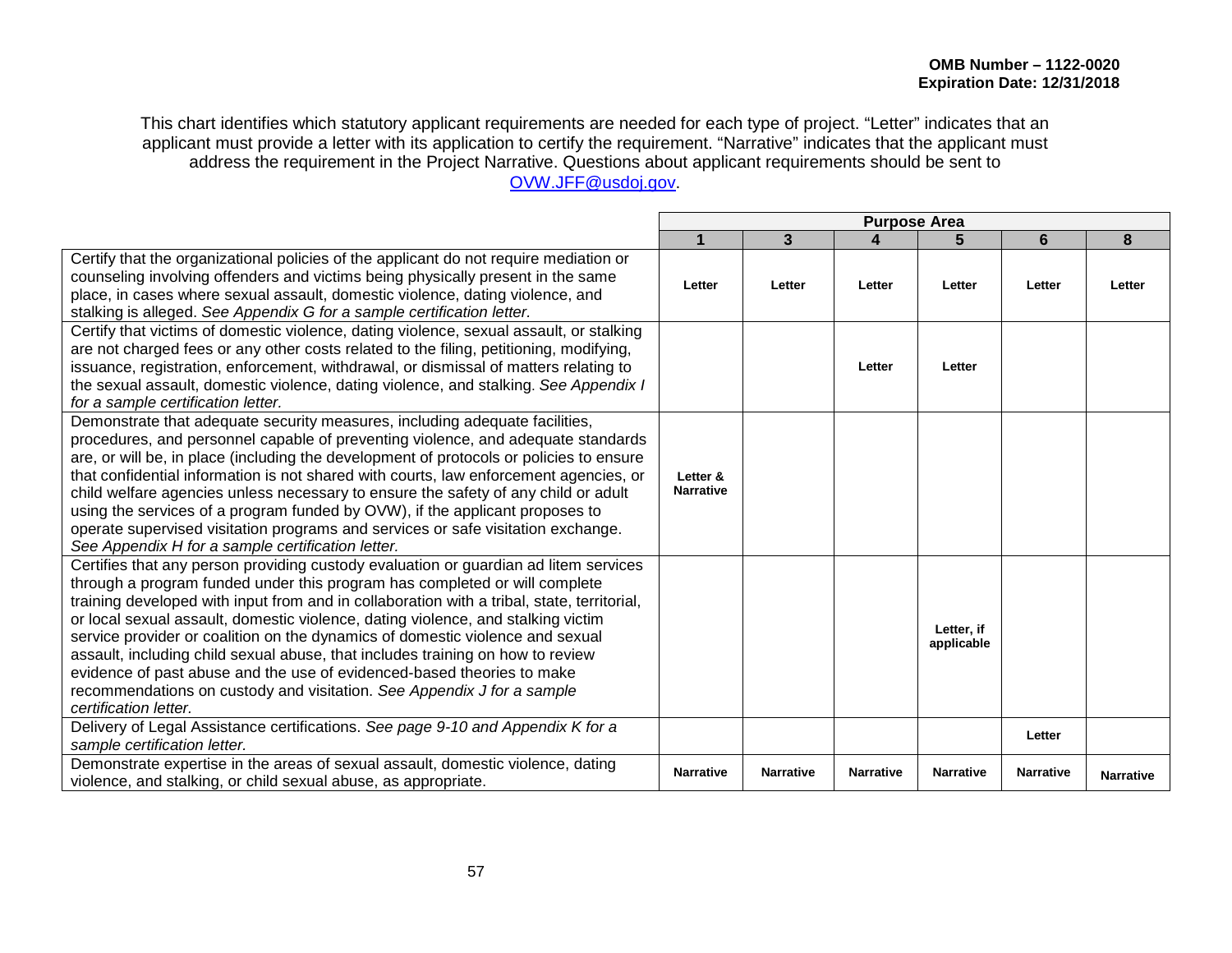**OMB Number – 1122-0020**
**Expiration Date: 12/31/2018**

This chart identifies which statutory applicant requirements are needed for each type of project. "Letter" indicates that an applicant must provide a letter with its application to certify the requirement. "Narrative" indicates that the applicant must address the requirement in the Project Narrative. Questions about applicant requirements should be sent to OVW.JFF@usdoj.gov.

| | Purpose Area | | | | | |
|---|---|---|---|---|---|---|
| | **1** | **3** | **4** | **5** | **6** | **8** |
| Certify that the organizational policies of the applicant do not require mediation or counseling involving offenders and victims being physically present in the same place, in cases where sexual assault, domestic violence, dating violence, and stalking is alleged. *See Appendix G for a sample certification letter.* | **Letter** | **Letter** | **Letter** | **Letter** | **Letter** | **Letter** |
| Certify that victims of domestic violence, dating violence, sexual assault, or stalking are not charged fees or any other costs related to the filing, petitioning, modifying, issuance, registration, enforcement, withdrawal, or dismissal of matters relating to the sexual assault, domestic violence, dating violence, and stalking. *See Appendix I for a sample certification letter.* | | | **Letter** | **Letter** | | |
| Demonstrate that adequate security measures, including adequate facilities, procedures, and personnel capable of preventing violence, and adequate standards are, or will be, in place (including the development of protocols or policies to ensure that confidential information is not shared with courts, law enforcement agencies, or child welfare agencies unless necessary to ensure the safety of any child or adult using the services of a program funded by OVW), if the applicant proposes to operate supervised visitation programs and services or safe visitation exchange. *See Appendix H for a sample certification letter.* | **Letter & Narrative** | | | | | |
| Certifies that any person providing custody evaluation or guardian ad litem services through a program funded under this program has completed or will complete training developed with input from and in collaboration with a tribal, state, territorial, or local sexual assault, domestic violence, dating violence, and stalking victim service provider or coalition on the dynamics of domestic violence and sexual assault, including child sexual abuse, that includes training on how to review evidence of past abuse and the use of evidenced-based theories to make recommendations on custody and visitation. *See Appendix J for a sample certification letter.* | | | | **Letter, if applicable** | | |
| Delivery of Legal Assistance certifications. *See page 9-10 and Appendix K for a sample certification letter.* | | | | | **Letter** | |
| Demonstrate expertise in the areas of sexual assault, domestic violence, dating violence, and stalking, or child sexual abuse, as appropriate. | **Narrative** | **Narrative** | **Narrative** | **Narrative** | **Narrative** | **Narrative** |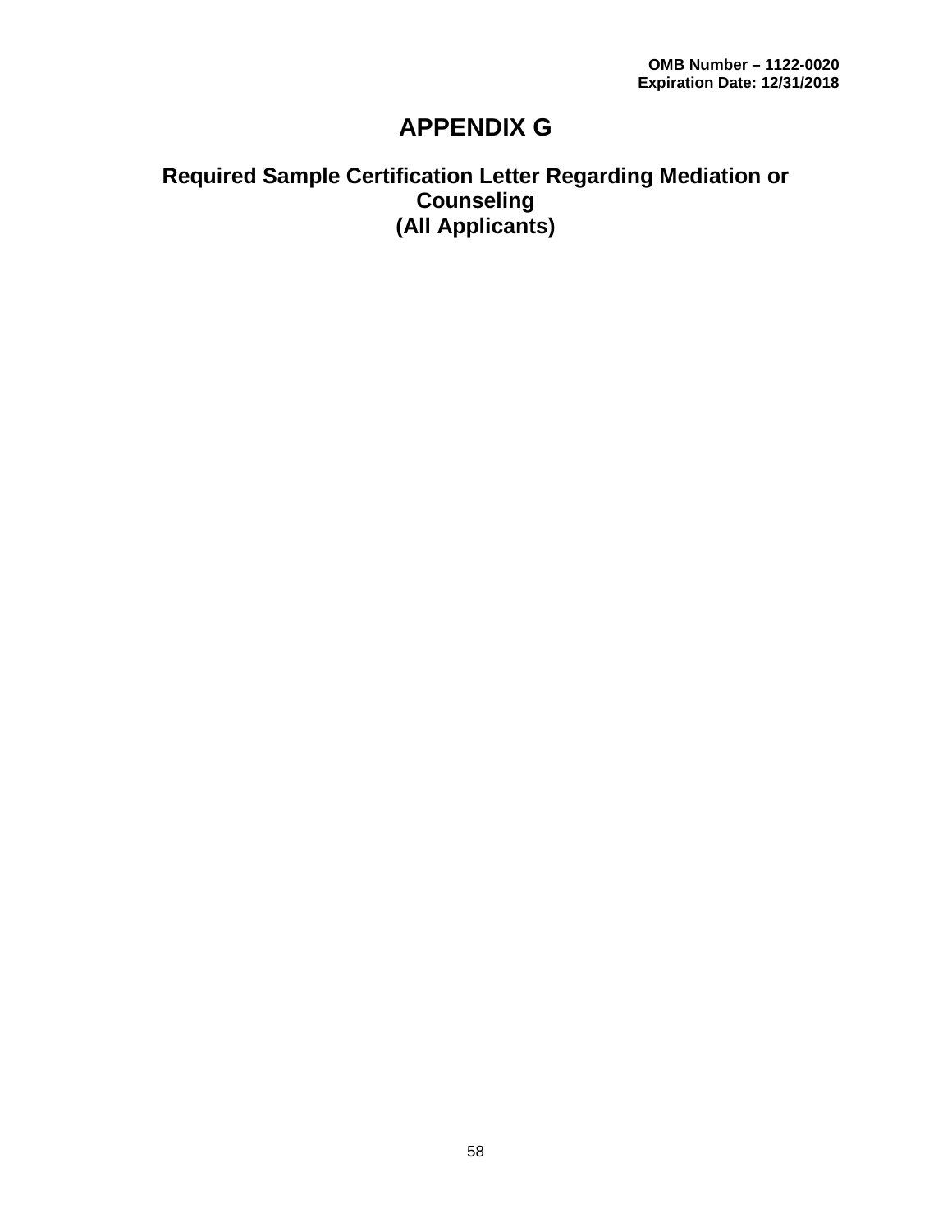OMB Number – 1122-0020
Expiration Date: 12/31/2018

# APPENDIX G

## Required Sample Certification Letter Regarding Mediation or Counseling
## (All Applicants)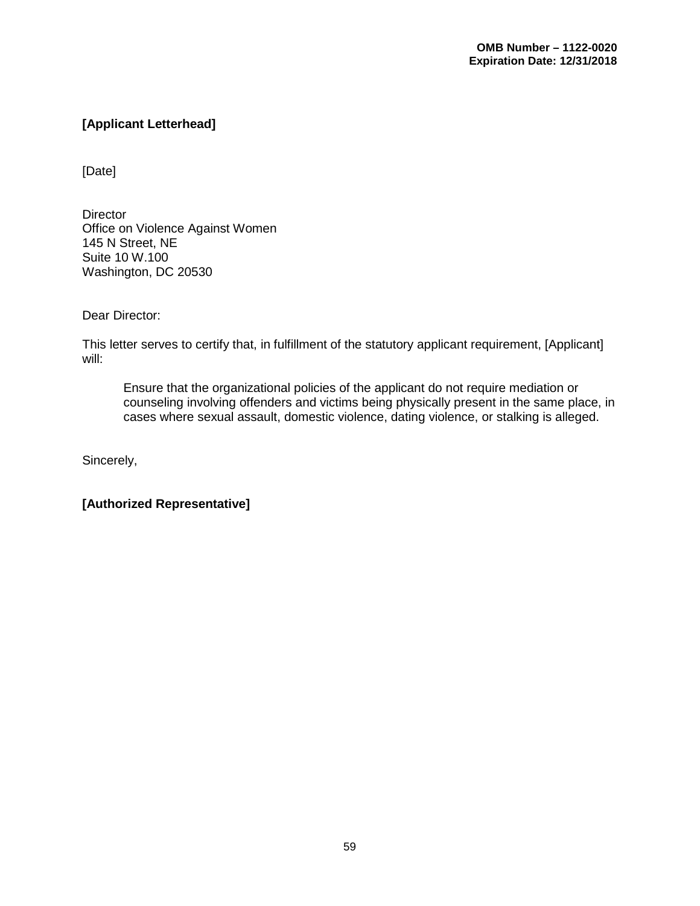**OMB Number – 1122-0020**
**Expiration Date: 12/31/2018**

**[Applicant Letterhead]**

[Date]

Director
Office on Violence Against Women
145 N Street, NE
Suite 10 W.100
Washington, DC 20530

Dear Director:

This letter serves to certify that, in fulfillment of the statutory applicant requirement, [Applicant] will:

> Ensure that the organizational policies of the applicant do not require mediation or counseling involving offenders and victims being physically present in the same place, in cases where sexual assault, domestic violence, dating violence, or stalking is alleged.

Sincerely,

**[Authorized Representative]**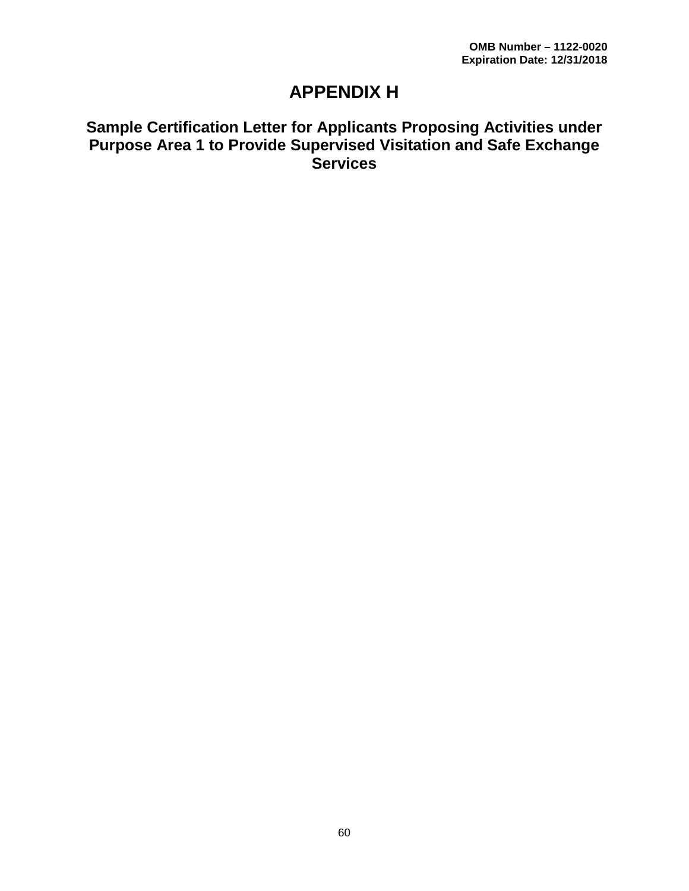OMB Number – 1122-0020
Expiration Date: 12/31/2018

# APPENDIX H

## Sample Certification Letter for Applicants Proposing Activities under Purpose Area 1 to Provide Supervised Visitation and Safe Exchange Services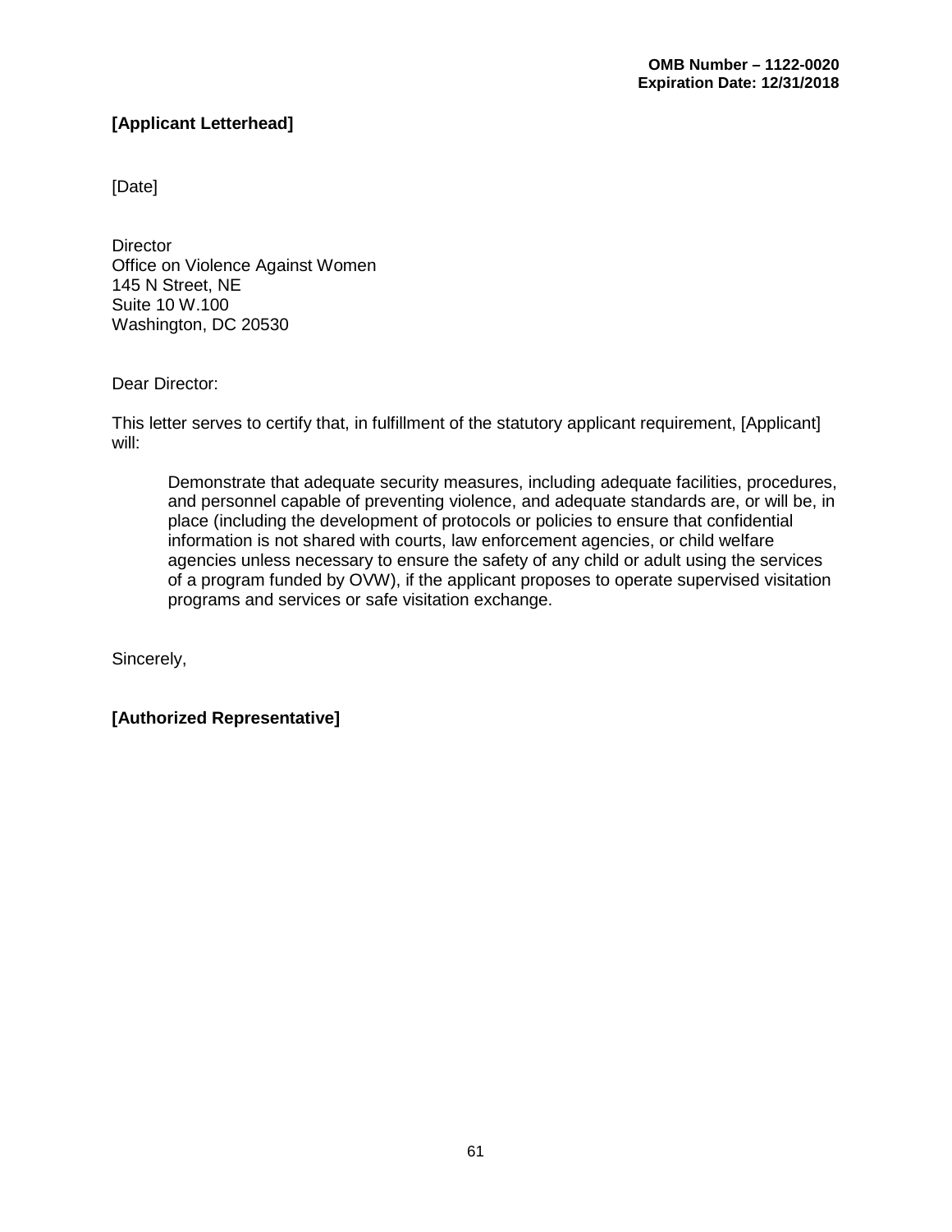**OMB Number – 1122-0020**
**Expiration Date: 12/31/2018**

**[Applicant Letterhead]**

[Date]

Director
Office on Violence Against Women
145 N Street, NE
Suite 10 W.100
Washington, DC 20530

Dear Director:

This letter serves to certify that, in fulfillment of the statutory applicant requirement, [Applicant] will:

> Demonstrate that adequate security measures, including adequate facilities, procedures, and personnel capable of preventing violence, and adequate standards are, or will be, in place (including the development of protocols or policies to ensure that confidential information is not shared with courts, law enforcement agencies, or child welfare agencies unless necessary to ensure the safety of any child or adult using the services of a program funded by OVW), if the applicant proposes to operate supervised visitation programs and services or safe visitation exchange.

Sincerely,

**[Authorized Representative]**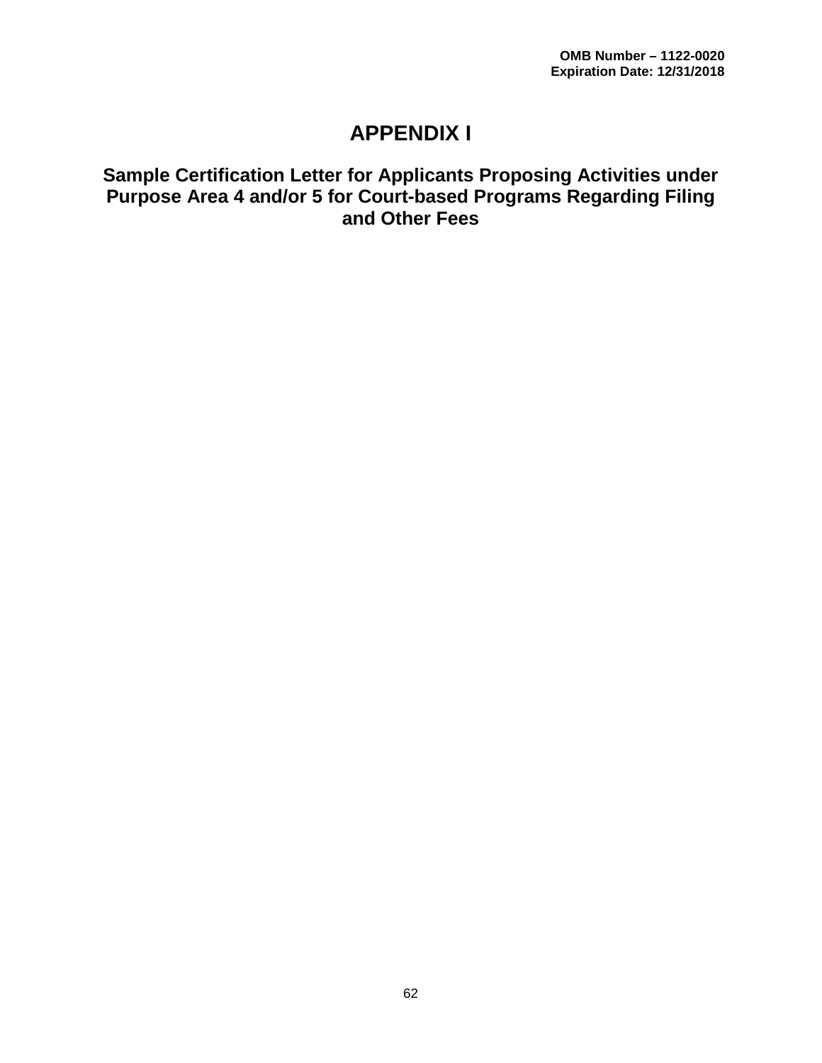OMB Number – 1122-0020
Expiration Date: 12/31/2018

# APPENDIX I

## Sample Certification Letter for Applicants Proposing Activities under Purpose Area 4 and/or 5 for Court-based Programs Regarding Filing and Other Fees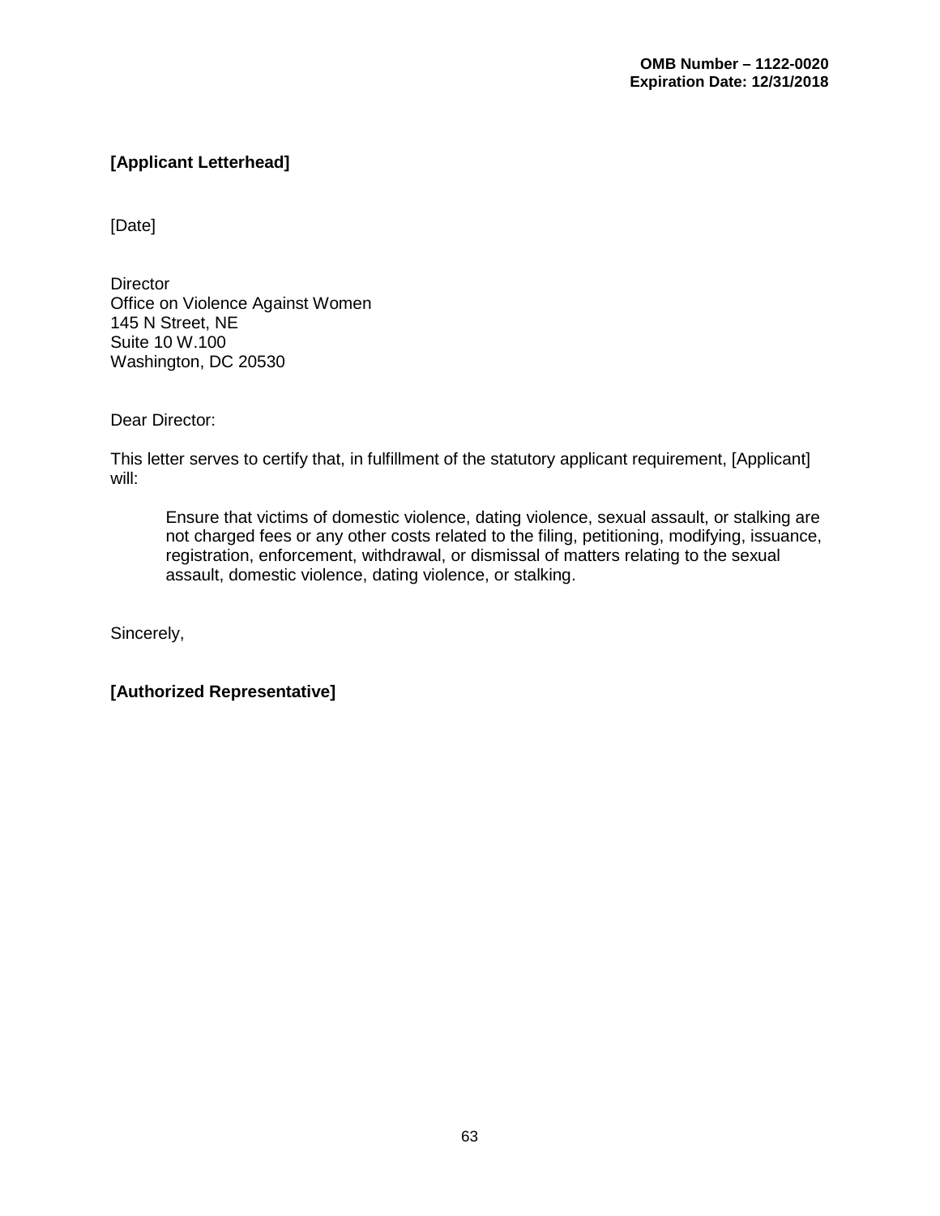**OMB Number – 1122-0020**
**Expiration Date: 12/31/2018**

**[Applicant Letterhead]**

[Date]

Director
Office on Violence Against Women
145 N Street, NE
Suite 10 W.100
Washington, DC 20530

Dear Director:

This letter serves to certify that, in fulfillment of the statutory applicant requirement, [Applicant] will:

> Ensure that victims of domestic violence, dating violence, sexual assault, or stalking are not charged fees or any other costs related to the filing, petitioning, modifying, issuance, registration, enforcement, withdrawal, or dismissal of matters relating to the sexual assault, domestic violence, dating violence, or stalking.

Sincerely,

**[Authorized Representative]**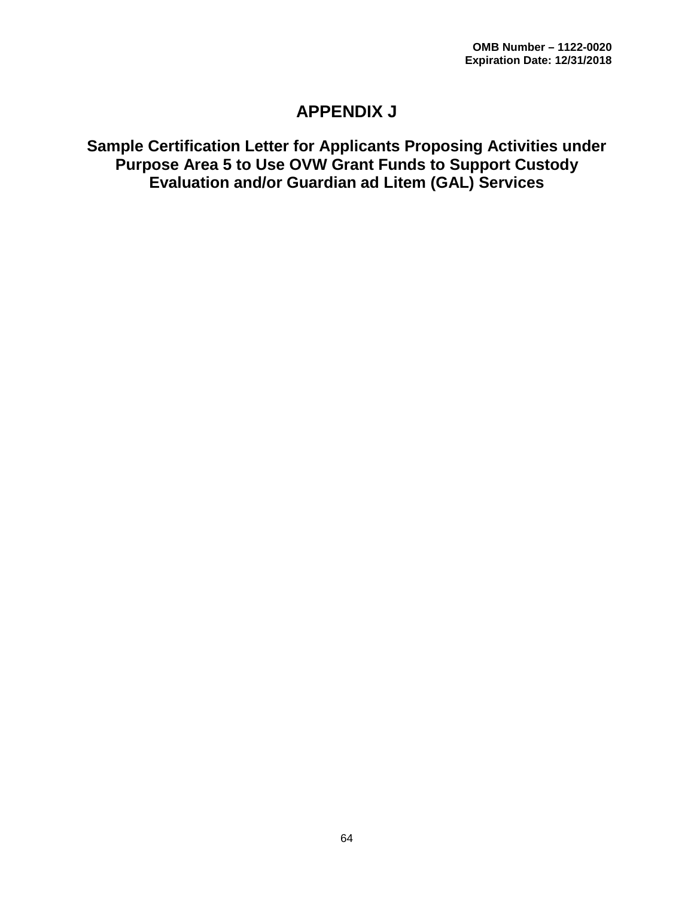OMB Number – 1122-0020
Expiration Date: 12/31/2018

# APPENDIX J

## Sample Certification Letter for Applicants Proposing Activities under Purpose Area 5 to Use OVW Grant Funds to Support Custody Evaluation and/or Guardian ad Litem (GAL) Services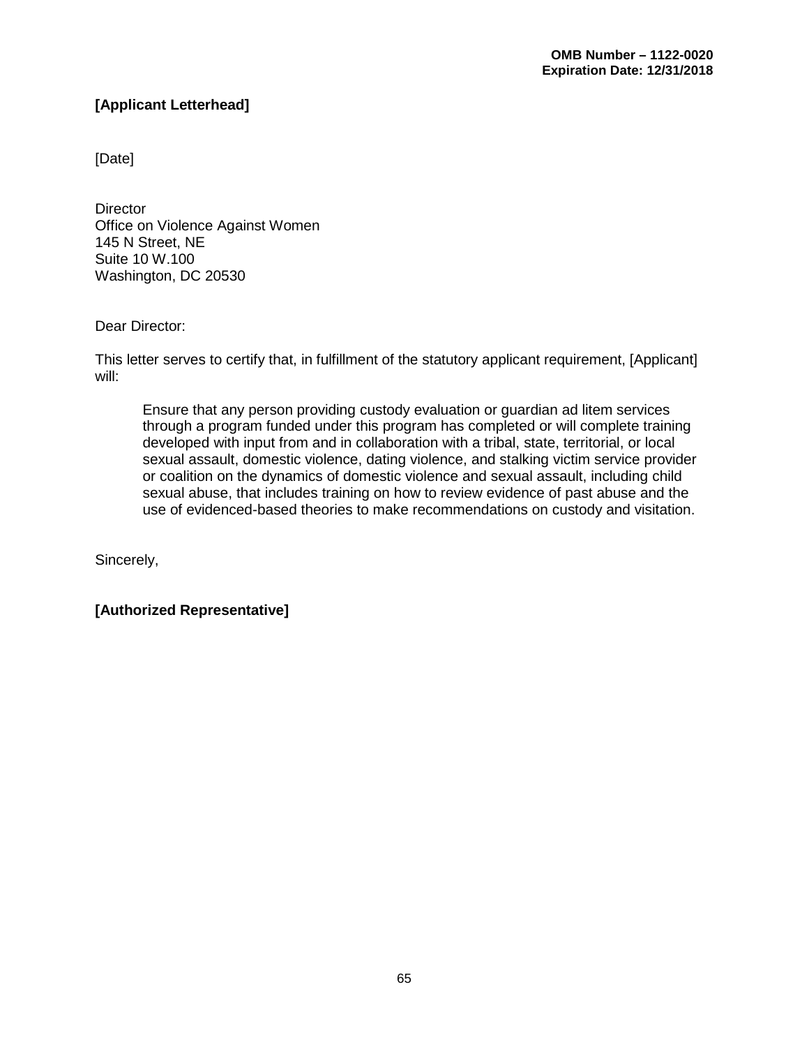**OMB Number – 1122-0020**
**Expiration Date: 12/31/2018**

**[Applicant Letterhead]**

[Date]

Director
Office on Violence Against Women
145 N Street, NE
Suite 10 W.100
Washington, DC 20530

Dear Director:

This letter serves to certify that, in fulfillment of the statutory applicant requirement, [Applicant] will:

> Ensure that any person providing custody evaluation or guardian ad litem services through a program funded under this program has completed or will complete training developed with input from and in collaboration with a tribal, state, territorial, or local sexual assault, domestic violence, dating violence, and stalking victim service provider or coalition on the dynamics of domestic violence and sexual assault, including child sexual abuse, that includes training on how to review evidence of past abuse and the use of evidenced-based theories to make recommendations on custody and visitation.

Sincerely,

**[Authorized Representative]**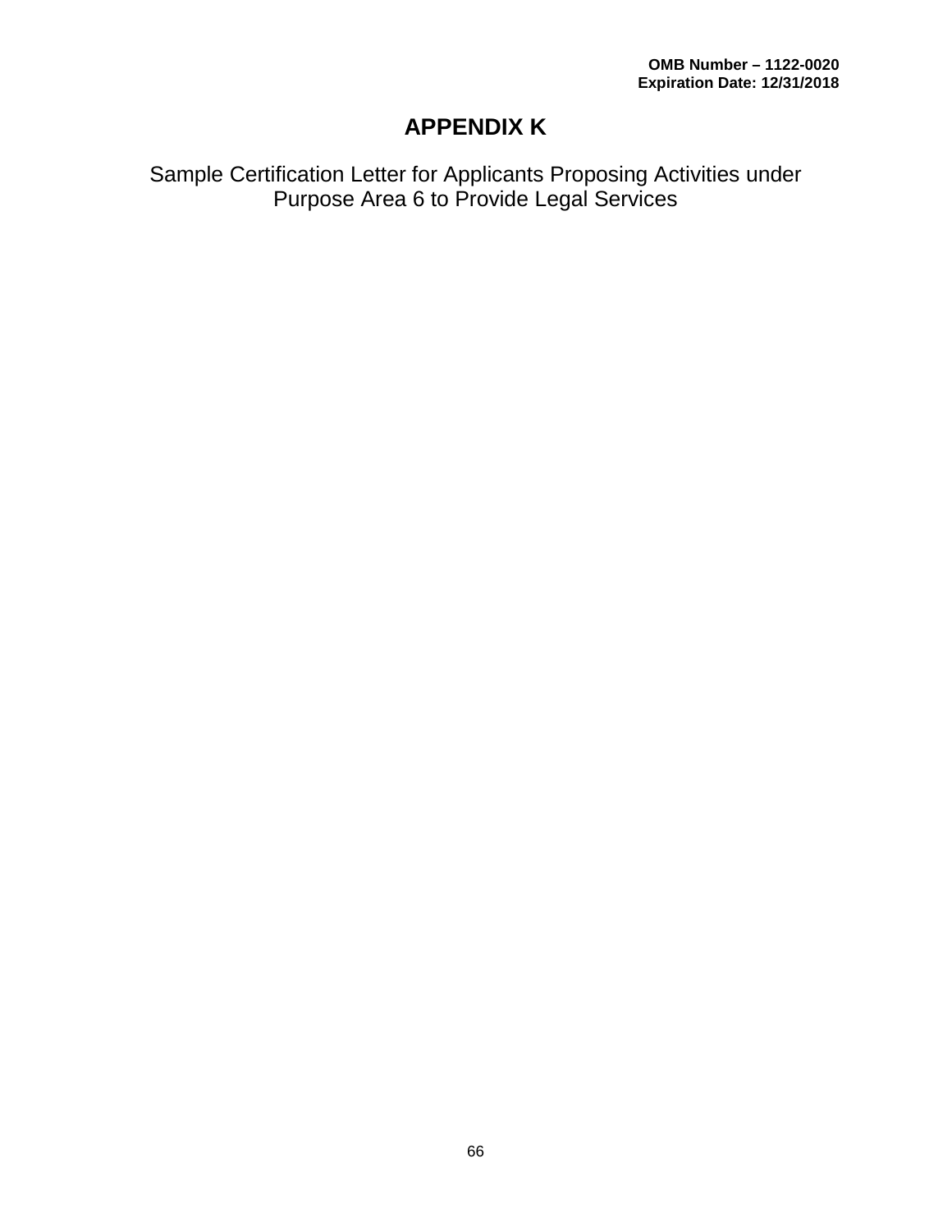**OMB Number – 1122-0020**
**Expiration Date: 12/31/2018**

# APPENDIX K

Sample Certification Letter for Applicants Proposing Activities under Purpose Area 6 to Provide Legal Services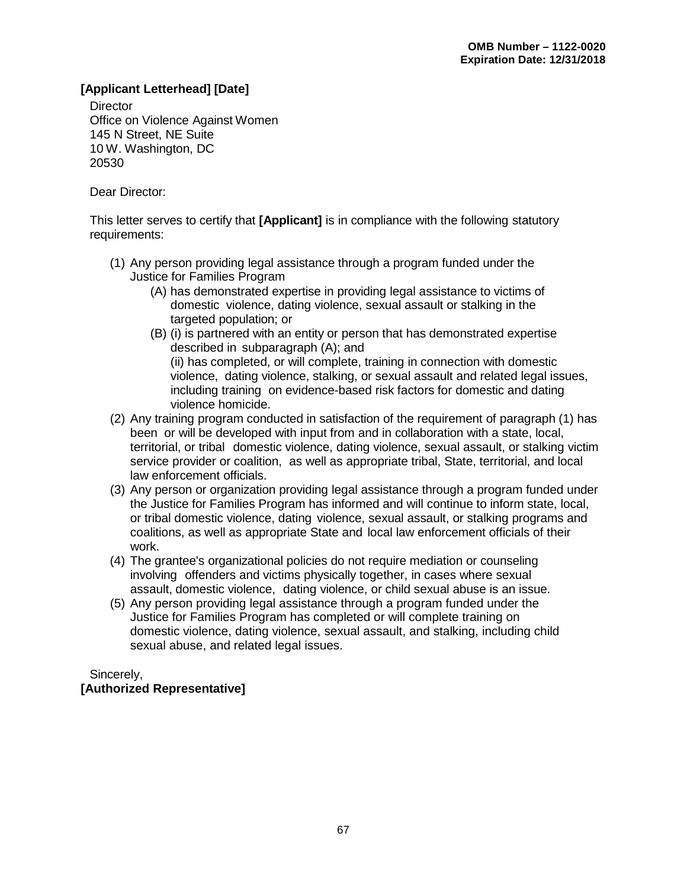**OMB Number – 1122-0020**
**Expiration Date: 12/31/2018**

**[Applicant Letterhead] [Date]**

Director
Office on Violence Against Women
145 N Street, NE Suite
10 W. Washington, DC
20530

Dear Director:

This letter serves to certify that **[Applicant]** is in compliance with the following statutory requirements:

(1) Any person providing legal assistance through a program funded under the Justice for Families Program
   (A) has demonstrated expertise in providing legal assistance to victims of domestic violence, dating violence, sexual assault or stalking in the targeted population; or
   (B) (i) is partnered with an entity or person that has demonstrated expertise described in subparagraph (A); and
   (ii) has completed, or will complete, training in connection with domestic violence, dating violence, stalking, or sexual assault and related legal issues, including training on evidence-based risk factors for domestic and dating violence homicide.

(2) Any training program conducted in satisfaction of the requirement of paragraph (1) has been or will be developed with input from and in collaboration with a state, local, territorial, or tribal domestic violence, dating violence, sexual assault, or stalking victim service provider or coalition, as well as appropriate tribal, State, territorial, and local law enforcement officials.

(3) Any person or organization providing legal assistance through a program funded under the Justice for Families Program has informed and will continue to inform state, local, or tribal domestic violence, dating violence, sexual assault, or stalking programs and coalitions, as well as appropriate State and local law enforcement officials of their work.

(4) The grantee's organizational policies do not require mediation or counseling involving offenders and victims physically together, in cases where sexual assault, domestic violence, dating violence, or child sexual abuse is an issue.

(5) Any person providing legal assistance through a program funded under the Justice for Families Program has completed or will complete training on domestic violence, dating violence, sexual assault, and stalking, including child sexual abuse, and related legal issues.

Sincerely,
**[Authorized Representative]**